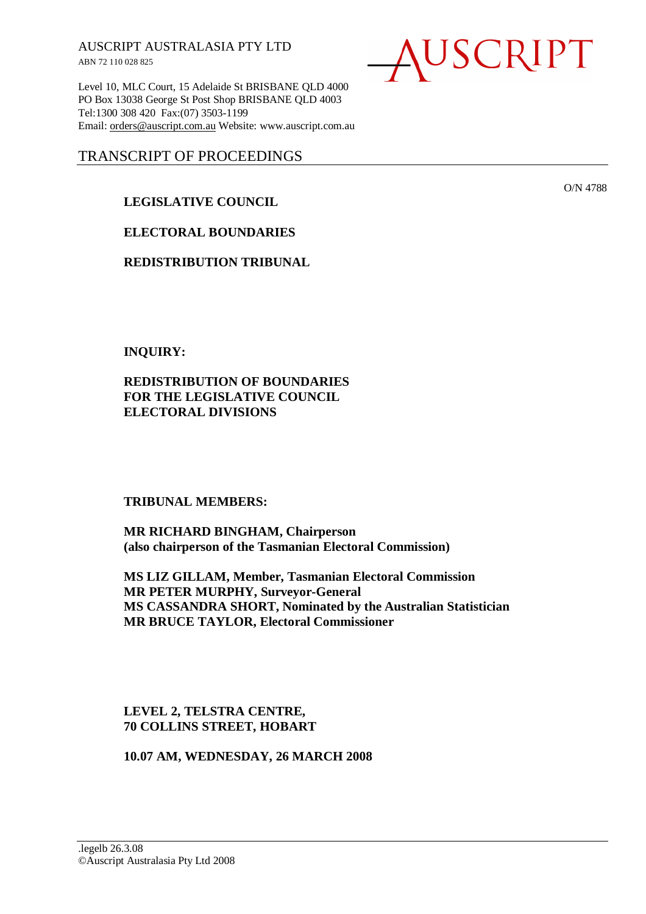AUSCRIPT AUSTRALASIA PTY LTD
ABN 72 110 028 825

AUSCRIPT

Level 10, MLC Court, 15 Adelaide St BRISBANE QLD 4000
PO Box 13038 George St Post Shop BRISBANE QLD 4003
Tel:1300 308 420 Fax:(07) 3503-1199
Email: orders@auscript.com.au Website: www.auscript.com.au

# TRANSCRIPT OF PROCEEDINGS

O/N 4788

**LEGISLATIVE COUNCIL**

**ELECTORAL BOUNDARIES**

**REDISTRIBUTION TRIBUNAL**

**INQUIRY:**

**REDISTRIBUTION OF BOUNDARIES FOR THE LEGISLATIVE COUNCIL ELECTORAL DIVISIONS**

**TRIBUNAL MEMBERS:**

**MR RICHARD BINGHAM, Chairperson**
**(also chairperson of the Tasmanian Electoral Commission)**

**MS LIZ GILLAM, Member, Tasmanian Electoral Commission**
**MR PETER MURPHY, Surveyor-General**
**MS CASSANDRA SHORT, Nominated by the Australian Statistician**
**MR BRUCE TAYLOR, Electoral Commissioner**

**LEVEL 2, TELSTRA CENTRE,**
**70 COLLINS STREET, HOBART**

**10.07 AM, WEDNESDAY, 26 MARCH 2008**

.legelb 26.3.08
©Auscript Australasia Pty Ltd 2008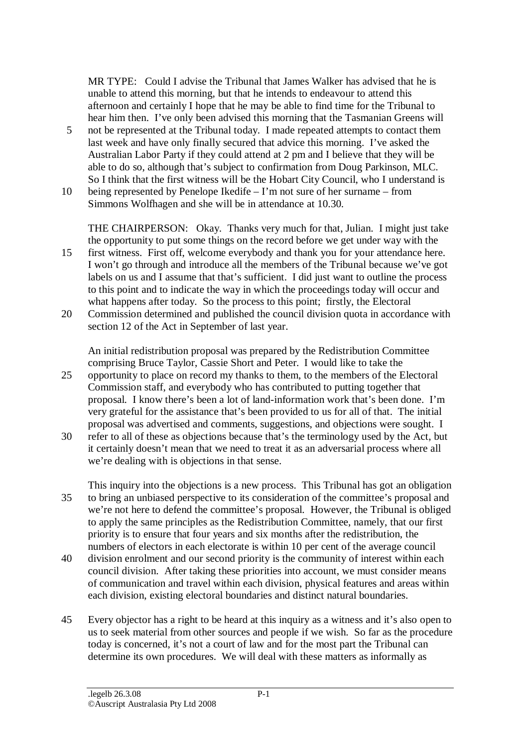MR TYPE: Could I advise the Tribunal that James Walker has advised that he is unable to attend this morning, but that he intends to endeavour to attend this afternoon and certainly I hope that he may be able to find time for the Tribunal to hear him then. I've only been advised this morning that the Tasmanian Greens will not be represented at the Tribunal today. I made repeated attempts to contact them last week and have only finally secured that advice this morning. I've asked the Australian Labor Party if they could attend at 2 pm and I believe that they will be able to do so, although that's subject to confirmation from Doug Parkinson, MLC. So I think that the first witness will be the Hobart City Council, who I understand is being represented by Penelope Ikedife – I'm not sure of her surname – from Simmons Wolfhagen and she will be in attendance at 10.30.

THE CHAIRPERSON: Okay. Thanks very much for that, Julian. I might just take the opportunity to put some things on the record before we get under way with the first witness. First off, welcome everybody and thank you for your attendance here. I won't go through and introduce all the members of the Tribunal because we've got labels on us and I assume that that's sufficient. I did just want to outline the process to this point and to indicate the way in which the proceedings today will occur and what happens after today. So the process to this point; firstly, the Electoral Commission determined and published the council division quota in accordance with section 12 of the Act in September of last year.

An initial redistribution proposal was prepared by the Redistribution Committee comprising Bruce Taylor, Cassie Short and Peter. I would like to take the opportunity to place on record my thanks to them, to the members of the Electoral Commission staff, and everybody who has contributed to putting together that proposal. I know there's been a lot of land-information work that's been done. I'm very grateful for the assistance that's been provided to us for all of that. The initial proposal was advertised and comments, suggestions, and objections were sought. I refer to all of these as objections because that's the terminology used by the Act, but it certainly doesn't mean that we need to treat it as an adversarial process where all we're dealing with is objections in that sense.

This inquiry into the objections is a new process. This Tribunal has got an obligation to bring an unbiased perspective to its consideration of the committee's proposal and we're not here to defend the committee's proposal. However, the Tribunal is obliged to apply the same principles as the Redistribution Committee, namely, that our first priority is to ensure that four years and six months after the redistribution, the numbers of electors in each electorate is within 10 per cent of the average council division enrolment and our second priority is the community of interest within each council division. After taking these priorities into account, we must consider means of communication and travel within each division, physical features and areas within each division, existing electoral boundaries and distinct natural boundaries.

Every objector has a right to be heard at this inquiry as a witness and it's also open to us to seek material from other sources and people if we wish. So far as the procedure today is concerned, it's not a court of law and for the most part the Tribunal can determine its own procedures. We will deal with these matters as informally as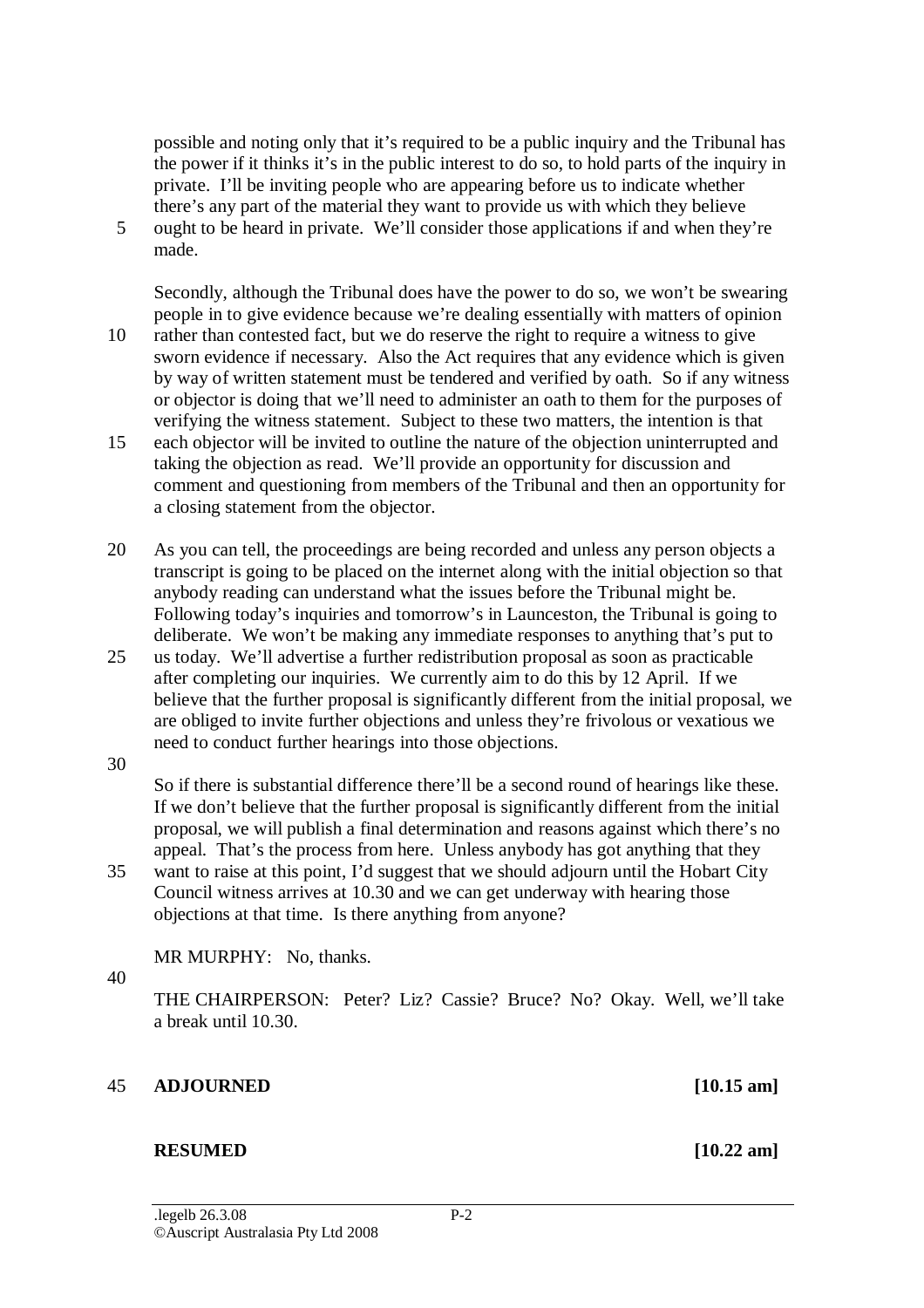possible and noting only that it's required to be a public inquiry and the Tribunal has the power if it thinks it's in the public interest to do so, to hold parts of the inquiry in private. I'll be inviting people who are appearing before us to indicate whether there's any part of the material they want to provide us with which they believe ought to be heard in private. We'll consider those applications if and when they're made.

Secondly, although the Tribunal does have the power to do so, we won't be swearing people in to give evidence because we're dealing essentially with matters of opinion rather than contested fact, but we do reserve the right to require a witness to give sworn evidence if necessary. Also the Act requires that any evidence which is given by way of written statement must be tendered and verified by oath. So if any witness or objector is doing that we'll need to administer an oath to them for the purposes of verifying the witness statement. Subject to these two matters, the intention is that each objector will be invited to outline the nature of the objection uninterrupted and taking the objection as read. We'll provide an opportunity for discussion and comment and questioning from members of the Tribunal and then an opportunity for a closing statement from the objector.

As you can tell, the proceedings are being recorded and unless any person objects a transcript is going to be placed on the internet along with the initial objection so that anybody reading can understand what the issues before the Tribunal might be. Following today's inquiries and tomorrow's in Launceston, the Tribunal is going to deliberate. We won't be making any immediate responses to anything that's put to us today. We'll advertise a further redistribution proposal as soon as practicable after completing our inquiries. We currently aim to do this by 12 April. If we believe that the further proposal is significantly different from the initial proposal, we are obliged to invite further objections and unless they're frivolous or vexatious we need to conduct further hearings into those objections.

So if there is substantial difference there'll be a second round of hearings like these. If we don't believe that the further proposal is significantly different from the initial proposal, we will publish a final determination and reasons against which there's no appeal. That's the process from here. Unless anybody has got anything that they want to raise at this point, I'd suggest that we should adjourn until the Hobart City Council witness arrives at 10.30 and we can get underway with hearing those objections at that time. Is there anything from anyone?

MR MURPHY: No, thanks.

THE CHAIRPERSON: Peter? Liz? Cassie? Bruce? No? Okay. Well, we'll take a break until 10.30.

**ADJOURNED** **[10.15 am]**

**RESUMED** **[10.22 am]**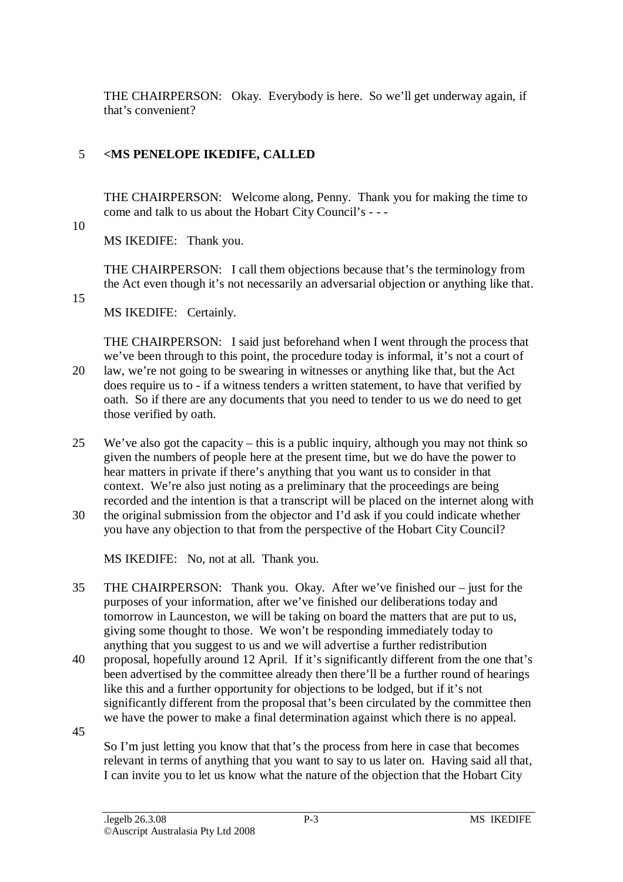THE CHAIRPERSON: Okay. Everybody is here. So we'll get underway again, if that's convenient?

**<MS PENELOPE IKEDIFE, CALLED**

THE CHAIRPERSON: Welcome along, Penny. Thank you for making the time to come and talk to us about the Hobart City Council's - - -

MS IKEDIFE: Thank you.

THE CHAIRPERSON: I call them objections because that's the terminology from the Act even though it's not necessarily an adversarial objection or anything like that.

MS IKEDIFE: Certainly.

THE CHAIRPERSON: I said just beforehand when I went through the process that we've been through to this point, the procedure today is informal, it's not a court of law, we're not going to be swearing in witnesses or anything like that, but the Act does require us to - if a witness tenders a written statement, to have that verified by oath. So if there are any documents that you need to tender to us we do need to get those verified by oath.

We've also got the capacity – this is a public inquiry, although you may not think so given the numbers of people here at the present time, but we do have the power to hear matters in private if there's anything that you want us to consider in that context. We're also just noting as a preliminary that the proceedings are being recorded and the intention is that a transcript will be placed on the internet along with the original submission from the objector and I'd ask if you could indicate whether you have any objection to that from the perspective of the Hobart City Council?

MS IKEDIFE: No, not at all. Thank you.

THE CHAIRPERSON: Thank you. Okay. After we've finished our – just for the purposes of your information, after we've finished our deliberations today and tomorrow in Launceston, we will be taking on board the matters that are put to us, giving some thought to those. We won't be responding immediately today to anything that you suggest to us and we will advertise a further redistribution proposal, hopefully around 12 April. If it's significantly different from the one that's been advertised by the committee already then there'll be a further round of hearings like this and a further opportunity for objections to be lodged, but if it's not significantly different from the proposal that's been circulated by the committee then we have the power to make a final determination against which there is no appeal.

So I'm just letting you know that that's the process from here in case that becomes relevant in terms of anything that you want to say to us later on. Having said all that, I can invite you to let us know what the nature of the objection that the Hobart City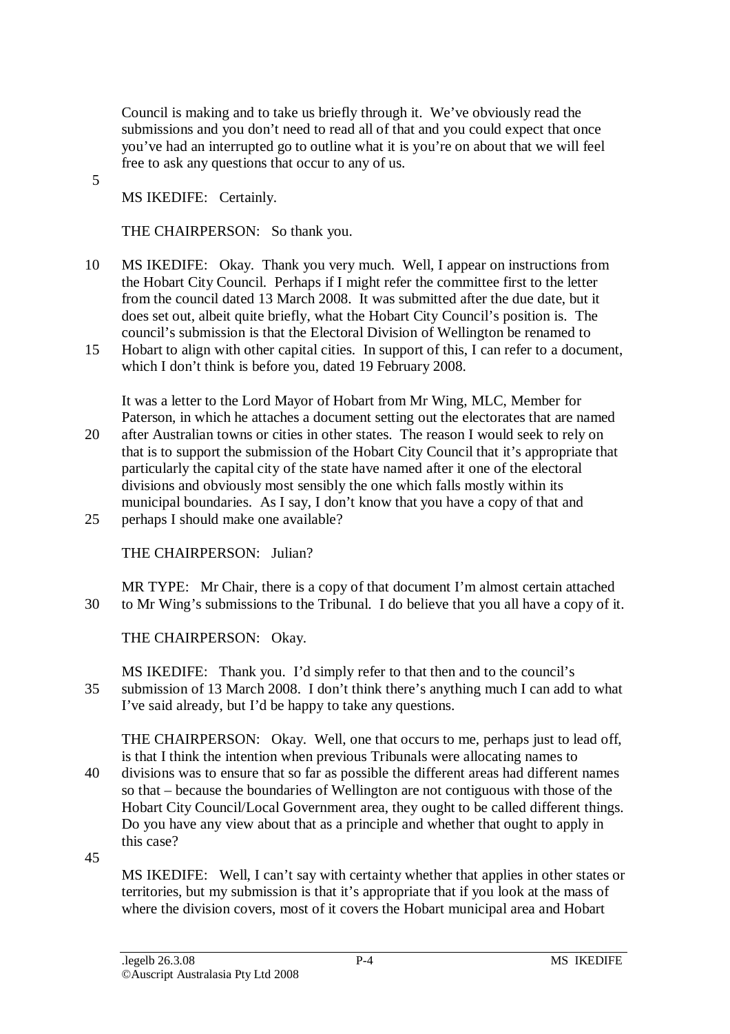Council is making and to take us briefly through it. We've obviously read the submissions and you don't need to read all of that and you could expect that once you've had an interrupted go to outline what it is you're on about that we will feel free to ask any questions that occur to any of us.

MS IKEDIFE: Certainly.

THE CHAIRPERSON: So thank you.

MS IKEDIFE: Okay. Thank you very much. Well, I appear on instructions from the Hobart City Council. Perhaps if I might refer the committee first to the letter from the council dated 13 March 2008. It was submitted after the due date, but it does set out, albeit quite briefly, what the Hobart City Council's position is. The council's submission is that the Electoral Division of Wellington be renamed to Hobart to align with other capital cities. In support of this, I can refer to a document, which I don't think is before you, dated 19 February 2008.

It was a letter to the Lord Mayor of Hobart from Mr Wing, MLC, Member for Paterson, in which he attaches a document setting out the electorates that are named after Australian towns or cities in other states. The reason I would seek to rely on that is to support the submission of the Hobart City Council that it's appropriate that particularly the capital city of the state have named after it one of the electoral divisions and obviously most sensibly the one which falls mostly within its municipal boundaries. As I say, I don't know that you have a copy of that and perhaps I should make one available?

THE CHAIRPERSON: Julian?

MR TYPE: Mr Chair, there is a copy of that document I'm almost certain attached to Mr Wing's submissions to the Tribunal. I do believe that you all have a copy of it.

THE CHAIRPERSON: Okay.

MS IKEDIFE: Thank you. I'd simply refer to that then and to the council's submission of 13 March 2008. I don't think there's anything much I can add to what I've said already, but I'd be happy to take any questions.

THE CHAIRPERSON: Okay. Well, one that occurs to me, perhaps just to lead off, is that I think the intention when previous Tribunals were allocating names to divisions was to ensure that so far as possible the different areas had different names so that – because the boundaries of Wellington are not contiguous with those of the Hobart City Council/Local Government area, they ought to be called different things. Do you have any view about that as a principle and whether that ought to apply in this case?

MS IKEDIFE: Well, I can't say with certainty whether that applies in other states or territories, but my submission is that it's appropriate that if you look at the mass of where the division covers, most of it covers the Hobart municipal area and Hobart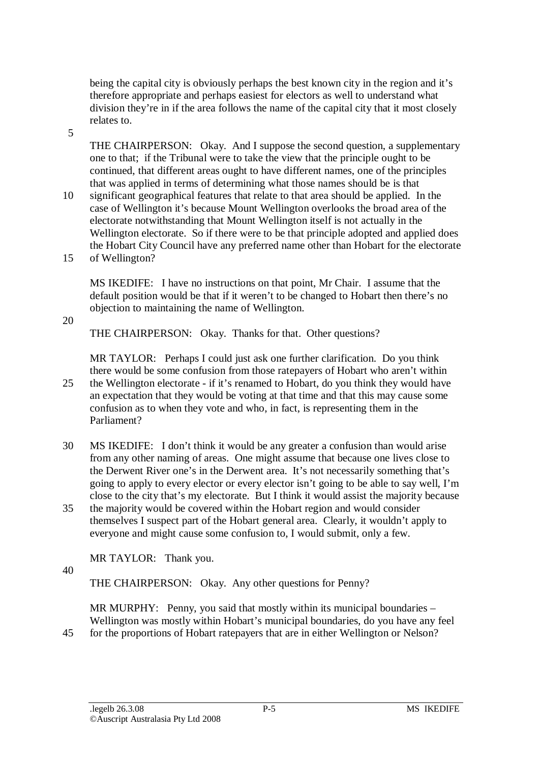being the capital city is obviously perhaps the best known city in the region and it's therefore appropriate and perhaps easiest for electors as well to understand what division they're in if the area follows the name of the capital city that it most closely relates to.

THE CHAIRPERSON: Okay. And I suppose the second question, a supplementary one to that; if the Tribunal were to take the view that the principle ought to be continued, that different areas ought to have different names, one of the principles that was applied in terms of determining what those names should be is that significant geographical features that relate to that area should be applied. In the case of Wellington it's because Mount Wellington overlooks the broad area of the electorate notwithstanding that Mount Wellington itself is not actually in the Wellington electorate. So if there were to be that principle adopted and applied does the Hobart City Council have any preferred name other than Hobart for the electorate of Wellington?

MS IKEDIFE: I have no instructions on that point, Mr Chair. I assume that the default position would be that if it weren't to be changed to Hobart then there's no objection to maintaining the name of Wellington.

THE CHAIRPERSON: Okay. Thanks for that. Other questions?

MR TAYLOR: Perhaps I could just ask one further clarification. Do you think there would be some confusion from those ratepayers of Hobart who aren't within the Wellington electorate - if it's renamed to Hobart, do you think they would have an expectation that they would be voting at that time and that this may cause some confusion as to when they vote and who, in fact, is representing them in the Parliament?

MS IKEDIFE: I don't think it would be any greater a confusion than would arise from any other naming of areas. One might assume that because one lives close to the Derwent River one's in the Derwent area. It's not necessarily something that's going to apply to every elector or every elector isn't going to be able to say well, I'm close to the city that's my electorate. But I think it would assist the majority because the majority would be covered within the Hobart region and would consider themselves I suspect part of the Hobart general area. Clearly, it wouldn't apply to everyone and might cause some confusion to, I would submit, only a few.

MR TAYLOR: Thank you.

THE CHAIRPERSON: Okay. Any other questions for Penny?

MR MURPHY: Penny, you said that mostly within its municipal boundaries – Wellington was mostly within Hobart's municipal boundaries, do you have any feel for the proportions of Hobart ratepayers that are in either Wellington or Nelson?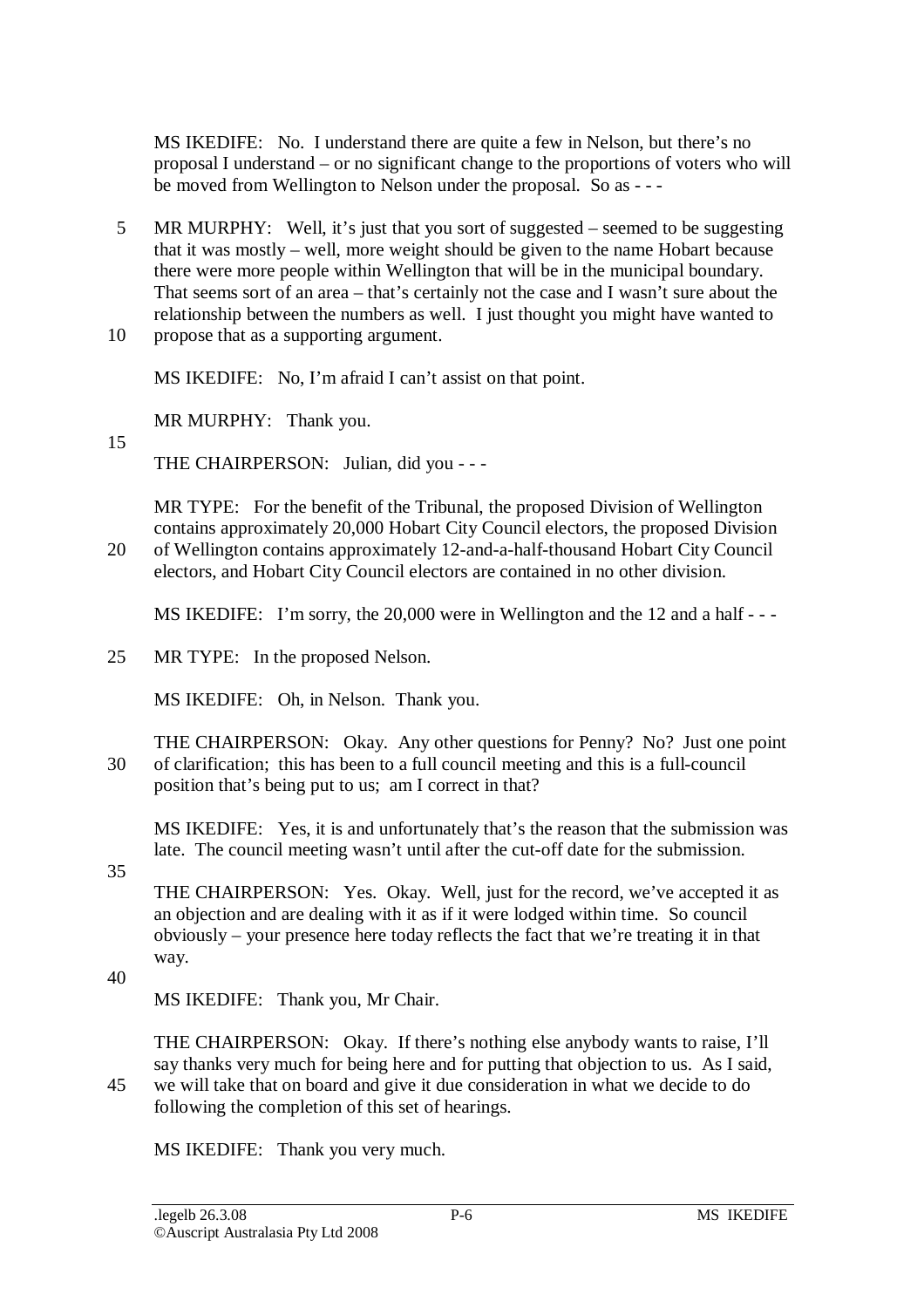MS IKEDIFE: No. I understand there are quite a few in Nelson, but there's no proposal I understand – or no significant change to the proportions of voters who will be moved from Wellington to Nelson under the proposal. So as - - -

MR MURPHY: Well, it's just that you sort of suggested – seemed to be suggesting that it was mostly – well, more weight should be given to the name Hobart because there were more people within Wellington that will be in the municipal boundary. That seems sort of an area – that's certainly not the case and I wasn't sure about the relationship between the numbers as well. I just thought you might have wanted to propose that as a supporting argument.

MS IKEDIFE: No, I'm afraid I can't assist on that point.

MR MURPHY: Thank you.

THE CHAIRPERSON: Julian, did you - - -

MR TYPE: For the benefit of the Tribunal, the proposed Division of Wellington contains approximately 20,000 Hobart City Council electors, the proposed Division of Wellington contains approximately 12-and-a-half-thousand Hobart City Council electors, and Hobart City Council electors are contained in no other division.

MS IKEDIFE: I'm sorry, the 20,000 were in Wellington and the 12 and a half - - -

MR TYPE: In the proposed Nelson.

MS IKEDIFE: Oh, in Nelson. Thank you.

THE CHAIRPERSON: Okay. Any other questions for Penny? No? Just one point of clarification; this has been to a full council meeting and this is a full-council position that's being put to us; am I correct in that?

MS IKEDIFE: Yes, it is and unfortunately that's the reason that the submission was late. The council meeting wasn't until after the cut-off date for the submission.

THE CHAIRPERSON: Yes. Okay. Well, just for the record, we've accepted it as an objection and are dealing with it as if it were lodged within time. So council obviously – your presence here today reflects the fact that we're treating it in that way.

MS IKEDIFE: Thank you, Mr Chair.

THE CHAIRPERSON: Okay. If there's nothing else anybody wants to raise, I'll say thanks very much for being here and for putting that objection to us. As I said, we will take that on board and give it due consideration in what we decide to do following the completion of this set of hearings.

MS IKEDIFE: Thank you very much.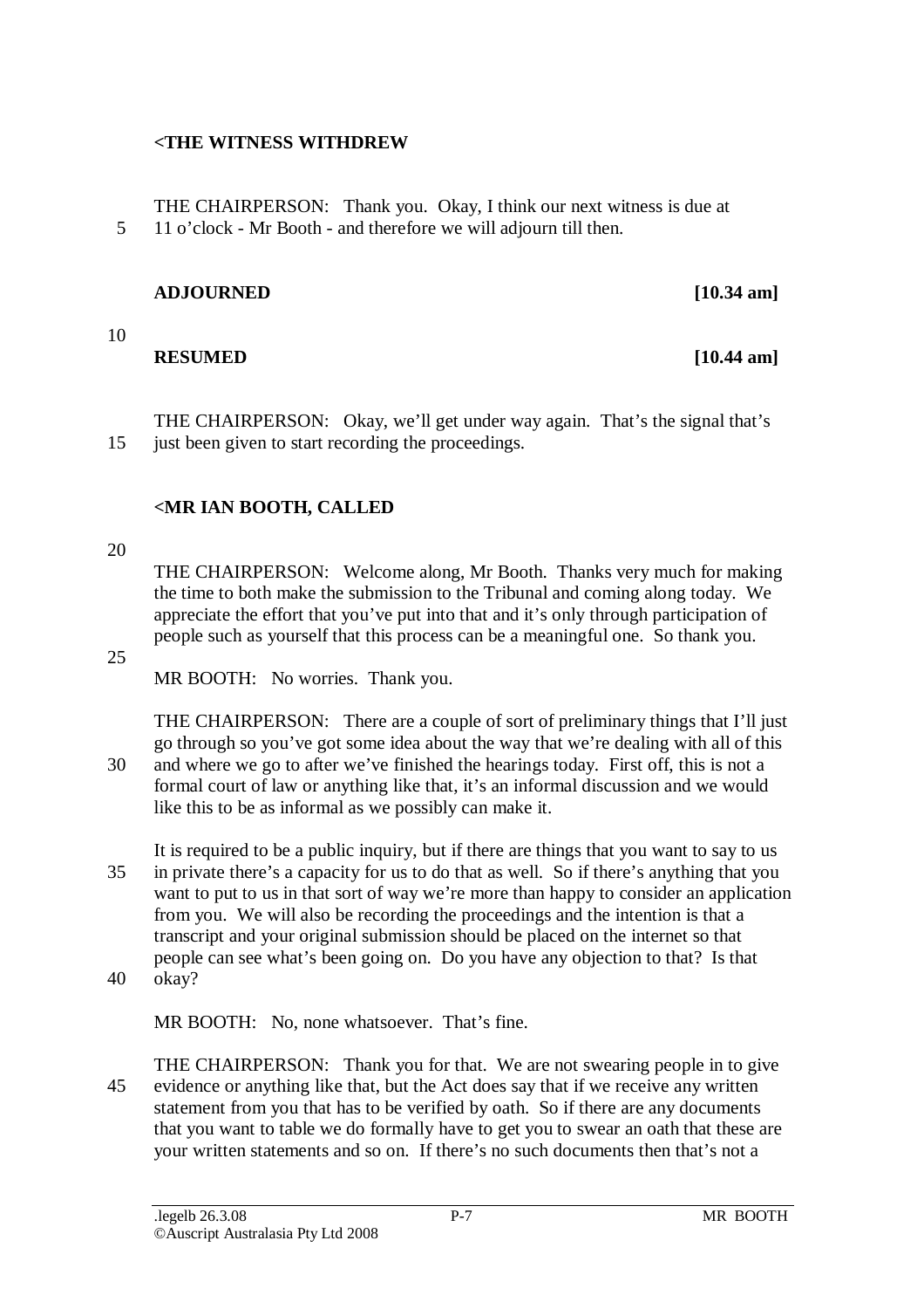**<THE WITNESS WITHDREW**

THE CHAIRPERSON: Thank you. Okay, I think our next witness is due at 11 o'clock - Mr Booth - and therefore we will adjourn till then.

**ADJOURNED [10.34 am]**

**RESUMED [10.44 am]**

THE CHAIRPERSON: Okay, we'll get under way again. That's the signal that's just been given to start recording the proceedings.

**<MR IAN BOOTH, CALLED**

THE CHAIRPERSON: Welcome along, Mr Booth. Thanks very much for making the time to both make the submission to the Tribunal and coming along today. We appreciate the effort that you've put into that and it's only through participation of people such as yourself that this process can be a meaningful one. So thank you.

MR BOOTH: No worries. Thank you.

THE CHAIRPERSON: There are a couple of sort of preliminary things that I'll just go through so you've got some idea about the way that we're dealing with all of this and where we go to after we've finished the hearings today. First off, this is not a formal court of law or anything like that, it's an informal discussion and we would like this to be as informal as we possibly can make it.

It is required to be a public inquiry, but if there are things that you want to say to us in private there's a capacity for us to do that as well. So if there's anything that you want to put to us in that sort of way we're more than happy to consider an application from you. We will also be recording the proceedings and the intention is that a transcript and your original submission should be placed on the internet so that people can see what's been going on. Do you have any objection to that? Is that okay?

MR BOOTH: No, none whatsoever. That's fine.

THE CHAIRPERSON: Thank you for that. We are not swearing people in to give evidence or anything like that, but the Act does say that if we receive any written statement from you that has to be verified by oath. So if there are any documents that you want to table we do formally have to get you to swear an oath that these are your written statements and so on. If there's no such documents then that's not a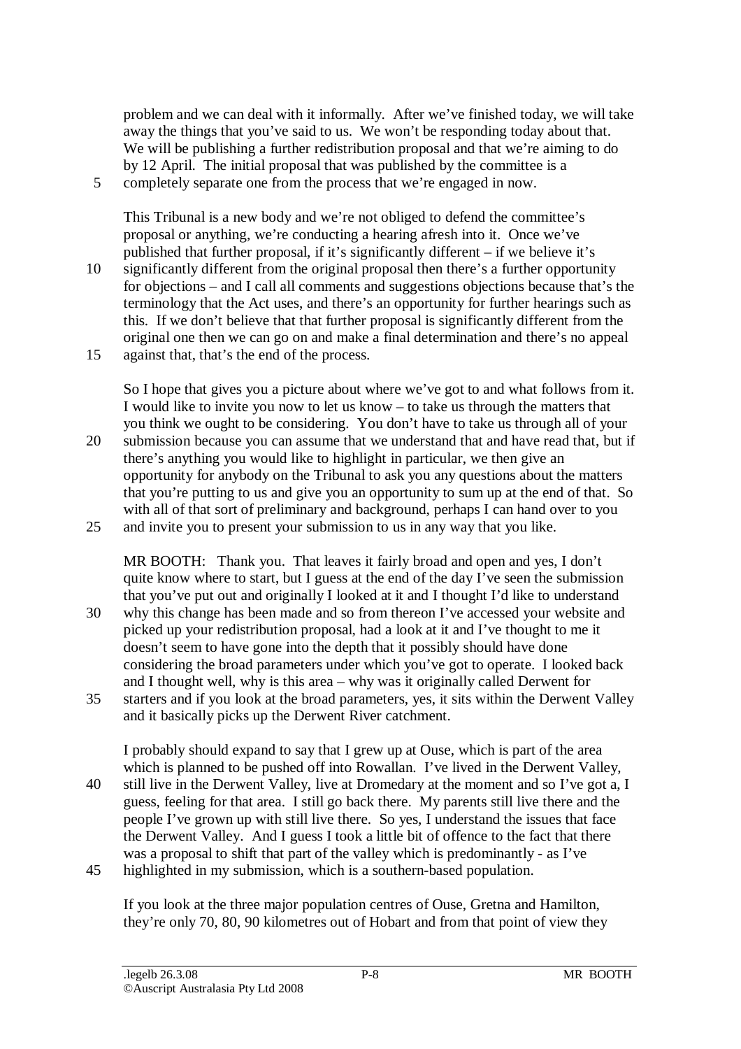problem and we can deal with it informally. After we've finished today, we will take away the things that you've said to us. We won't be responding today about that. We will be publishing a further redistribution proposal and that we're aiming to do by 12 April. The initial proposal that was published by the committee is a completely separate one from the process that we're engaged in now.

This Tribunal is a new body and we're not obliged to defend the committee's proposal or anything, we're conducting a hearing afresh into it. Once we've published that further proposal, if it's significantly different – if we believe it's significantly different from the original proposal then there's a further opportunity for objections – and I call all comments and suggestions objections because that's the terminology that the Act uses, and there's an opportunity for further hearings such as this. If we don't believe that that further proposal is significantly different from the original one then we can go on and make a final determination and there's no appeal against that, that's the end of the process.

So I hope that gives you a picture about where we've got to and what follows from it. I would like to invite you now to let us know – to take us through the matters that you think we ought to be considering. You don't have to take us through all of your submission because you can assume that we understand that and have read that, but if there's anything you would like to highlight in particular, we then give an opportunity for anybody on the Tribunal to ask you any questions about the matters that you're putting to us and give you an opportunity to sum up at the end of that. So with all of that sort of preliminary and background, perhaps I can hand over to you and invite you to present your submission to us in any way that you like.

MR BOOTH: Thank you. That leaves it fairly broad and open and yes, I don't quite know where to start, but I guess at the end of the day I've seen the submission that you've put out and originally I looked at it and I thought I'd like to understand why this change has been made and so from thereon I've accessed your website and picked up your redistribution proposal, had a look at it and I've thought to me it doesn't seem to have gone into the depth that it possibly should have done considering the broad parameters under which you've got to operate. I looked back and I thought well, why is this area – why was it originally called Derwent for starters and if you look at the broad parameters, yes, it sits within the Derwent Valley and it basically picks up the Derwent River catchment.

I probably should expand to say that I grew up at Ouse, which is part of the area which is planned to be pushed off into Rowallan. I've lived in the Derwent Valley, still live in the Derwent Valley, live at Dromedary at the moment and so I've got a, I guess, feeling for that area. I still go back there. My parents still live there and the people I've grown up with still live there. So yes, I understand the issues that face the Derwent Valley. And I guess I took a little bit of offence to the fact that there was a proposal to shift that part of the valley which is predominantly - as I've highlighted in my submission, which is a southern-based population.

If you look at the three major population centres of Ouse, Gretna and Hamilton, they're only 70, 80, 90 kilometres out of Hobart and from that point of view they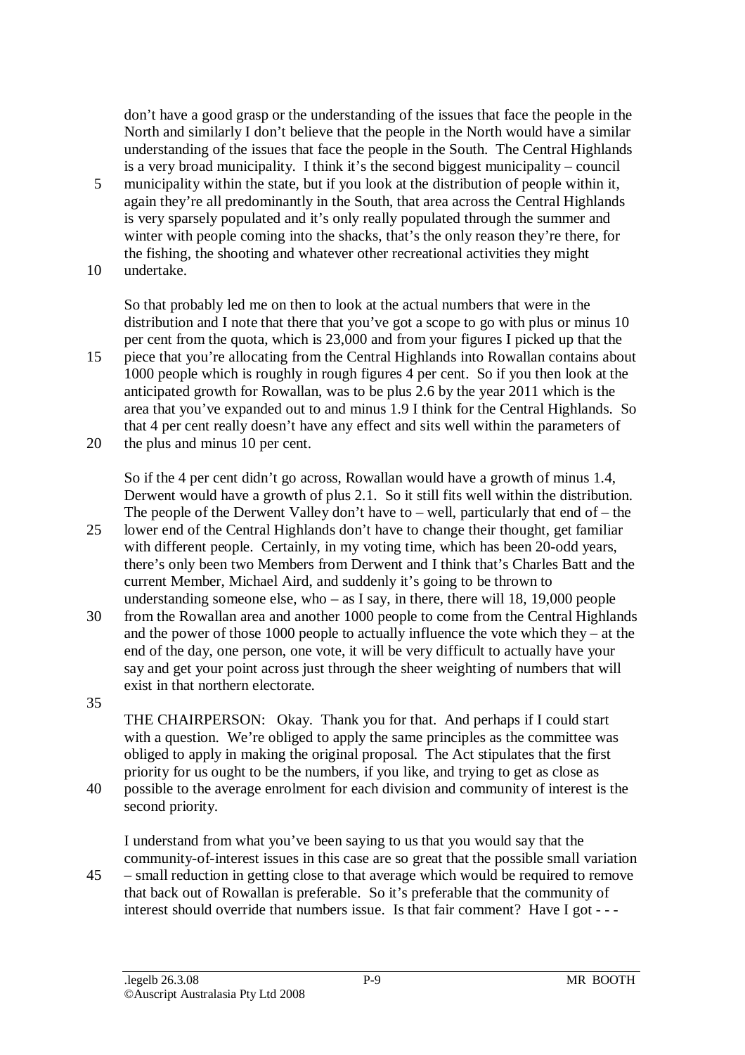don't have a good grasp or the understanding of the issues that face the people in the North and similarly I don't believe that the people in the North would have a similar understanding of the issues that face the people in the South. The Central Highlands is a very broad municipality. I think it's the second biggest municipality – council municipality within the state, but if you look at the distribution of people within it, again they're all predominantly in the South, that area across the Central Highlands is very sparsely populated and it's only really populated through the summer and winter with people coming into the shacks, that's the only reason they're there, for the fishing, the shooting and whatever other recreational activities they might undertake.

So that probably led me on then to look at the actual numbers that were in the distribution and I note that there that you've got a scope to go with plus or minus 10 per cent from the quota, which is 23,000 and from your figures I picked up that the piece that you're allocating from the Central Highlands into Rowallan contains about 1000 people which is roughly in rough figures 4 per cent. So if you then look at the anticipated growth for Rowallan, was to be plus 2.6 by the year 2011 which is the area that you've expanded out to and minus 1.9 I think for the Central Highlands. So that 4 per cent really doesn't have any effect and sits well within the parameters of the plus and minus 10 per cent.

So if the 4 per cent didn't go across, Rowallan would have a growth of minus 1.4, Derwent would have a growth of plus 2.1. So it still fits well within the distribution. The people of the Derwent Valley don't have to – well, particularly that end of – the lower end of the Central Highlands don't have to change their thought, get familiar with different people. Certainly, in my voting time, which has been 20-odd years, there's only been two Members from Derwent and I think that's Charles Batt and the current Member, Michael Aird, and suddenly it's going to be thrown to understanding someone else, who – as I say, in there, there will 18, 19,000 people from the Rowallan area and another 1000 people to come from the Central Highlands and the power of those 1000 people to actually influence the vote which they – at the end of the day, one person, one vote, it will be very difficult to actually have your say and get your point across just through the sheer weighting of numbers that will exist in that northern electorate.

THE CHAIRPERSON: Okay. Thank you for that. And perhaps if I could start with a question. We're obliged to apply the same principles as the committee was obliged to apply in making the original proposal. The Act stipulates that the first priority for us ought to be the numbers, if you like, and trying to get as close as possible to the average enrolment for each division and community of interest is the second priority.

I understand from what you've been saying to us that you would say that the community-of-interest issues in this case are so great that the possible small variation – small reduction in getting close to that average which would be required to remove that back out of Rowallan is preferable. So it's preferable that the community of interest should override that numbers issue. Is that fair comment? Have I got - - -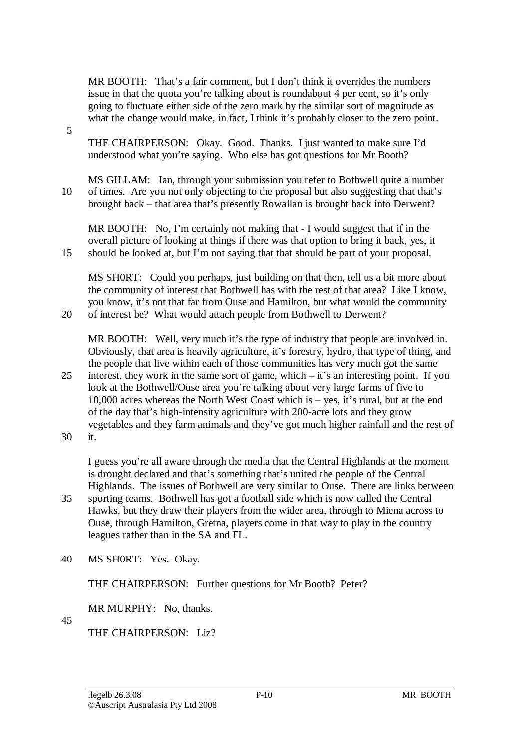MR BOOTH: That's a fair comment, but I don't think it overrides the numbers issue in that the quota you're talking about is roundabout 4 per cent, so it's only going to fluctuate either side of the zero mark by the similar sort of magnitude as what the change would make, in fact, I think it's probably closer to the zero point.

THE CHAIRPERSON: Okay. Good. Thanks. I just wanted to make sure I'd understood what you're saying. Who else has got questions for Mr Booth?

MS GILLAM: Ian, through your submission you refer to Bothwell quite a number of times. Are you not only objecting to the proposal but also suggesting that that's brought back – that area that's presently Rowallan is brought back into Derwent?

MR BOOTH: No, I'm certainly not making that - I would suggest that if in the overall picture of looking at things if there was that option to bring it back, yes, it should be looked at, but I'm not saying that that should be part of your proposal.

MS SH0RT: Could you perhaps, just building on that then, tell us a bit more about the community of interest that Bothwell has with the rest of that area? Like I know, you know, it's not that far from Ouse and Hamilton, but what would the community of interest be? What would attach people from Bothwell to Derwent?

MR BOOTH: Well, very much it's the type of industry that people are involved in. Obviously, that area is heavily agriculture, it's forestry, hydro, that type of thing, and the people that live within each of those communities has very much got the same interest, they work in the same sort of game, which – it's an interesting point. If you look at the Bothwell/Ouse area you're talking about very large farms of five to 10,000 acres whereas the North West Coast which is – yes, it's rural, but at the end of the day that's high-intensity agriculture with 200-acre lots and they grow vegetables and they farm animals and they've got much higher rainfall and the rest of it.

I guess you're all aware through the media that the Central Highlands at the moment is drought declared and that's something that's united the people of the Central Highlands. The issues of Bothwell are very similar to Ouse. There are links between sporting teams. Bothwell has got a football side which is now called the Central Hawks, but they draw their players from the wider area, through to Miena across to Ouse, through Hamilton, Gretna, players come in that way to play in the country leagues rather than in the SA and FL.

MS SH0RT: Yes. Okay.

THE CHAIRPERSON: Further questions for Mr Booth? Peter?

MR MURPHY: No, thanks.

THE CHAIRPERSON: Liz?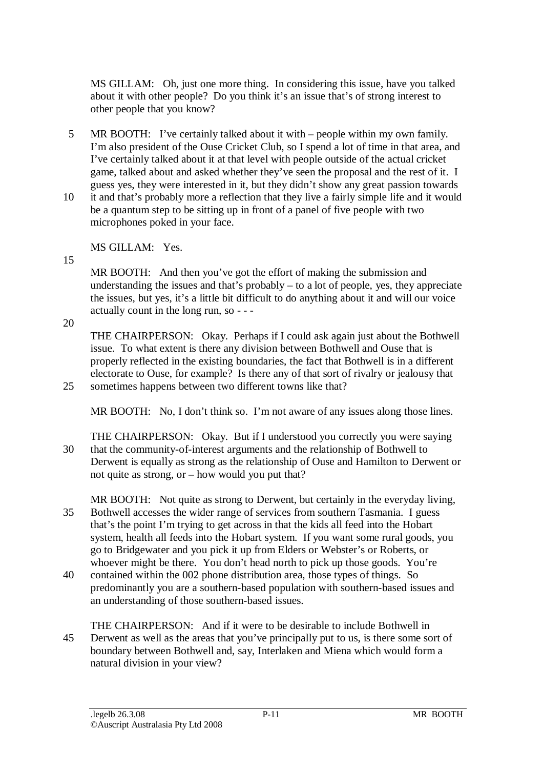MS GILLAM: Oh, just one more thing. In considering this issue, have you talked about it with other people? Do you think it's an issue that's of strong interest to other people that you know?

MR BOOTH: I've certainly talked about it with – people within my own family. I'm also president of the Ouse Cricket Club, so I spend a lot of time in that area, and I've certainly talked about it at that level with people outside of the actual cricket game, talked about and asked whether they've seen the proposal and the rest of it. I guess yes, they were interested in it, but they didn't show any great passion towards it and that's probably more a reflection that they live a fairly simple life and it would be a quantum step to be sitting up in front of a panel of five people with two microphones poked in your face.

MS GILLAM: Yes.

MR BOOTH: And then you've got the effort of making the submission and understanding the issues and that's probably – to a lot of people, yes, they appreciate the issues, but yes, it's a little bit difficult to do anything about it and will our voice actually count in the long run, so - - -

THE CHAIRPERSON: Okay. Perhaps if I could ask again just about the Bothwell issue. To what extent is there any division between Bothwell and Ouse that is properly reflected in the existing boundaries, the fact that Bothwell is in a different electorate to Ouse, for example? Is there any of that sort of rivalry or jealousy that sometimes happens between two different towns like that?

MR BOOTH: No, I don't think so. I'm not aware of any issues along those lines.

THE CHAIRPERSON: Okay. But if I understood you correctly you were saying that the community-of-interest arguments and the relationship of Bothwell to Derwent is equally as strong as the relationship of Ouse and Hamilton to Derwent or not quite as strong, or – how would you put that?

MR BOOTH: Not quite as strong to Derwent, but certainly in the everyday living, Bothwell accesses the wider range of services from southern Tasmania. I guess that's the point I'm trying to get across in that the kids all feed into the Hobart system, health all feeds into the Hobart system. If you want some rural goods, you go to Bridgewater and you pick it up from Elders or Webster's or Roberts, or whoever might be there. You don't head north to pick up those goods. You're contained within the 002 phone distribution area, those types of things. So predominantly you are a southern-based population with southern-based issues and an understanding of those southern-based issues.

THE CHAIRPERSON: And if it were to be desirable to include Bothwell in Derwent as well as the areas that you've principally put to us, is there some sort of boundary between Bothwell and, say, Interlaken and Miena which would form a natural division in your view?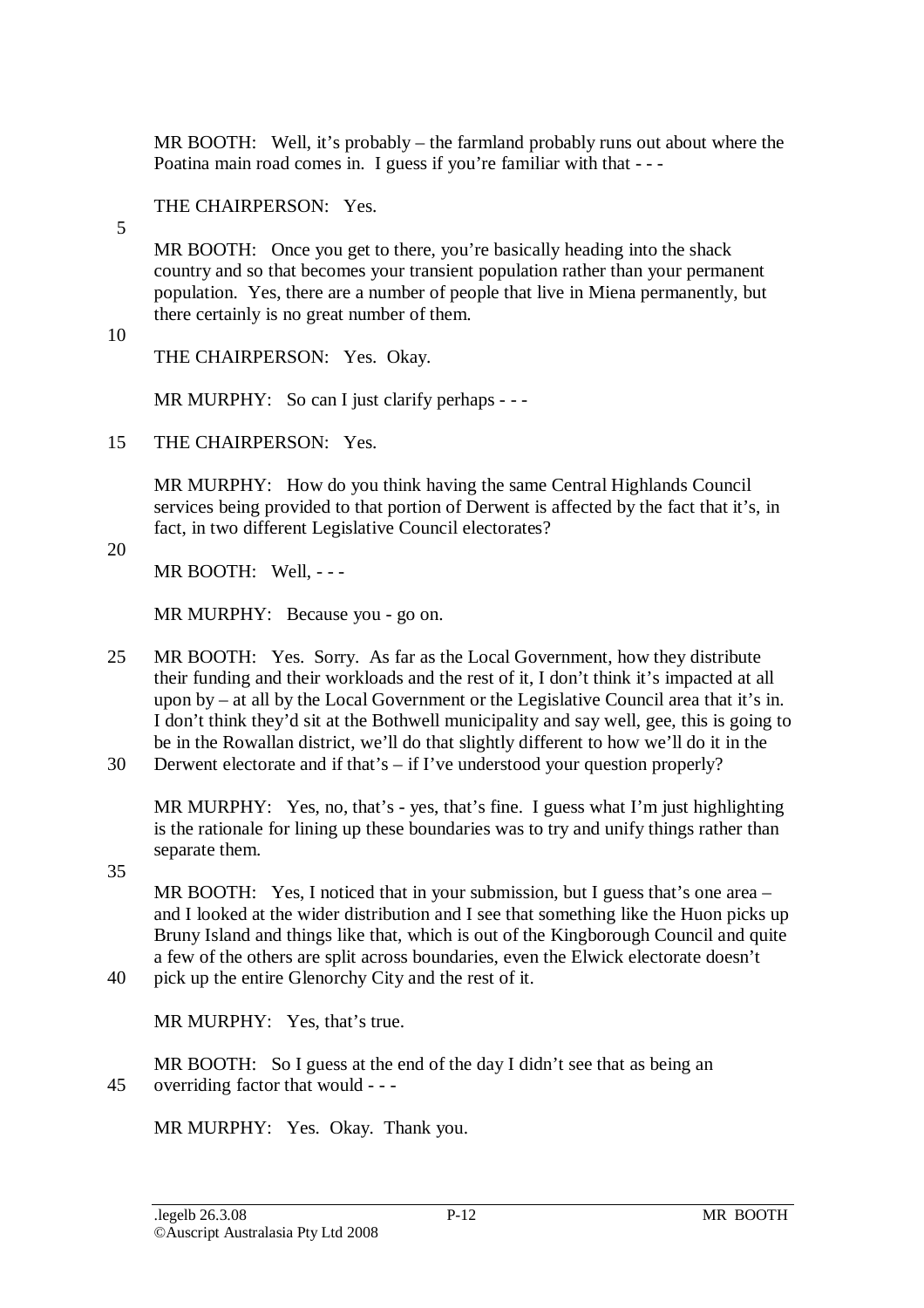MR BOOTH: Well, it's probably – the farmland probably runs out about where the Poatina main road comes in. I guess if you're familiar with that - - -

THE CHAIRPERSON: Yes.

MR BOOTH: Once you get to there, you're basically heading into the shack country and so that becomes your transient population rather than your permanent population. Yes, there are a number of people that live in Miena permanently, but there certainly is no great number of them.

THE CHAIRPERSON: Yes. Okay.

MR MURPHY: So can I just clarify perhaps - - -

THE CHAIRPERSON: Yes.

MR MURPHY: How do you think having the same Central Highlands Council services being provided to that portion of Derwent is affected by the fact that it's, in fact, in two different Legislative Council electorates?

MR BOOTH: Well, - - -

MR MURPHY: Because you - go on.

MR BOOTH: Yes. Sorry. As far as the Local Government, how they distribute their funding and their workloads and the rest of it, I don't think it's impacted at all upon by – at all by the Local Government or the Legislative Council area that it's in. I don't think they'd sit at the Bothwell municipality and say well, gee, this is going to be in the Rowallan district, we'll do that slightly different to how we'll do it in the Derwent electorate and if that's – if I've understood your question properly?

MR MURPHY: Yes, no, that's - yes, that's fine. I guess what I'm just highlighting is the rationale for lining up these boundaries was to try and unify things rather than separate them.

MR BOOTH: Yes, I noticed that in your submission, but I guess that's one area – and I looked at the wider distribution and I see that something like the Huon picks up Bruny Island and things like that, which is out of the Kingborough Council and quite a few of the others are split across boundaries, even the Elwick electorate doesn't pick up the entire Glenorchy City and the rest of it.

MR MURPHY: Yes, that's true.

MR BOOTH: So I guess at the end of the day I didn't see that as being an overriding factor that would - - -

MR MURPHY: Yes. Okay. Thank you.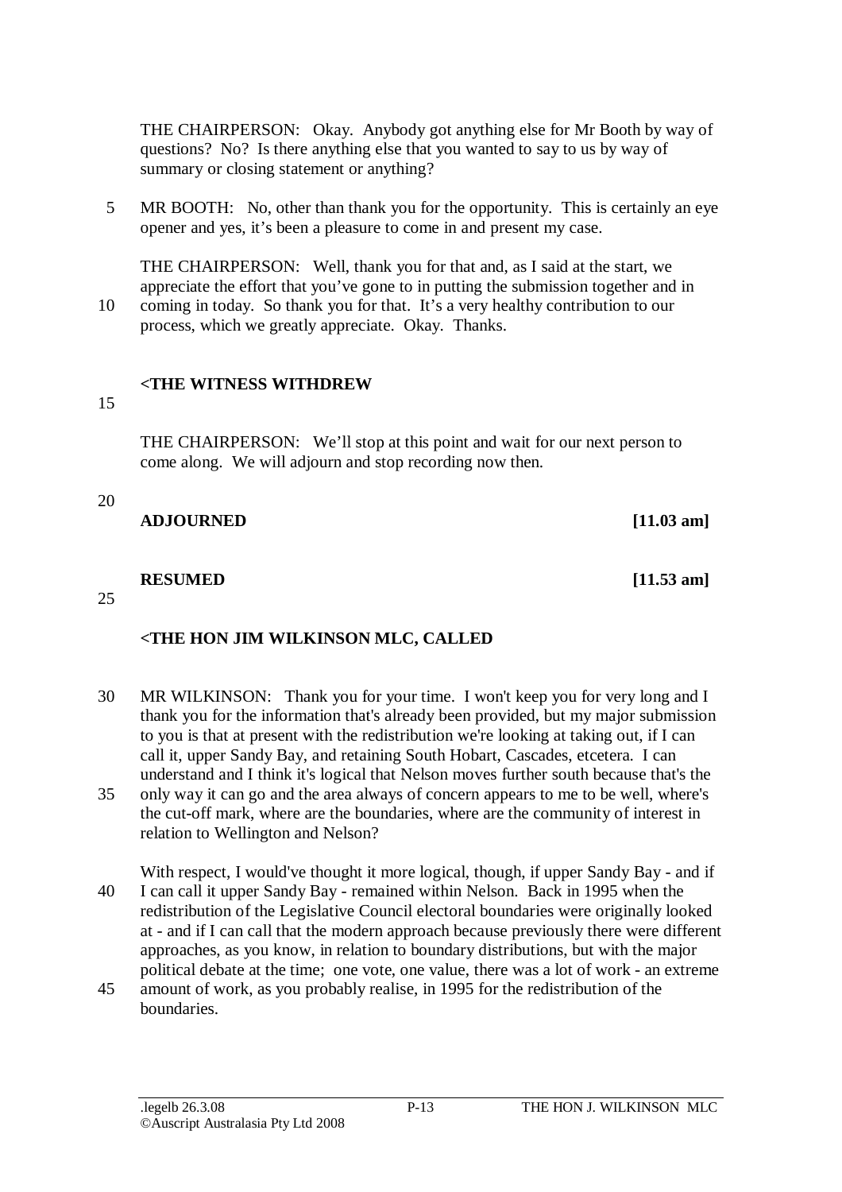THE CHAIRPERSON: Okay. Anybody got anything else for Mr Booth by way of questions? No? Is there anything else that you wanted to say to us by way of summary or closing statement or anything?

MR BOOTH: No, other than thank you for the opportunity. This is certainly an eye opener and yes, it's been a pleasure to come in and present my case.

THE CHAIRPERSON: Well, thank you for that and, as I said at the start, we appreciate the effort that you've gone to in putting the submission together and in coming in today. So thank you for that. It's a very healthy contribution to our process, which we greatly appreciate. Okay. Thanks.

**<THE WITNESS WITHDREW**

THE CHAIRPERSON: We'll stop at this point and wait for our next person to come along. We will adjourn and stop recording now then.

**ADJOURNED [11.03 am]**

**RESUMED [11.53 am]**

**<THE HON JIM WILKINSON MLC, CALLED**

MR WILKINSON: Thank you for your time. I won't keep you for very long and I thank you for the information that's already been provided, but my major submission to you is that at present with the redistribution we're looking at taking out, if I can call it, upper Sandy Bay, and retaining South Hobart, Cascades, etcetera. I can understand and I think it's logical that Nelson moves further south because that's the only way it can go and the area always of concern appears to me to be well, where's the cut-off mark, where are the boundaries, where are the community of interest in relation to Wellington and Nelson?

With respect, I would've thought it more logical, though, if upper Sandy Bay - and if I can call it upper Sandy Bay - remained within Nelson. Back in 1995 when the redistribution of the Legislative Council electoral boundaries were originally looked at - and if I can call that the modern approach because previously there were different approaches, as you know, in relation to boundary distributions, but with the major political debate at the time; one vote, one value, there was a lot of work - an extreme amount of work, as you probably realise, in 1995 for the redistribution of the boundaries.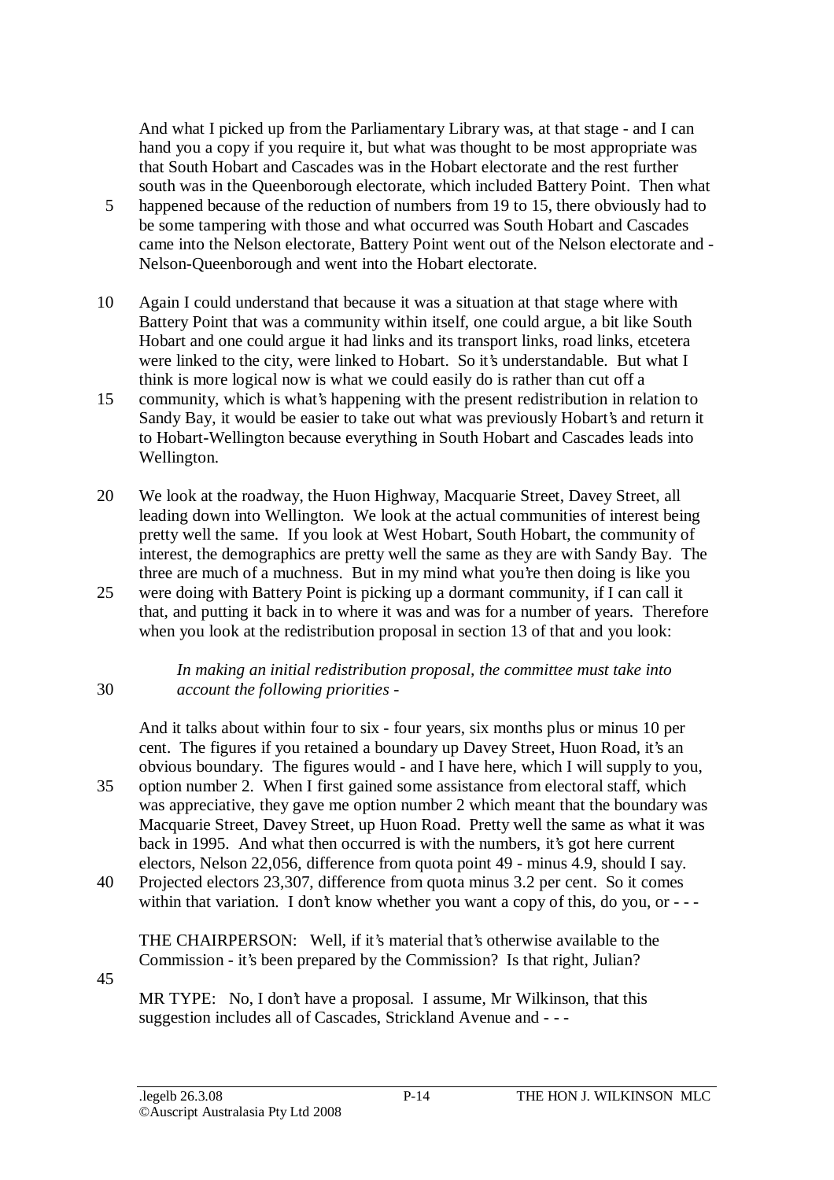And what I picked up from the Parliamentary Library was, at that stage - and I can hand you a copy if you require it, but what was thought to be most appropriate was that South Hobart and Cascades was in the Hobart electorate and the rest further south was in the Queenborough electorate, which included Battery Point. Then what happened because of the reduction of numbers from 19 to 15, there obviously had to be some tampering with those and what occurred was South Hobart and Cascades came into the Nelson electorate, Battery Point went out of the Nelson electorate and - Nelson-Queenborough and went into the Hobart electorate.

Again I could understand that because it was a situation at that stage where with Battery Point that was a community within itself, one could argue, a bit like South Hobart and one could argue it had links and its transport links, road links, etcetera were linked to the city, were linked to Hobart. So it's understandable. But what I think is more logical now is what we could easily do is rather than cut off a community, which is what's happening with the present redistribution in relation to Sandy Bay, it would be easier to take out what was previously Hobart's and return it to Hobart-Wellington because everything in South Hobart and Cascades leads into Wellington.

We look at the roadway, the Huon Highway, Macquarie Street, Davey Street, all leading down into Wellington. We look at the actual communities of interest being pretty well the same. If you look at West Hobart, South Hobart, the community of interest, the demographics are pretty well the same as they are with Sandy Bay. The three are much of a muchness. But in my mind what you're then doing is like you were doing with Battery Point is picking up a dormant community, if I can call it that, and putting it back in to where it was and was for a number of years. Therefore when you look at the redistribution proposal in section 13 of that and you look:

*In making an initial redistribution proposal, the committee must take into account the following priorities -*

And it talks about within four to six - four years, six months plus or minus 10 per cent. The figures if you retained a boundary up Davey Street, Huon Road, it's an obvious boundary. The figures would - and I have here, which I will supply to you, option number 2. When I first gained some assistance from electoral staff, which was appreciative, they gave me option number 2 which meant that the boundary was Macquarie Street, Davey Street, up Huon Road. Pretty well the same as what it was back in 1995. And what then occurred is with the numbers, it's got here current electors, Nelson 22,056, difference from quota point 49 - minus 4.9, should I say. Projected electors 23,307, difference from quota minus 3.2 per cent. So it comes within that variation. I don't know whether you want a copy of this, do you, or - - -

THE CHAIRPERSON: Well, if it's material that's otherwise available to the Commission - it's been prepared by the Commission? Is that right, Julian?

MR TYPE: No, I don't have a proposal. I assume, Mr Wilkinson, that this suggestion includes all of Cascades, Strickland Avenue and - - -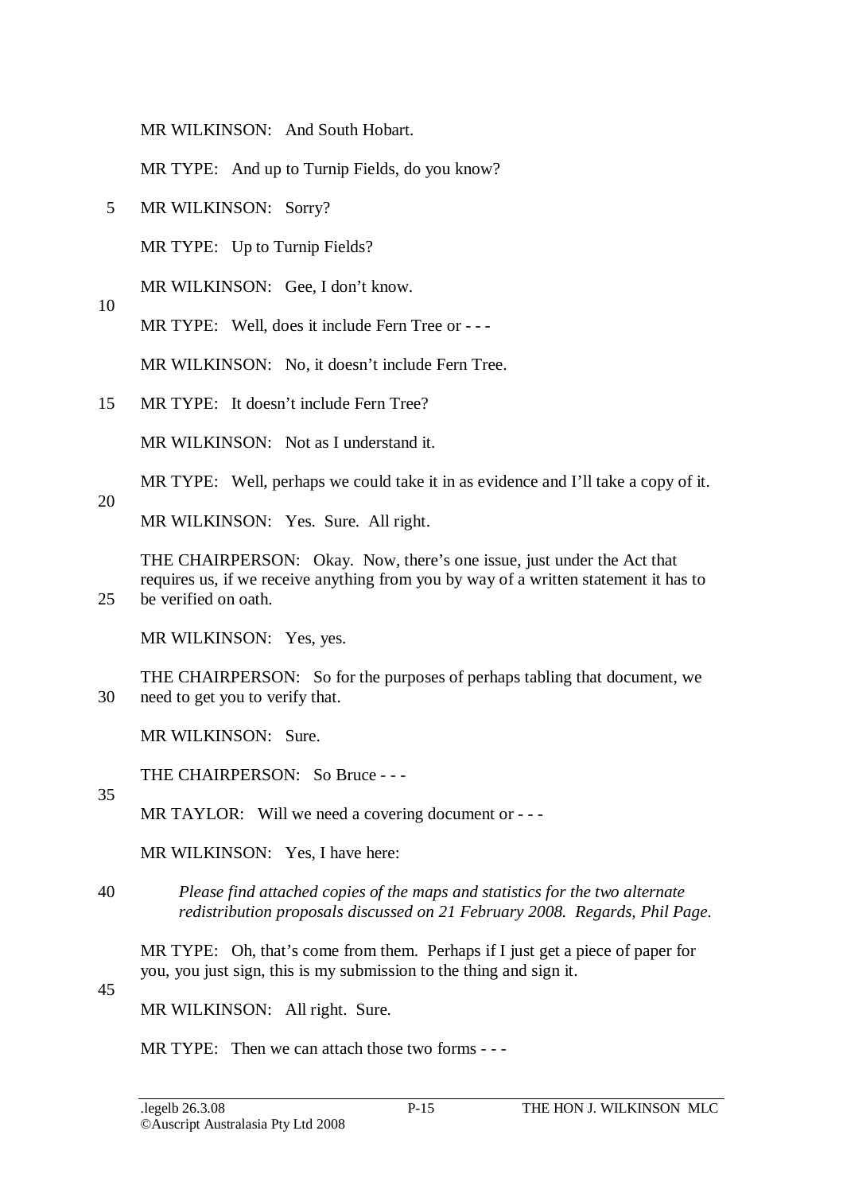MR WILKINSON: And South Hobart.

MR TYPE: And up to Turnip Fields, do you know?

MR WILKINSON: Sorry?

MR TYPE: Up to Turnip Fields?

MR WILKINSON: Gee, I don't know.

MR TYPE: Well, does it include Fern Tree or - - -

MR WILKINSON: No, it doesn't include Fern Tree.

MR TYPE: It doesn't include Fern Tree?

MR WILKINSON: Not as I understand it.

MR TYPE: Well, perhaps we could take it in as evidence and I'll take a copy of it.

MR WILKINSON: Yes. Sure. All right.

THE CHAIRPERSON: Okay. Now, there's one issue, just under the Act that requires us, if we receive anything from you by way of a written statement it has to be verified on oath.

MR WILKINSON: Yes, yes.

THE CHAIRPERSON: So for the purposes of perhaps tabling that document, we need to get you to verify that.

MR WILKINSON: Sure.

THE CHAIRPERSON: So Bruce - - -

MR TAYLOR: Will we need a covering document or - - -

MR WILKINSON: Yes, I have here:

> *Please find attached copies of the maps and statistics for the two alternate redistribution proposals discussed on 21 February 2008. Regards, Phil Page.*

MR TYPE: Oh, that's come from them. Perhaps if I just get a piece of paper for you, you just sign, this is my submission to the thing and sign it.

MR WILKINSON: All right. Sure.

MR TYPE: Then we can attach those two forms - - -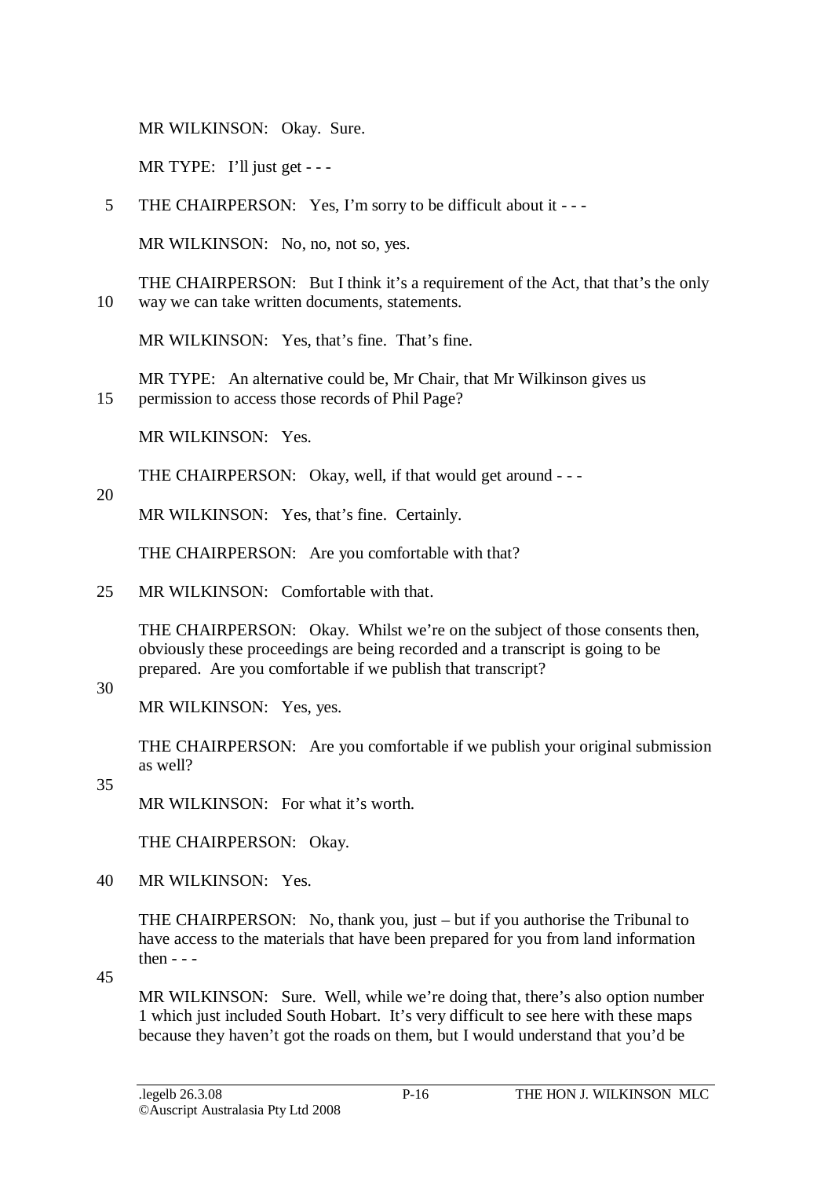MR WILKINSON: Okay. Sure.

MR TYPE: I'll just get - - -

THE CHAIRPERSON: Yes, I'm sorry to be difficult about it - - -

MR WILKINSON: No, no, not so, yes.

THE CHAIRPERSON: But I think it's a requirement of the Act, that that's the only way we can take written documents, statements.

MR WILKINSON: Yes, that's fine. That's fine.

MR TYPE: An alternative could be, Mr Chair, that Mr Wilkinson gives us permission to access those records of Phil Page?

MR WILKINSON: Yes.

THE CHAIRPERSON: Okay, well, if that would get around - - -

MR WILKINSON: Yes, that's fine. Certainly.

THE CHAIRPERSON: Are you comfortable with that?

MR WILKINSON: Comfortable with that.

THE CHAIRPERSON: Okay. Whilst we're on the subject of those consents then, obviously these proceedings are being recorded and a transcript is going to be prepared. Are you comfortable if we publish that transcript?

MR WILKINSON: Yes, yes.

THE CHAIRPERSON: Are you comfortable if we publish your original submission as well?

MR WILKINSON: For what it's worth.

THE CHAIRPERSON: Okay.

MR WILKINSON: Yes.

THE CHAIRPERSON: No, thank you, just – but if you authorise the Tribunal to have access to the materials that have been prepared for you from land information then - - -

MR WILKINSON: Sure. Well, while we're doing that, there's also option number 1 which just included South Hobart. It's very difficult to see here with these maps because they haven't got the roads on them, but I would understand that you'd be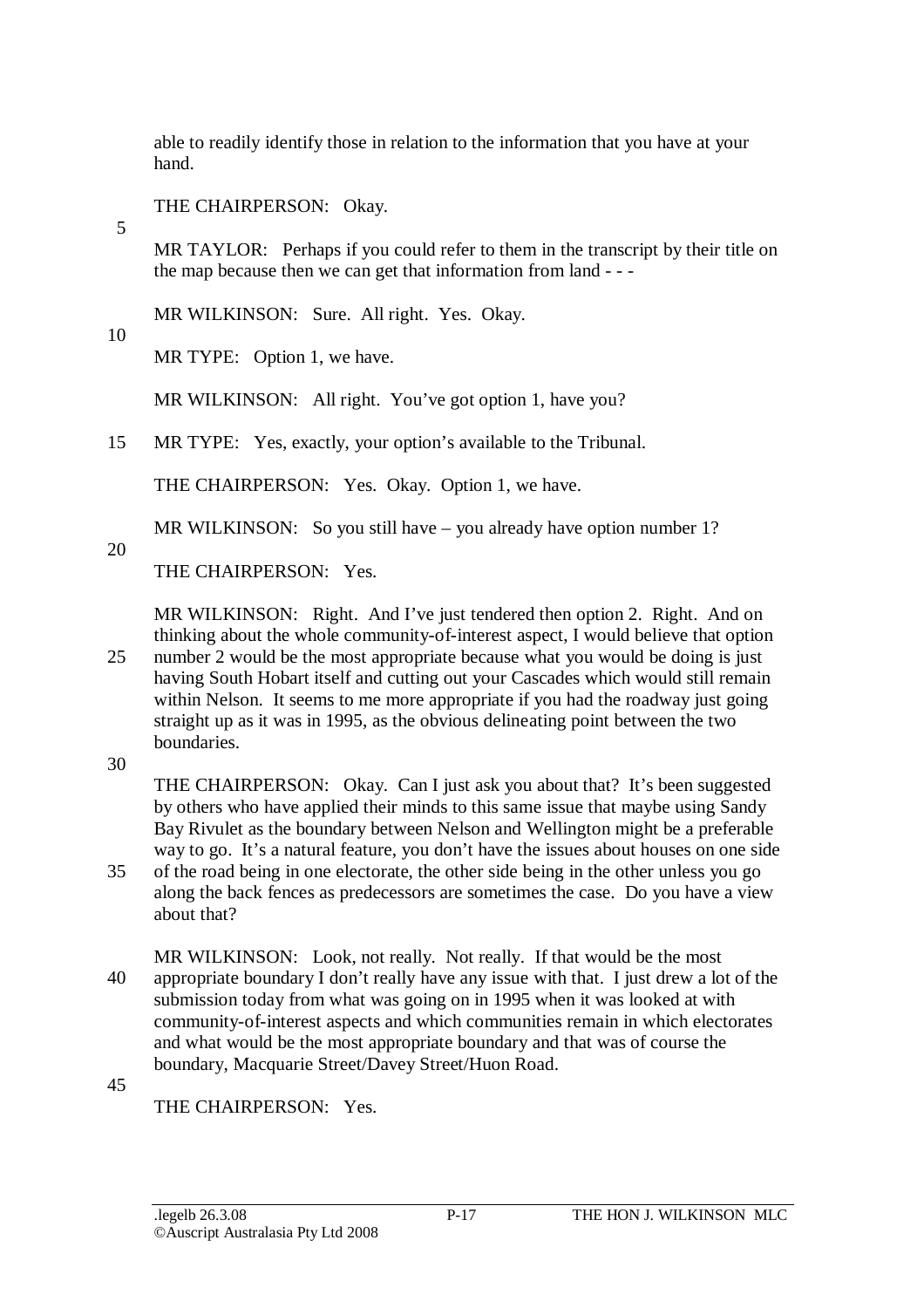able to readily identify those in relation to the information that you have at your hand.

THE CHAIRPERSON: Okay.

MR TAYLOR: Perhaps if you could refer to them in the transcript by their title on the map because then we can get that information from land - - -

MR WILKINSON: Sure. All right. Yes. Okay.

MR TYPE: Option 1, we have.

MR WILKINSON: All right. You've got option 1, have you?

MR TYPE: Yes, exactly, your option's available to the Tribunal.

THE CHAIRPERSON: Yes. Okay. Option 1, we have.

MR WILKINSON: So you still have – you already have option number 1?

THE CHAIRPERSON: Yes.

MR WILKINSON: Right. And I've just tendered then option 2. Right. And on thinking about the whole community-of-interest aspect, I would believe that option number 2 would be the most appropriate because what you would be doing is just having South Hobart itself and cutting out your Cascades which would still remain within Nelson. It seems to me more appropriate if you had the roadway just going straight up as it was in 1995, as the obvious delineating point between the two boundaries.

THE CHAIRPERSON: Okay. Can I just ask you about that? It's been suggested by others who have applied their minds to this same issue that maybe using Sandy Bay Rivulet as the boundary between Nelson and Wellington might be a preferable way to go. It's a natural feature, you don't have the issues about houses on one side of the road being in one electorate, the other side being in the other unless you go along the back fences as predecessors are sometimes the case. Do you have a view about that?

MR WILKINSON: Look, not really. Not really. If that would be the most appropriate boundary I don't really have any issue with that. I just drew a lot of the submission today from what was going on in 1995 when it was looked at with community-of-interest aspects and which communities remain in which electorates and what would be the most appropriate boundary and that was of course the boundary, Macquarie Street/Davey Street/Huon Road.

THE CHAIRPERSON: Yes.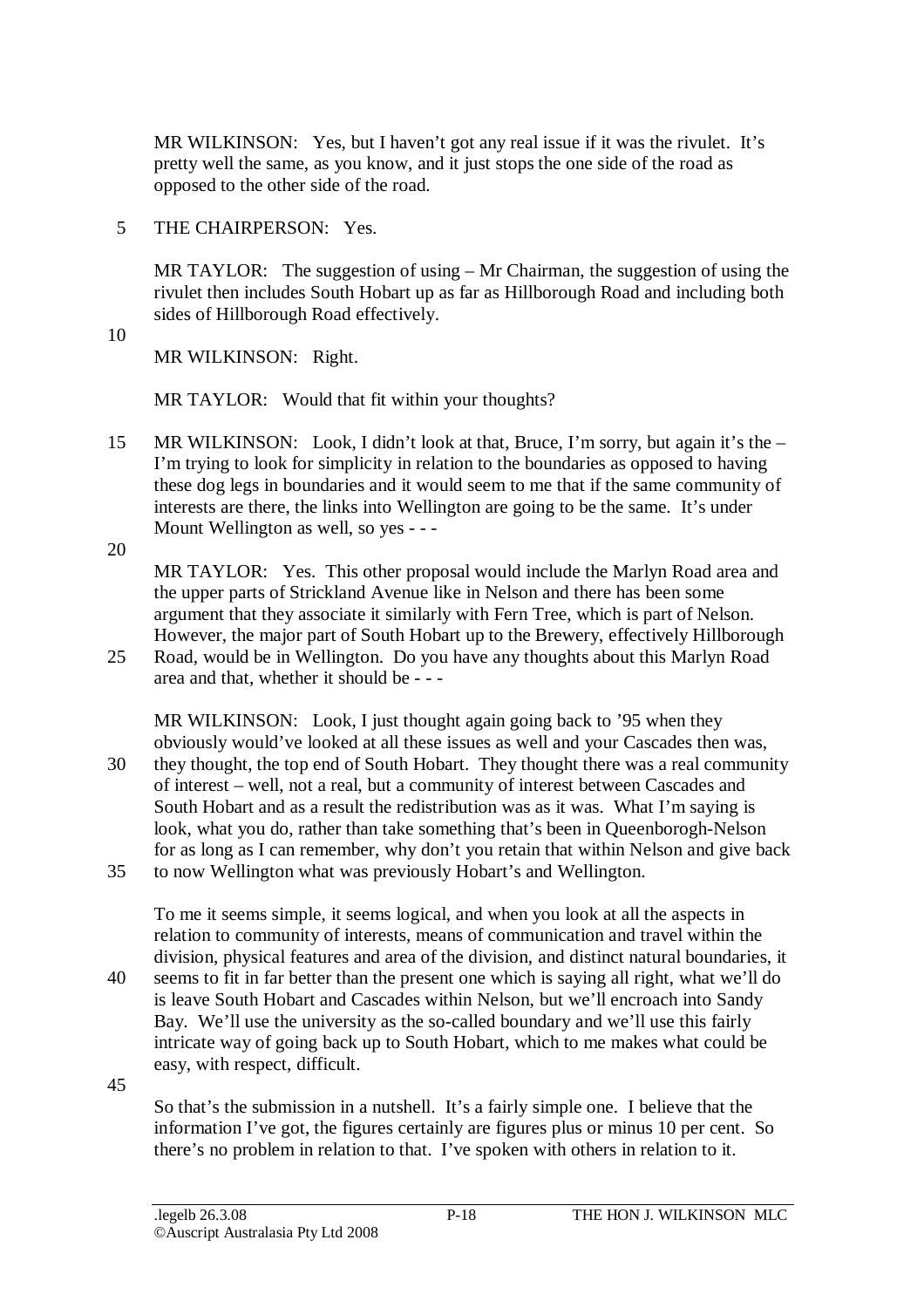MR WILKINSON: Yes, but I haven't got any real issue if it was the rivulet. It's pretty well the same, as you know, and it just stops the one side of the road as opposed to the other side of the road.

THE CHAIRPERSON: Yes.

MR TAYLOR: The suggestion of using – Mr Chairman, the suggestion of using the rivulet then includes South Hobart up as far as Hillborough Road and including both sides of Hillborough Road effectively.

MR WILKINSON: Right.

MR TAYLOR: Would that fit within your thoughts?

MR WILKINSON: Look, I didn't look at that, Bruce, I'm sorry, but again it's the – I'm trying to look for simplicity in relation to the boundaries as opposed to having these dog legs in boundaries and it would seem to me that if the same community of interests are there, the links into Wellington are going to be the same. It's under Mount Wellington as well, so yes - - -

MR TAYLOR: Yes. This other proposal would include the Marlyn Road area and the upper parts of Strickland Avenue like in Nelson and there has been some argument that they associate it similarly with Fern Tree, which is part of Nelson. However, the major part of South Hobart up to the Brewery, effectively Hillborough Road, would be in Wellington. Do you have any thoughts about this Marlyn Road area and that, whether it should be - - -

MR WILKINSON: Look, I just thought again going back to '95 when they obviously would've looked at all these issues as well and your Cascades then was, they thought, the top end of South Hobart. They thought there was a real community of interest – well, not a real, but a community of interest between Cascades and South Hobart and as a result the redistribution was as it was. What I'm saying is look, what you do, rather than take something that's been in Queenborogh-Nelson for as long as I can remember, why don't you retain that within Nelson and give back to now Wellington what was previously Hobart's and Wellington.

To me it seems simple, it seems logical, and when you look at all the aspects in relation to community of interests, means of communication and travel within the division, physical features and area of the division, and distinct natural boundaries, it seems to fit in far better than the present one which is saying all right, what we'll do is leave South Hobart and Cascades within Nelson, but we'll encroach into Sandy Bay. We'll use the university as the so-called boundary and we'll use this fairly intricate way of going back up to South Hobart, which to me makes what could be easy, with respect, difficult.

So that's the submission in a nutshell. It's a fairly simple one. I believe that the information I've got, the figures certainly are figures plus or minus 10 per cent. So there's no problem in relation to that. I've spoken with others in relation to it.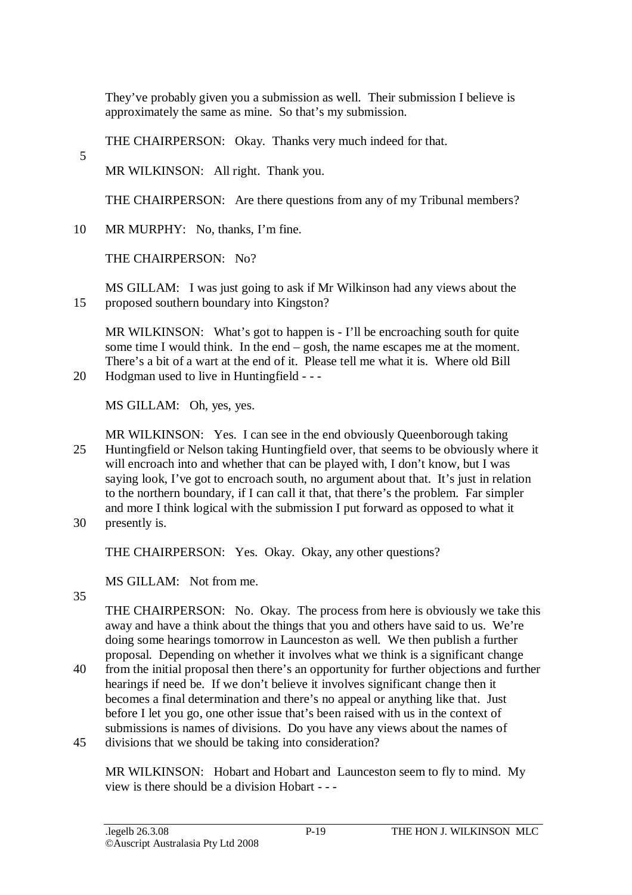They've probably given you a submission as well. Their submission I believe is approximately the same as mine. So that's my submission.

THE CHAIRPERSON: Okay. Thanks very much indeed for that.

MR WILKINSON: All right. Thank you.

THE CHAIRPERSON: Are there questions from any of my Tribunal members?

MR MURPHY: No, thanks, I'm fine.

THE CHAIRPERSON: No?

MS GILLAM: I was just going to ask if Mr Wilkinson had any views about the proposed southern boundary into Kingston?

MR WILKINSON: What's got to happen is - I'll be encroaching south for quite some time I would think. In the end – gosh, the name escapes me at the moment. There's a bit of a wart at the end of it. Please tell me what it is. Where old Bill Hodgman used to live in Huntingfield - - -

MS GILLAM: Oh, yes, yes.

MR WILKINSON: Yes. I can see in the end obviously Queenborough taking Huntingfield or Nelson taking Huntingfield over, that seems to be obviously where it will encroach into and whether that can be played with, I don't know, but I was saying look, I've got to encroach south, no argument about that. It's just in relation to the northern boundary, if I can call it that, that there's the problem. Far simpler and more I think logical with the submission I put forward as opposed to what it presently is.

THE CHAIRPERSON: Yes. Okay. Okay, any other questions?

MS GILLAM: Not from me.

THE CHAIRPERSON: No. Okay. The process from here is obviously we take this away and have a think about the things that you and others have said to us. We're doing some hearings tomorrow in Launceston as well. We then publish a further proposal. Depending on whether it involves what we think is a significant change from the initial proposal then there's an opportunity for further objections and further hearings if need be. If we don't believe it involves significant change then it becomes a final determination and there's no appeal or anything like that. Just before I let you go, one other issue that's been raised with us in the context of submissions is names of divisions. Do you have any views about the names of divisions that we should be taking into consideration?

MR WILKINSON: Hobart and Hobart and Launceston seem to fly to mind. My view is there should be a division Hobart - - -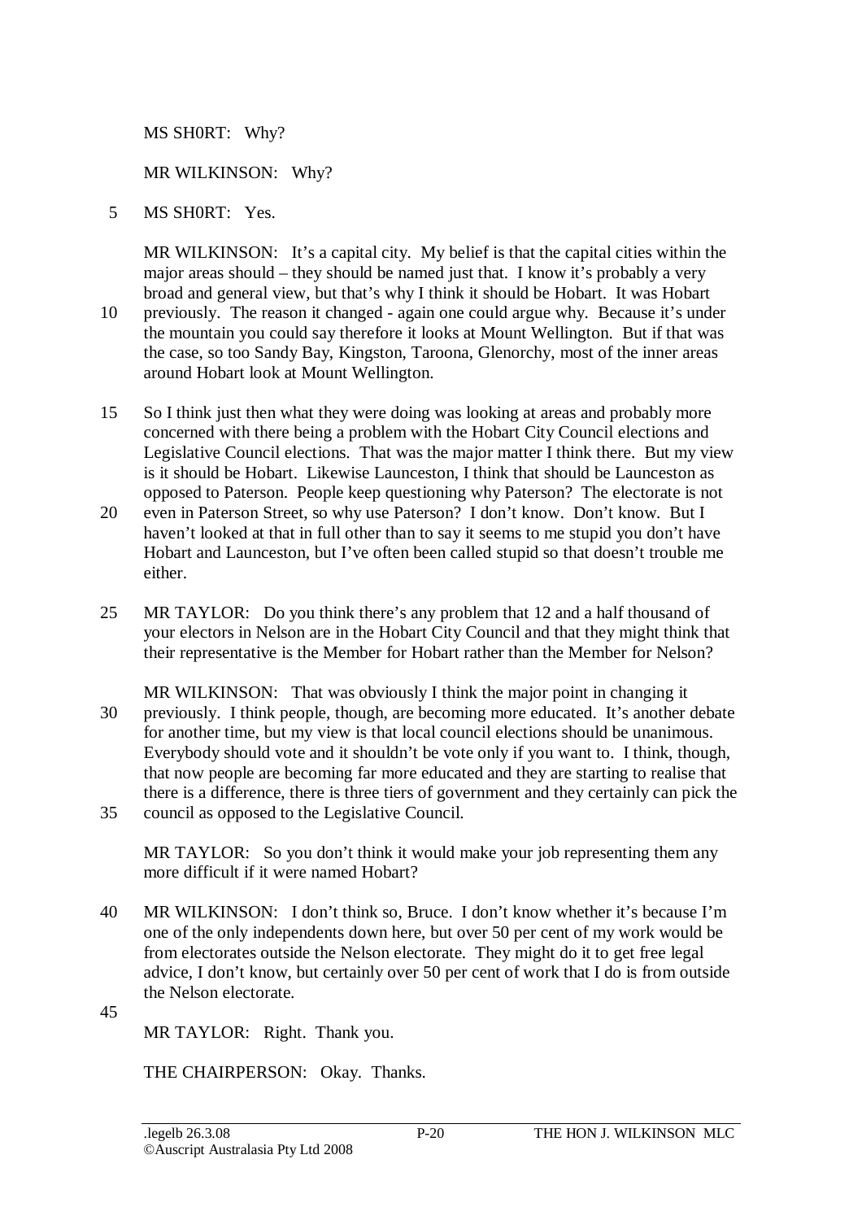MS SH0RT: Why?

MR WILKINSON: Why?

MS SH0RT: Yes.

MR WILKINSON: It's a capital city. My belief is that the capital cities within the major areas should – they should be named just that. I know it's probably a very broad and general view, but that's why I think it should be Hobart. It was Hobart previously. The reason it changed - again one could argue why. Because it's under the mountain you could say therefore it looks at Mount Wellington. But if that was the case, so too Sandy Bay, Kingston, Taroona, Glenorchy, most of the inner areas around Hobart look at Mount Wellington.

So I think just then what they were doing was looking at areas and probably more concerned with there being a problem with the Hobart City Council elections and Legislative Council elections. That was the major matter I think there. But my view is it should be Hobart. Likewise Launceston, I think that should be Launceston as opposed to Paterson. People keep questioning why Paterson? The electorate is not even in Paterson Street, so why use Paterson? I don't know. Don't know. But I haven't looked at that in full other than to say it seems to me stupid you don't have Hobart and Launceston, but I've often been called stupid so that doesn't trouble me either.

MR TAYLOR: Do you think there's any problem that 12 and a half thousand of your electors in Nelson are in the Hobart City Council and that they might think that their representative is the Member for Hobart rather than the Member for Nelson?

MR WILKINSON: That was obviously I think the major point in changing it previously. I think people, though, are becoming more educated. It's another debate for another time, but my view is that local council elections should be unanimous. Everybody should vote and it shouldn't be vote only if you want to. I think, though, that now people are becoming far more educated and they are starting to realise that there is a difference, there is three tiers of government and they certainly can pick the council as opposed to the Legislative Council.

MR TAYLOR: So you don't think it would make your job representing them any more difficult if it were named Hobart?

MR WILKINSON: I don't think so, Bruce. I don't know whether it's because I'm one of the only independents down here, but over 50 per cent of my work would be from electorates outside the Nelson electorate. They might do it to get free legal advice, I don't know, but certainly over 50 per cent of work that I do is from outside the Nelson electorate.

MR TAYLOR: Right. Thank you.

THE CHAIRPERSON: Okay. Thanks.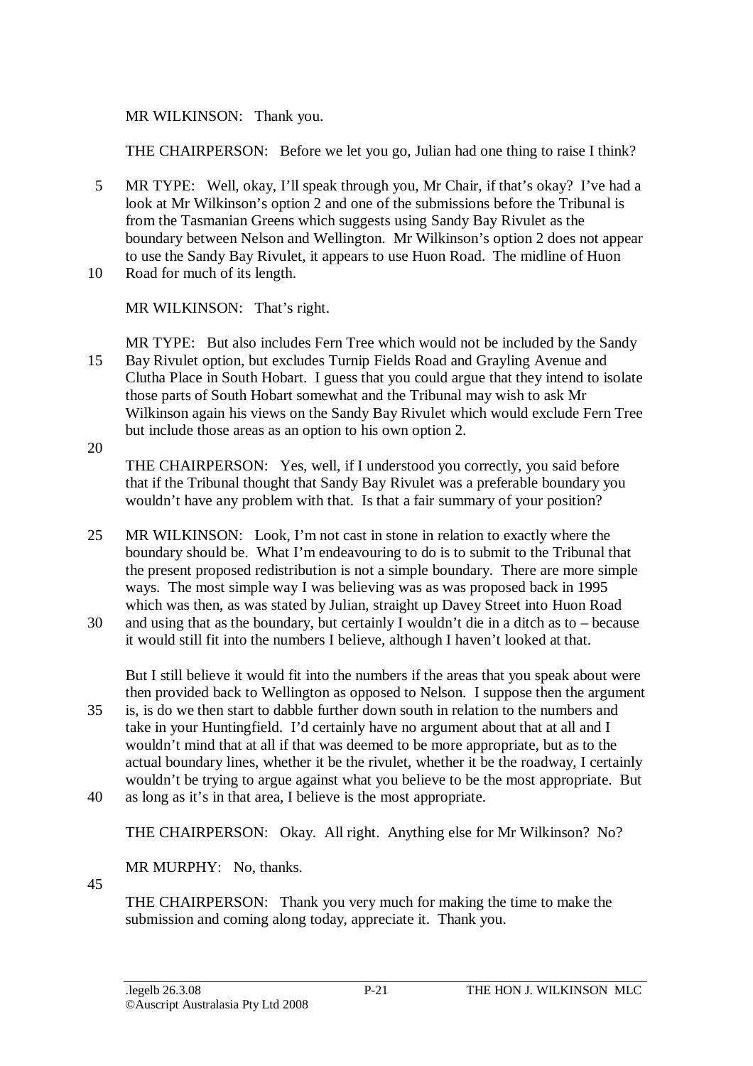MR WILKINSON: Thank you.

THE CHAIRPERSON: Before we let you go, Julian had one thing to raise I think?

MR TYPE: Well, okay, I'll speak through you, Mr Chair, if that's okay? I've had a look at Mr Wilkinson's option 2 and one of the submissions before the Tribunal is from the Tasmanian Greens which suggests using Sandy Bay Rivulet as the boundary between Nelson and Wellington. Mr Wilkinson's option 2 does not appear to use the Sandy Bay Rivulet, it appears to use Huon Road. The midline of Huon Road for much of its length.

MR WILKINSON: That's right.

MR TYPE: But also includes Fern Tree which would not be included by the Sandy Bay Rivulet option, but excludes Turnip Fields Road and Grayling Avenue and Clutha Place in South Hobart. I guess that you could argue that they intend to isolate those parts of South Hobart somewhat and the Tribunal may wish to ask Mr Wilkinson again his views on the Sandy Bay Rivulet which would exclude Fern Tree but include those areas as an option to his own option 2.

THE CHAIRPERSON: Yes, well, if I understood you correctly, you said before that if the Tribunal thought that Sandy Bay Rivulet was a preferable boundary you wouldn't have any problem with that. Is that a fair summary of your position?

MR WILKINSON: Look, I'm not cast in stone in relation to exactly where the boundary should be. What I'm endeavouring to do is to submit to the Tribunal that the present proposed redistribution is not a simple boundary. There are more simple ways. The most simple way I was believing was as was proposed back in 1995 which was then, as was stated by Julian, straight up Davey Street into Huon Road and using that as the boundary, but certainly I wouldn't die in a ditch as to – because it would still fit into the numbers I believe, although I haven't looked at that.

But I still believe it would fit into the numbers if the areas that you speak about were then provided back to Wellington as opposed to Nelson. I suppose then the argument is, is do we then start to dabble further down south in relation to the numbers and take in your Huntingfield. I'd certainly have no argument about that at all and I wouldn't mind that at all if that was deemed to be more appropriate, but as to the actual boundary lines, whether it be the rivulet, whether it be the roadway, I certainly wouldn't be trying to argue against what you believe to be the most appropriate. But as long as it's in that area, I believe is the most appropriate.

THE CHAIRPERSON: Okay. All right. Anything else for Mr Wilkinson? No?

MR MURPHY: No, thanks.

THE CHAIRPERSON: Thank you very much for making the time to make the submission and coming along today, appreciate it. Thank you.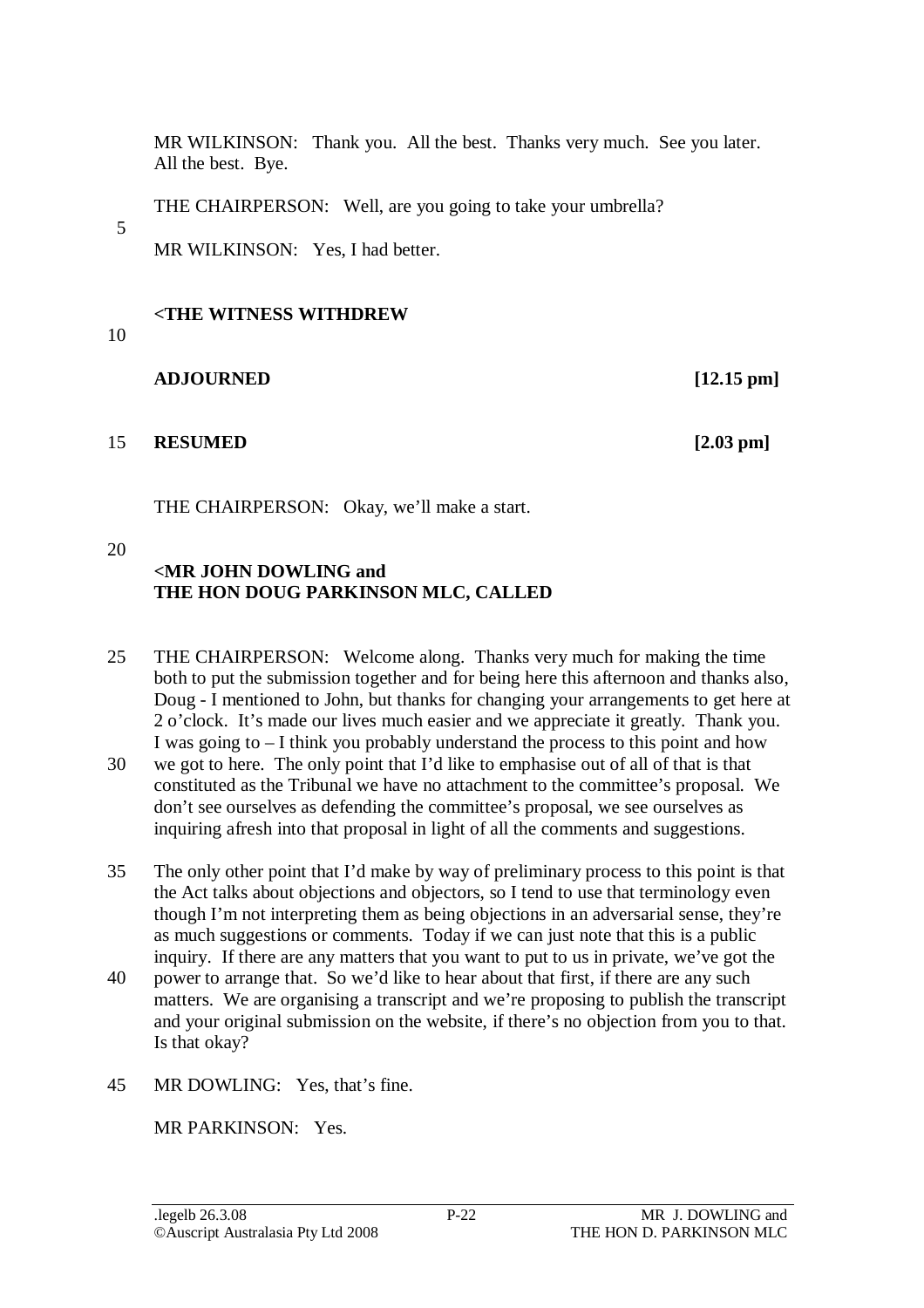MR WILKINSON: Thank you. All the best. Thanks very much. See you later. All the best. Bye.

THE CHAIRPERSON: Well, are you going to take your umbrella?

MR WILKINSON: Yes, I had better.

**<THE WITNESS WITHDREW**

**ADJOURNED** **[12.15 pm]**

**RESUMED** **[2.03 pm]**

THE CHAIRPERSON: Okay, we'll make a start.

**<MR JOHN DOWLING and**
**THE HON DOUG PARKINSON MLC, CALLED**

THE CHAIRPERSON: Welcome along. Thanks very much for making the time both to put the submission together and for being here this afternoon and thanks also, Doug - I mentioned to John, but thanks for changing your arrangements to get here at 2 o'clock. It's made our lives much easier and we appreciate it greatly. Thank you. I was going to – I think you probably understand the process to this point and how we got to here. The only point that I'd like to emphasise out of all of that is that constituted as the Tribunal we have no attachment to the committee's proposal. We don't see ourselves as defending the committee's proposal, we see ourselves as inquiring afresh into that proposal in light of all the comments and suggestions.

The only other point that I'd make by way of preliminary process to this point is that the Act talks about objections and objectors, so I tend to use that terminology even though I'm not interpreting them as being objections in an adversarial sense, they're as much suggestions or comments. Today if we can just note that this is a public inquiry. If there are any matters that you want to put to us in private, we've got the power to arrange that. So we'd like to hear about that first, if there are any such matters. We are organising a transcript and we're proposing to publish the transcript and your original submission on the website, if there's no objection from you to that. Is that okay?

MR DOWLING: Yes, that's fine.

MR PARKINSON: Yes.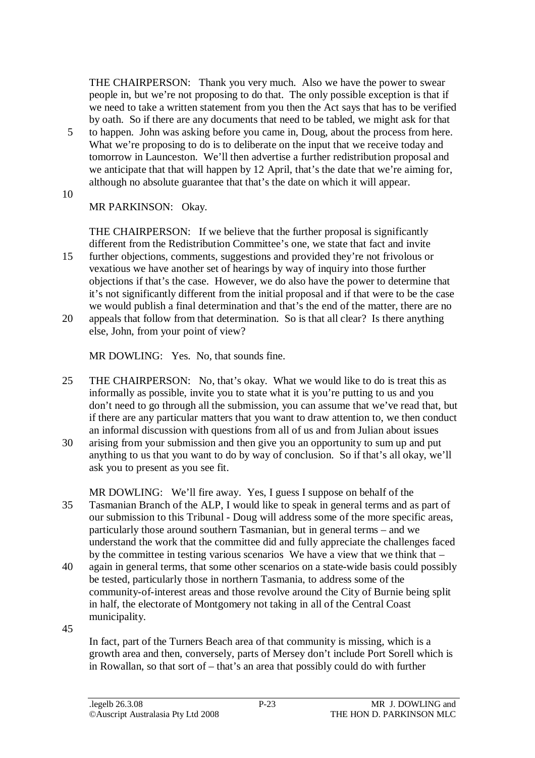THE CHAIRPERSON: Thank you very much. Also we have the power to swear people in, but we're not proposing to do that. The only possible exception is that if we need to take a written statement from you then the Act says that has to be verified by oath. So if there are any documents that need to be tabled, we might ask for that to happen. John was asking before you came in, Doug, about the process from here. What we're proposing to do is to deliberate on the input that we receive today and tomorrow in Launceston. We'll then advertise a further redistribution proposal and we anticipate that that will happen by 12 April, that's the date that we're aiming for, although no absolute guarantee that that's the date on which it will appear.

MR PARKINSON: Okay.

THE CHAIRPERSON: If we believe that the further proposal is significantly different from the Redistribution Committee's one, we state that fact and invite further objections, comments, suggestions and provided they're not frivolous or vexatious we have another set of hearings by way of inquiry into those further objections if that's the case. However, we do also have the power to determine that it's not significantly different from the initial proposal and if that were to be the case we would publish a final determination and that's the end of the matter, there are no appeals that follow from that determination. So is that all clear? Is there anything else, John, from your point of view?

MR DOWLING: Yes. No, that sounds fine.

THE CHAIRPERSON: No, that's okay. What we would like to do is treat this as informally as possible, invite you to state what it is you're putting to us and you don't need to go through all the submission, you can assume that we've read that, but if there are any particular matters that you want to draw attention to, we then conduct an informal discussion with questions from all of us and from Julian about issues arising from your submission and then give you an opportunity to sum up and put anything to us that you want to do by way of conclusion. So if that's all okay, we'll ask you to present as you see fit.

MR DOWLING: We'll fire away. Yes, I guess I suppose on behalf of the Tasmanian Branch of the ALP, I would like to speak in general terms and as part of our submission to this Tribunal - Doug will address some of the more specific areas, particularly those around southern Tasmanian, but in general terms – and we understand the work that the committee did and fully appreciate the challenges faced by the committee in testing various scenarios We have a view that we think that – again in general terms, that some other scenarios on a state-wide basis could possibly be tested, particularly those in northern Tasmania, to address some of the community-of-interest areas and those revolve around the City of Burnie being split in half, the electorate of Montgomery not taking in all of the Central Coast municipality.

In fact, part of the Turners Beach area of that community is missing, which is a growth area and then, conversely, parts of Mersey don't include Port Sorell which is in Rowallan, so that sort of – that's an area that possibly could do with further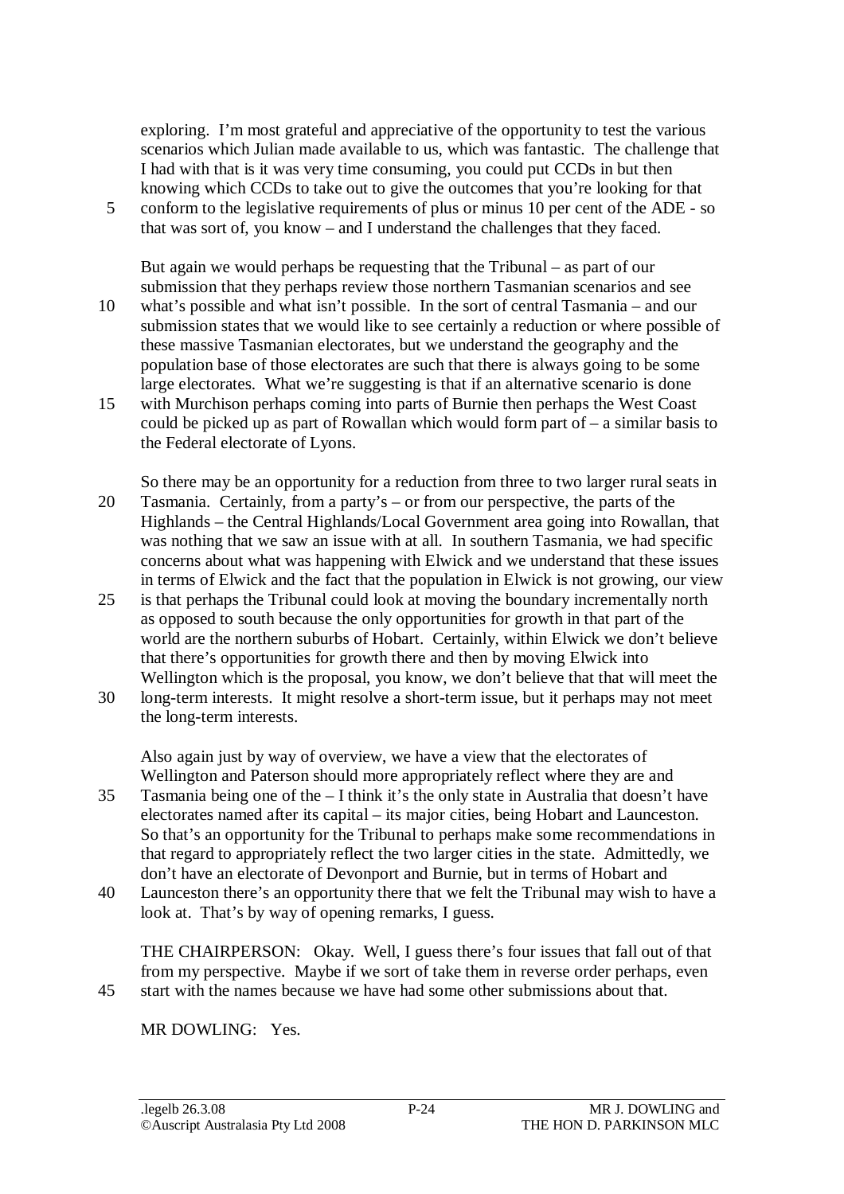exploring. I'm most grateful and appreciative of the opportunity to test the various scenarios which Julian made available to us, which was fantastic. The challenge that I had with that is it was very time consuming, you could put CCDs in but then knowing which CCDs to take out to give the outcomes that you're looking for that conform to the legislative requirements of plus or minus 10 per cent of the ADE - so that was sort of, you know – and I understand the challenges that they faced.

But again we would perhaps be requesting that the Tribunal – as part of our submission that they perhaps review those northern Tasmanian scenarios and see what's possible and what isn't possible. In the sort of central Tasmania – and our submission states that we would like to see certainly a reduction or where possible of these massive Tasmanian electorates, but we understand the geography and the population base of those electorates are such that there is always going to be some large electorates. What we're suggesting is that if an alternative scenario is done with Murchison perhaps coming into parts of Burnie then perhaps the West Coast could be picked up as part of Rowallan which would form part of – a similar basis to the Federal electorate of Lyons.

So there may be an opportunity for a reduction from three to two larger rural seats in Tasmania. Certainly, from a party's – or from our perspective, the parts of the Highlands – the Central Highlands/Local Government area going into Rowallan, that was nothing that we saw an issue with at all. In southern Tasmania, we had specific concerns about what was happening with Elwick and we understand that these issues in terms of Elwick and the fact that the population in Elwick is not growing, our view is that perhaps the Tribunal could look at moving the boundary incrementally north as opposed to south because the only opportunities for growth in that part of the world are the northern suburbs of Hobart. Certainly, within Elwick we don't believe that there's opportunities for growth there and then by moving Elwick into Wellington which is the proposal, you know, we don't believe that that will meet the long-term interests. It might resolve a short-term issue, but it perhaps may not meet the long-term interests.

Also again just by way of overview, we have a view that the electorates of Wellington and Paterson should more appropriately reflect where they are and Tasmania being one of the – I think it's the only state in Australia that doesn't have electorates named after its capital – its major cities, being Hobart and Launceston. So that's an opportunity for the Tribunal to perhaps make some recommendations in that regard to appropriately reflect the two larger cities in the state. Admittedly, we don't have an electorate of Devonport and Burnie, but in terms of Hobart and Launceston there's an opportunity there that we felt the Tribunal may wish to have a look at. That's by way of opening remarks, I guess.

THE CHAIRPERSON: Okay. Well, I guess there's four issues that fall out of that from my perspective. Maybe if we sort of take them in reverse order perhaps, even start with the names because we have had some other submissions about that.

MR DOWLING: Yes.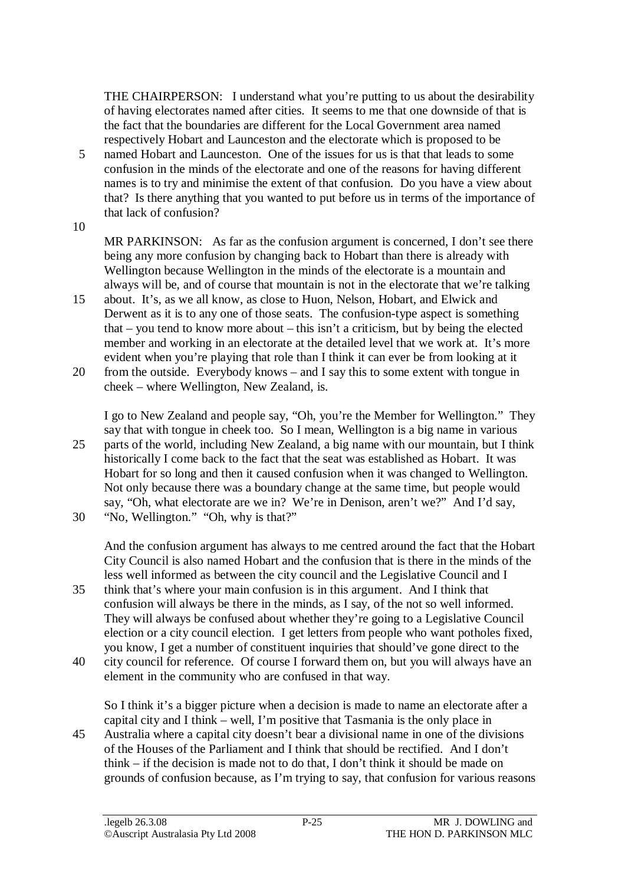THE CHAIRPERSON: I understand what you're putting to us about the desirability of having electorates named after cities. It seems to me that one downside of that is the fact that the boundaries are different for the Local Government area named respectively Hobart and Launceston and the electorate which is proposed to be named Hobart and Launceston. One of the issues for us is that that leads to some confusion in the minds of the electorate and one of the reasons for having different names is to try and minimise the extent of that confusion. Do you have a view about that? Is there anything that you wanted to put before us in terms of the importance of that lack of confusion?

MR PARKINSON: As far as the confusion argument is concerned, I don't see there being any more confusion by changing back to Hobart than there is already with Wellington because Wellington in the minds of the electorate is a mountain and always will be, and of course that mountain is not in the electorate that we're talking about. It's, as we all know, as close to Huon, Nelson, Hobart, and Elwick and Derwent as it is to any one of those seats. The confusion-type aspect is something that – you tend to know more about – this isn't a criticism, but by being the elected member and working in an electorate at the detailed level that we work at. It's more evident when you're playing that role than I think it can ever be from looking at it from the outside. Everybody knows – and I say this to some extent with tongue in cheek – where Wellington, New Zealand, is.

I go to New Zealand and people say, "Oh, you're the Member for Wellington." They say that with tongue in cheek too. So I mean, Wellington is a big name in various parts of the world, including New Zealand, a big name with our mountain, but I think historically I come back to the fact that the seat was established as Hobart. It was Hobart for so long and then it caused confusion when it was changed to Wellington. Not only because there was a boundary change at the same time, but people would say, "Oh, what electorate are we in? We're in Denison, aren't we?" And I'd say, "No, Wellington." "Oh, why is that?"

And the confusion argument has always to me centred around the fact that the Hobart City Council is also named Hobart and the confusion that is there in the minds of the less well informed as between the city council and the Legislative Council and I think that's where your main confusion is in this argument. And I think that confusion will always be there in the minds, as I say, of the not so well informed. They will always be confused about whether they're going to a Legislative Council election or a city council election. I get letters from people who want potholes fixed, you know, I get a number of constituent inquiries that should've gone direct to the city council for reference. Of course I forward them on, but you will always have an element in the community who are confused in that way.

So I think it's a bigger picture when a decision is made to name an electorate after a capital city and I think – well, I'm positive that Tasmania is the only place in Australia where a capital city doesn't bear a divisional name in one of the divisions of the Houses of the Parliament and I think that should be rectified. And I don't think – if the decision is made not to do that, I don't think it should be made on grounds of confusion because, as I'm trying to say, that confusion for various reasons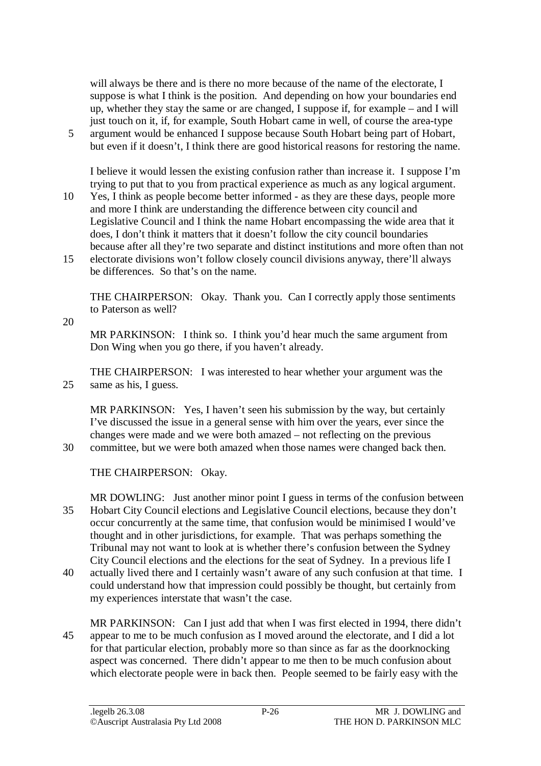will always be there and is there no more because of the name of the electorate, I suppose is what I think is the position. And depending on how your boundaries end up, whether they stay the same or are changed, I suppose if, for example – and I will just touch on it, if, for example, South Hobart came in well, of course the area-type argument would be enhanced I suppose because South Hobart being part of Hobart, but even if it doesn't, I think there are good historical reasons for restoring the name.

I believe it would lessen the existing confusion rather than increase it. I suppose I'm trying to put that to you from practical experience as much as any logical argument. Yes, I think as people become better informed - as they are these days, people more and more I think are understanding the difference between city council and Legislative Council and I think the name Hobart encompassing the wide area that it does, I don't think it matters that it doesn't follow the city council boundaries because after all they're two separate and distinct institutions and more often than not electorate divisions won't follow closely council divisions anyway, there'll always be differences. So that's on the name.

THE CHAIRPERSON: Okay. Thank you. Can I correctly apply those sentiments to Paterson as well?

MR PARKINSON: I think so. I think you'd hear much the same argument from Don Wing when you go there, if you haven't already.

THE CHAIRPERSON: I was interested to hear whether your argument was the same as his, I guess.

MR PARKINSON: Yes, I haven't seen his submission by the way, but certainly I've discussed the issue in a general sense with him over the years, ever since the changes were made and we were both amazed – not reflecting on the previous committee, but we were both amazed when those names were changed back then.

THE CHAIRPERSON: Okay.

MR DOWLING: Just another minor point I guess in terms of the confusion between Hobart City Council elections and Legislative Council elections, because they don't occur concurrently at the same time, that confusion would be minimised I would've thought and in other jurisdictions, for example. That was perhaps something the Tribunal may not want to look at is whether there's confusion between the Sydney City Council elections and the elections for the seat of Sydney. In a previous life I actually lived there and I certainly wasn't aware of any such confusion at that time. I could understand how that impression could possibly be thought, but certainly from my experiences interstate that wasn't the case.

MR PARKINSON: Can I just add that when I was first elected in 1994, there didn't appear to me to be much confusion as I moved around the electorate, and I did a lot for that particular election, probably more so than since as far as the doorknocking aspect was concerned. There didn't appear to me then to be much confusion about which electorate people were in back then. People seemed to be fairly easy with the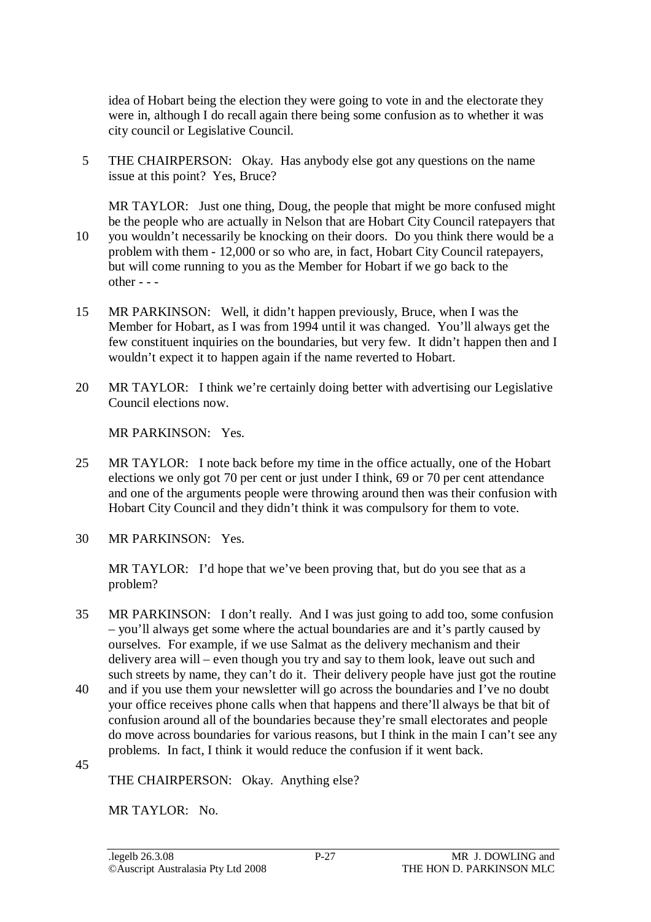idea of Hobart being the election they were going to vote in and the electorate they were in, although I do recall again there being some confusion as to whether it was city council or Legislative Council.

THE CHAIRPERSON: Okay. Has anybody else got any questions on the name issue at this point? Yes, Bruce?

MR TAYLOR: Just one thing, Doug, the people that might be more confused might be the people who are actually in Nelson that are Hobart City Council ratepayers that you wouldn't necessarily be knocking on their doors. Do you think there would be a problem with them - 12,000 or so who are, in fact, Hobart City Council ratepayers, but will come running to you as the Member for Hobart if we go back to the other - - -

MR PARKINSON: Well, it didn't happen previously, Bruce, when I was the Member for Hobart, as I was from 1994 until it was changed. You'll always get the few constituent inquiries on the boundaries, but very few. It didn't happen then and I wouldn't expect it to happen again if the name reverted to Hobart.

MR TAYLOR: I think we're certainly doing better with advertising our Legislative Council elections now.

MR PARKINSON: Yes.

MR TAYLOR: I note back before my time in the office actually, one of the Hobart elections we only got 70 per cent or just under I think, 69 or 70 per cent attendance and one of the arguments people were throwing around then was their confusion with Hobart City Council and they didn't think it was compulsory for them to vote.

MR PARKINSON: Yes.

MR TAYLOR: I'd hope that we've been proving that, but do you see that as a problem?

MR PARKINSON: I don't really. And I was just going to add too, some confusion – you'll always get some where the actual boundaries are and it's partly caused by ourselves. For example, if we use Salmat as the delivery mechanism and their delivery area will – even though you try and say to them look, leave out such and such streets by name, they can't do it. Their delivery people have just got the routine and if you use them your newsletter will go across the boundaries and I've no doubt your office receives phone calls when that happens and there'll always be that bit of confusion around all of the boundaries because they're small electorates and people do move across boundaries for various reasons, but I think in the main I can't see any problems. In fact, I think it would reduce the confusion if it went back.

THE CHAIRPERSON: Okay. Anything else?

MR TAYLOR: No.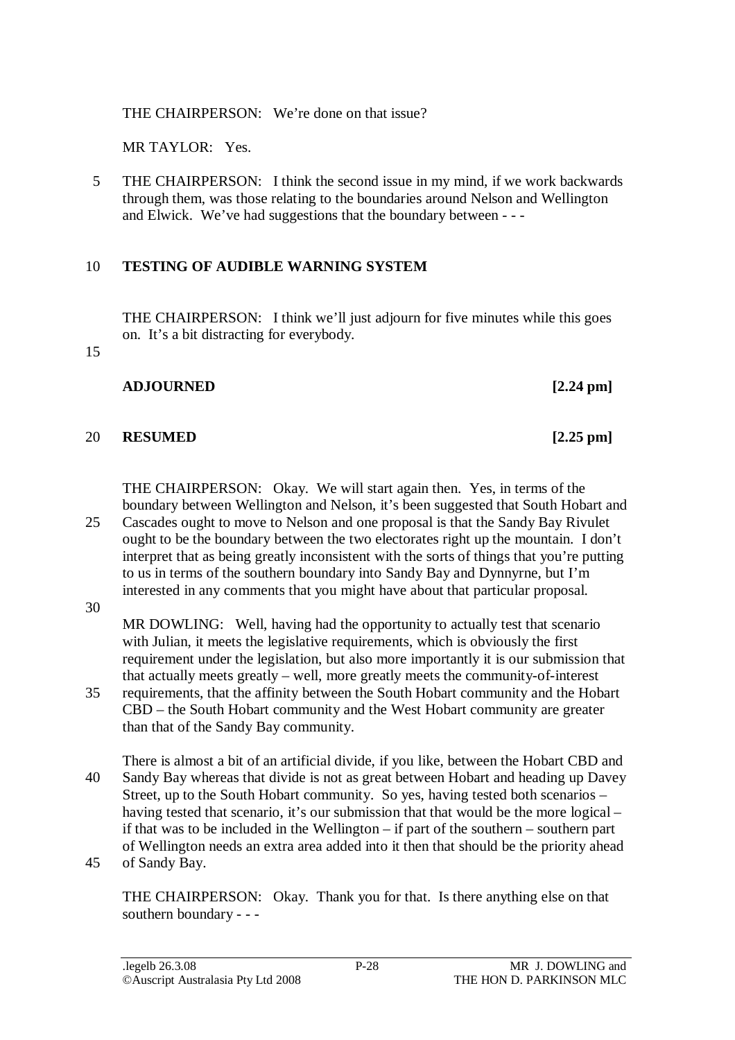THE CHAIRPERSON: We're done on that issue?

MR TAYLOR: Yes.

THE CHAIRPERSON: I think the second issue in my mind, if we work backwards through them, was those relating to the boundaries around Nelson and Wellington and Elwick. We've had suggestions that the boundary between - - -

**TESTING OF AUDIBLE WARNING SYSTEM**

THE CHAIRPERSON: I think we'll just adjourn for five minutes while this goes on. It's a bit distracting for everybody.

**ADJOURNED** **[2.24 pm]**

**RESUMED** **[2.25 pm]**

THE CHAIRPERSON: Okay. We will start again then. Yes, in terms of the boundary between Wellington and Nelson, it's been suggested that South Hobart and Cascades ought to move to Nelson and one proposal is that the Sandy Bay Rivulet ought to be the boundary between the two electorates right up the mountain. I don't interpret that as being greatly inconsistent with the sorts of things that you're putting to us in terms of the southern boundary into Sandy Bay and Dynnyrne, but I'm interested in any comments that you might have about that particular proposal.

MR DOWLING: Well, having had the opportunity to actually test that scenario with Julian, it meets the legislative requirements, which is obviously the first requirement under the legislation, but also more importantly it is our submission that that actually meets greatly – well, more greatly meets the community-of-interest requirements, that the affinity between the South Hobart community and the Hobart CBD – the South Hobart community and the West Hobart community are greater than that of the Sandy Bay community.

There is almost a bit of an artificial divide, if you like, between the Hobart CBD and Sandy Bay whereas that divide is not as great between Hobart and heading up Davey Street, up to the South Hobart community. So yes, having tested both scenarios – having tested that scenario, it's our submission that that would be the more logical – if that was to be included in the Wellington – if part of the southern – southern part of Wellington needs an extra area added into it then that should be the priority ahead of Sandy Bay.

THE CHAIRPERSON: Okay. Thank you for that. Is there anything else on that southern boundary - - -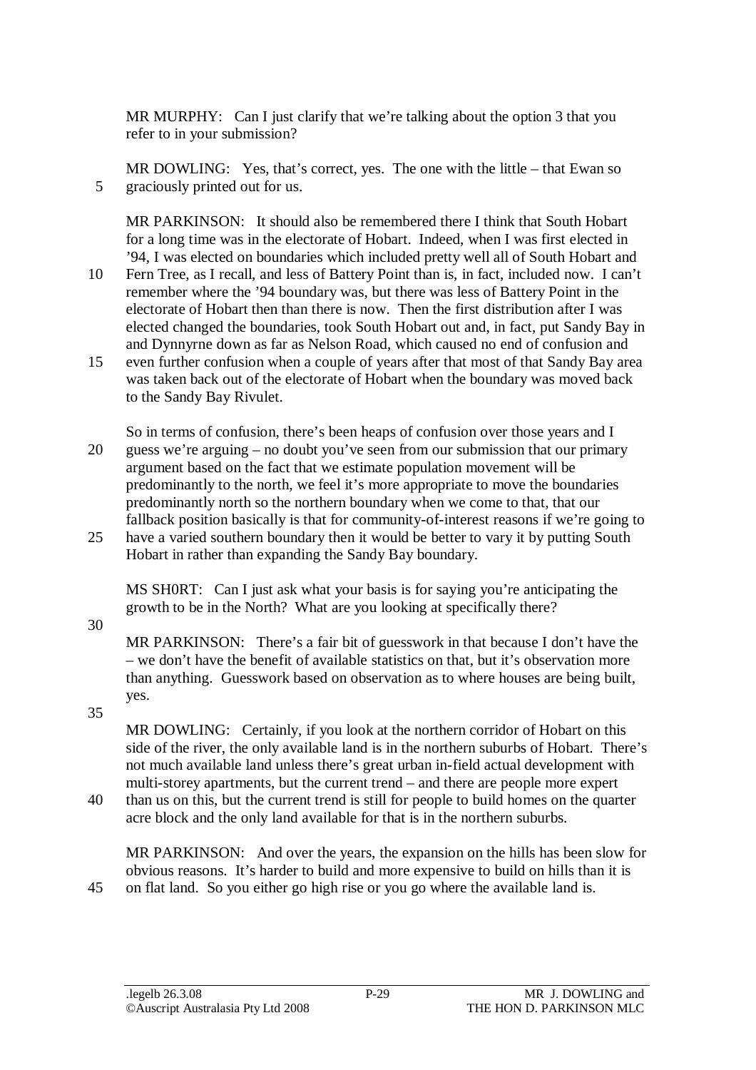MR MURPHY: Can I just clarify that we're talking about the option 3 that you refer to in your submission?

MR DOWLING: Yes, that's correct, yes. The one with the little – that Ewan so graciously printed out for us.

MR PARKINSON: It should also be remembered there I think that South Hobart for a long time was in the electorate of Hobart. Indeed, when I was first elected in '94, I was elected on boundaries which included pretty well all of South Hobart and Fern Tree, as I recall, and less of Battery Point than is, in fact, included now. I can't remember where the '94 boundary was, but there was less of Battery Point in the electorate of Hobart then than there is now. Then the first distribution after I was elected changed the boundaries, took South Hobart out and, in fact, put Sandy Bay in and Dynnyrne down as far as Nelson Road, which caused no end of confusion and even further confusion when a couple of years after that most of that Sandy Bay area was taken back out of the electorate of Hobart when the boundary was moved back to the Sandy Bay Rivulet.

So in terms of confusion, there's been heaps of confusion over those years and I guess we're arguing – no doubt you've seen from our submission that our primary argument based on the fact that we estimate population movement will be predominantly to the north, we feel it's more appropriate to move the boundaries predominantly north so the northern boundary when we come to that, that our fallback position basically is that for community-of-interest reasons if we're going to have a varied southern boundary then it would be better to vary it by putting South Hobart in rather than expanding the Sandy Bay boundary.

MS SH0RT: Can I just ask what your basis is for saying you're anticipating the growth to be in the North? What are you looking at specifically there?

MR PARKINSON: There's a fair bit of guesswork in that because I don't have the – we don't have the benefit of available statistics on that, but it's observation more than anything. Guesswork based on observation as to where houses are being built, yes.

MR DOWLING: Certainly, if you look at the northern corridor of Hobart on this side of the river, the only available land is in the northern suburbs of Hobart. There's not much available land unless there's great urban in-field actual development with multi-storey apartments, but the current trend – and there are people more expert than us on this, but the current trend is still for people to build homes on the quarter acre block and the only land available for that is in the northern suburbs.

MR PARKINSON: And over the years, the expansion on the hills has been slow for obvious reasons. It's harder to build and more expensive to build on hills than it is on flat land. So you either go high rise or you go where the available land is.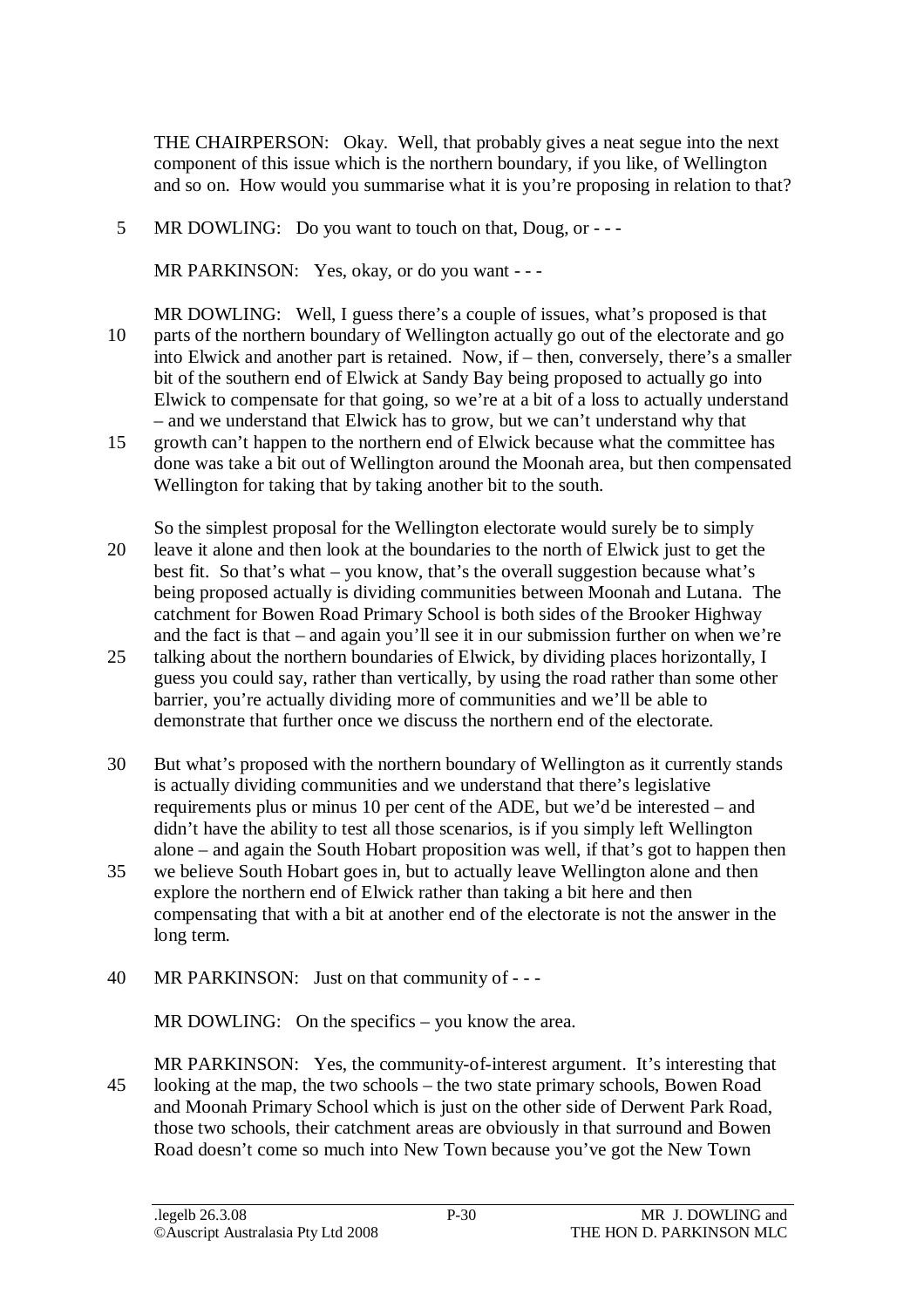THE CHAIRPERSON: Okay. Well, that probably gives a neat segue into the next component of this issue which is the northern boundary, if you like, of Wellington and so on. How would you summarise what it is you're proposing in relation to that?

MR DOWLING: Do you want to touch on that, Doug, or - - -

MR PARKINSON: Yes, okay, or do you want - - -

MR DOWLING: Well, I guess there's a couple of issues, what's proposed is that parts of the northern boundary of Wellington actually go out of the electorate and go into Elwick and another part is retained. Now, if – then, conversely, there's a smaller bit of the southern end of Elwick at Sandy Bay being proposed to actually go into Elwick to compensate for that going, so we're at a bit of a loss to actually understand – and we understand that Elwick has to grow, but we can't understand why that growth can't happen to the northern end of Elwick because what the committee has done was take a bit out of Wellington around the Moonah area, but then compensated Wellington for taking that by taking another bit to the south.

So the simplest proposal for the Wellington electorate would surely be to simply leave it alone and then look at the boundaries to the north of Elwick just to get the best fit. So that's what – you know, that's the overall suggestion because what's being proposed actually is dividing communities between Moonah and Lutana. The catchment for Bowen Road Primary School is both sides of the Brooker Highway and the fact is that – and again you'll see it in our submission further on when we're talking about the northern boundaries of Elwick, by dividing places horizontally, I guess you could say, rather than vertically, by using the road rather than some other barrier, you're actually dividing more of communities and we'll be able to demonstrate that further once we discuss the northern end of the electorate.

But what's proposed with the northern boundary of Wellington as it currently stands is actually dividing communities and we understand that there's legislative requirements plus or minus 10 per cent of the ADE, but we'd be interested – and didn't have the ability to test all those scenarios, is if you simply left Wellington alone – and again the South Hobart proposition was well, if that's got to happen then we believe South Hobart goes in, but to actually leave Wellington alone and then explore the northern end of Elwick rather than taking a bit here and then compensating that with a bit at another end of the electorate is not the answer in the long term.

MR PARKINSON: Just on that community of - - -

MR DOWLING: On the specifics – you know the area.

MR PARKINSON: Yes, the community-of-interest argument. It's interesting that looking at the map, the two schools – the two state primary schools, Bowen Road and Moonah Primary School which is just on the other side of Derwent Park Road, those two schools, their catchment areas are obviously in that surround and Bowen Road doesn't come so much into New Town because you've got the New Town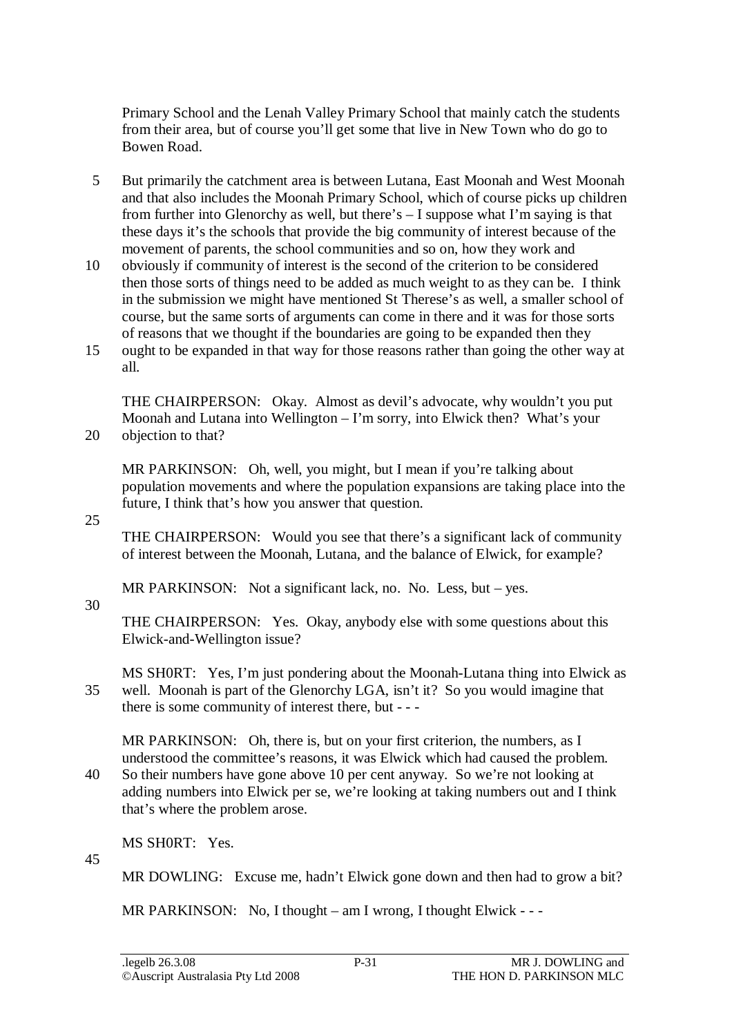Primary School and the Lenah Valley Primary School that mainly catch the students from their area, but of course you'll get some that live in New Town who do go to Bowen Road.

But primarily the catchment area is between Lutana, East Moonah and West Moonah and that also includes the Moonah Primary School, which of course picks up children from further into Glenorchy as well, but there's – I suppose what I'm saying is that these days it's the schools that provide the big community of interest because of the movement of parents, the school communities and so on, how they work and obviously if community of interest is the second of the criterion to be considered then those sorts of things need to be added as much weight to as they can be. I think in the submission we might have mentioned St Therese's as well, a smaller school of course, but the same sorts of arguments can come in there and it was for those sorts of reasons that we thought if the boundaries are going to be expanded then they ought to be expanded in that way for those reasons rather than going the other way at all.

THE CHAIRPERSON: Okay. Almost as devil's advocate, why wouldn't you put Moonah and Lutana into Wellington – I'm sorry, into Elwick then? What's your objection to that?

MR PARKINSON: Oh, well, you might, but I mean if you're talking about population movements and where the population expansions are taking place into the future, I think that's how you answer that question.

THE CHAIRPERSON: Would you see that there's a significant lack of community of interest between the Moonah, Lutana, and the balance of Elwick, for example?

MR PARKINSON: Not a significant lack, no. No. Less, but – yes.

THE CHAIRPERSON: Yes. Okay, anybody else with some questions about this Elwick-and-Wellington issue?

MS SH0RT: Yes, I'm just pondering about the Moonah-Lutana thing into Elwick as well. Moonah is part of the Glenorchy LGA, isn't it? So you would imagine that there is some community of interest there, but - - -

MR PARKINSON: Oh, there is, but on your first criterion, the numbers, as I understood the committee's reasons, it was Elwick which had caused the problem. So their numbers have gone above 10 per cent anyway. So we're not looking at adding numbers into Elwick per se, we're looking at taking numbers out and I think that's where the problem arose.

MS SH0RT: Yes.

MR DOWLING: Excuse me, hadn't Elwick gone down and then had to grow a bit?

MR PARKINSON: No, I thought – am I wrong, I thought Elwick - - -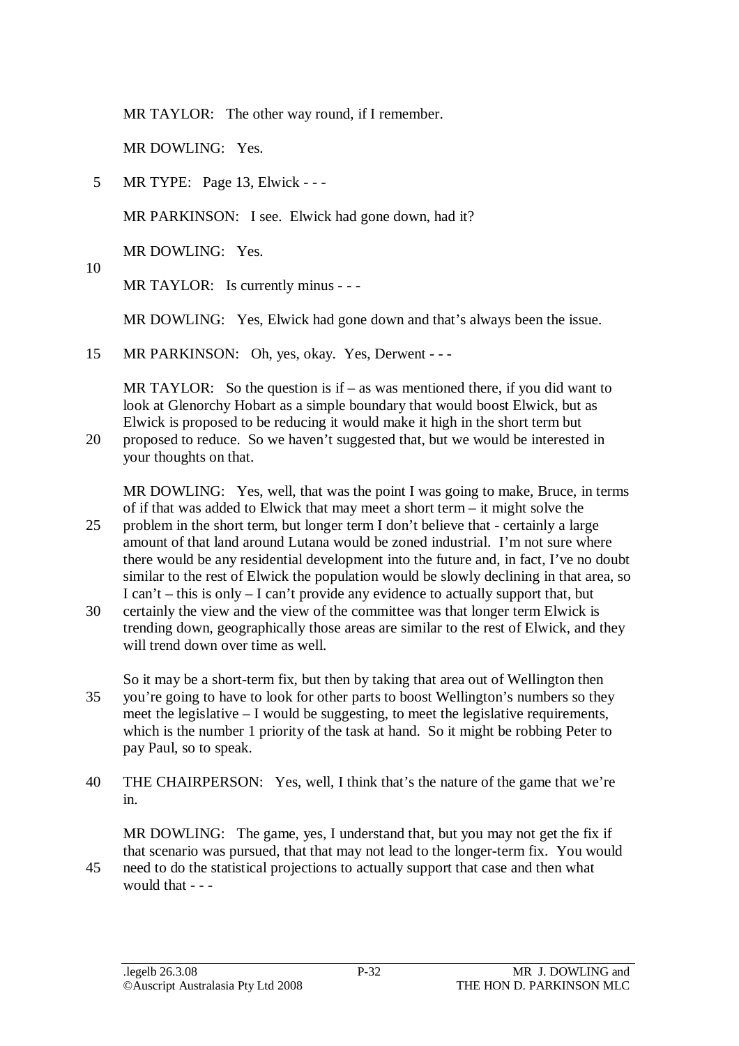MR TAYLOR: The other way round, if I remember.

MR DOWLING: Yes.

MR TYPE: Page 13, Elwick - - -

MR PARKINSON: I see. Elwick had gone down, had it?

MR DOWLING: Yes.

MR TAYLOR: Is currently minus - - -

MR DOWLING: Yes, Elwick had gone down and that's always been the issue.

MR PARKINSON: Oh, yes, okay. Yes, Derwent - - -

MR TAYLOR: So the question is if – as was mentioned there, if you did want to look at Glenorchy Hobart as a simple boundary that would boost Elwick, but as Elwick is proposed to be reducing it would make it high in the short term but proposed to reduce. So we haven't suggested that, but we would be interested in your thoughts on that.

MR DOWLING: Yes, well, that was the point I was going to make, Bruce, in terms of if that was added to Elwick that may meet a short term – it might solve the problem in the short term, but longer term I don't believe that - certainly a large amount of that land around Lutana would be zoned industrial. I'm not sure where there would be any residential development into the future and, in fact, I've no doubt similar to the rest of Elwick the population would be slowly declining in that area, so I can't – this is only – I can't provide any evidence to actually support that, but certainly the view and the view of the committee was that longer term Elwick is trending down, geographically those areas are similar to the rest of Elwick, and they will trend down over time as well.

So it may be a short-term fix, but then by taking that area out of Wellington then you're going to have to look for other parts to boost Wellington's numbers so they meet the legislative – I would be suggesting, to meet the legislative requirements, which is the number 1 priority of the task at hand. So it might be robbing Peter to pay Paul, so to speak.

THE CHAIRPERSON: Yes, well, I think that's the nature of the game that we're in.

MR DOWLING: The game, yes, I understand that, but you may not get the fix if that scenario was pursued, that that may not lead to the longer-term fix. You would need to do the statistical projections to actually support that case and then what would that - - -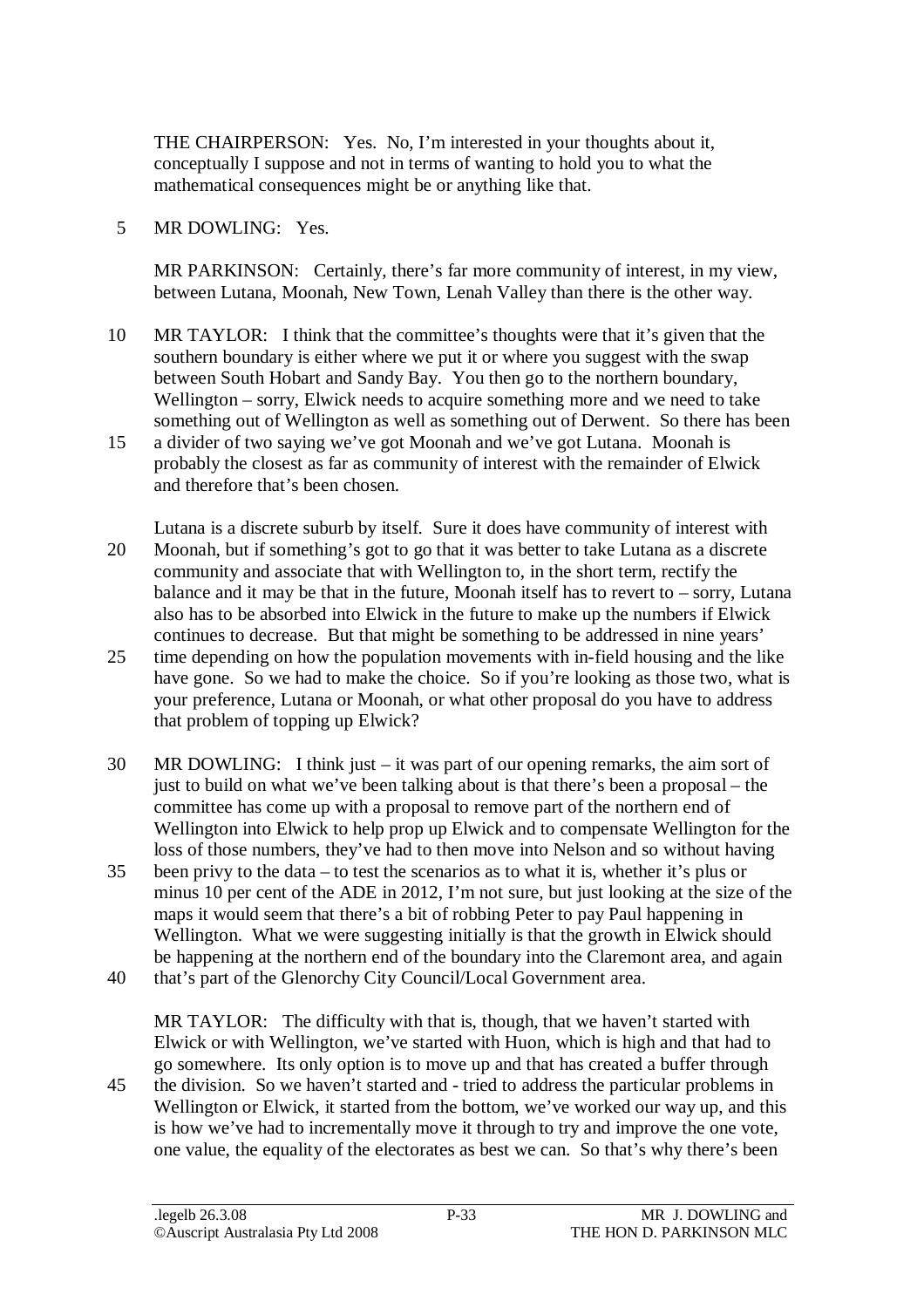THE CHAIRPERSON: Yes. No, I'm interested in your thoughts about it, conceptually I suppose and not in terms of wanting to hold you to what the mathematical consequences might be or anything like that.

MR DOWLING: Yes.

MR PARKINSON: Certainly, there's far more community of interest, in my view, between Lutana, Moonah, New Town, Lenah Valley than there is the other way.

MR TAYLOR: I think that the committee's thoughts were that it's given that the southern boundary is either where we put it or where you suggest with the swap between South Hobart and Sandy Bay. You then go to the northern boundary, Wellington – sorry, Elwick needs to acquire something more and we need to take something out of Wellington as well as something out of Derwent. So there has been a divider of two saying we've got Moonah and we've got Lutana. Moonah is probably the closest as far as community of interest with the remainder of Elwick and therefore that's been chosen.

Lutana is a discrete suburb by itself. Sure it does have community of interest with Moonah, but if something's got to go that it was better to take Lutana as a discrete community and associate that with Wellington to, in the short term, rectify the balance and it may be that in the future, Moonah itself has to revert to – sorry, Lutana also has to be absorbed into Elwick in the future to make up the numbers if Elwick continues to decrease. But that might be something to be addressed in nine years' time depending on how the population movements with in-field housing and the like have gone. So we had to make the choice. So if you're looking as those two, what is your preference, Lutana or Moonah, or what other proposal do you have to address that problem of topping up Elwick?

MR DOWLING: I think just – it was part of our opening remarks, the aim sort of just to build on what we've been talking about is that there's been a proposal – the committee has come up with a proposal to remove part of the northern end of Wellington into Elwick to help prop up Elwick and to compensate Wellington for the loss of those numbers, they've had to then move into Nelson and so without having been privy to the data – to test the scenarios as to what it is, whether it's plus or minus 10 per cent of the ADE in 2012, I'm not sure, but just looking at the size of the maps it would seem that there's a bit of robbing Peter to pay Paul happening in Wellington. What we were suggesting initially is that the growth in Elwick should be happening at the northern end of the boundary into the Claremont area, and again that's part of the Glenorchy City Council/Local Government area.

MR TAYLOR: The difficulty with that is, though, that we haven't started with Elwick or with Wellington, we've started with Huon, which is high and that had to go somewhere. Its only option is to move up and that has created a buffer through the division. So we haven't started and - tried to address the particular problems in Wellington or Elwick, it started from the bottom, we've worked our way up, and this is how we've had to incrementally move it through to try and improve the one vote, one value, the equality of the electorates as best we can. So that's why there's been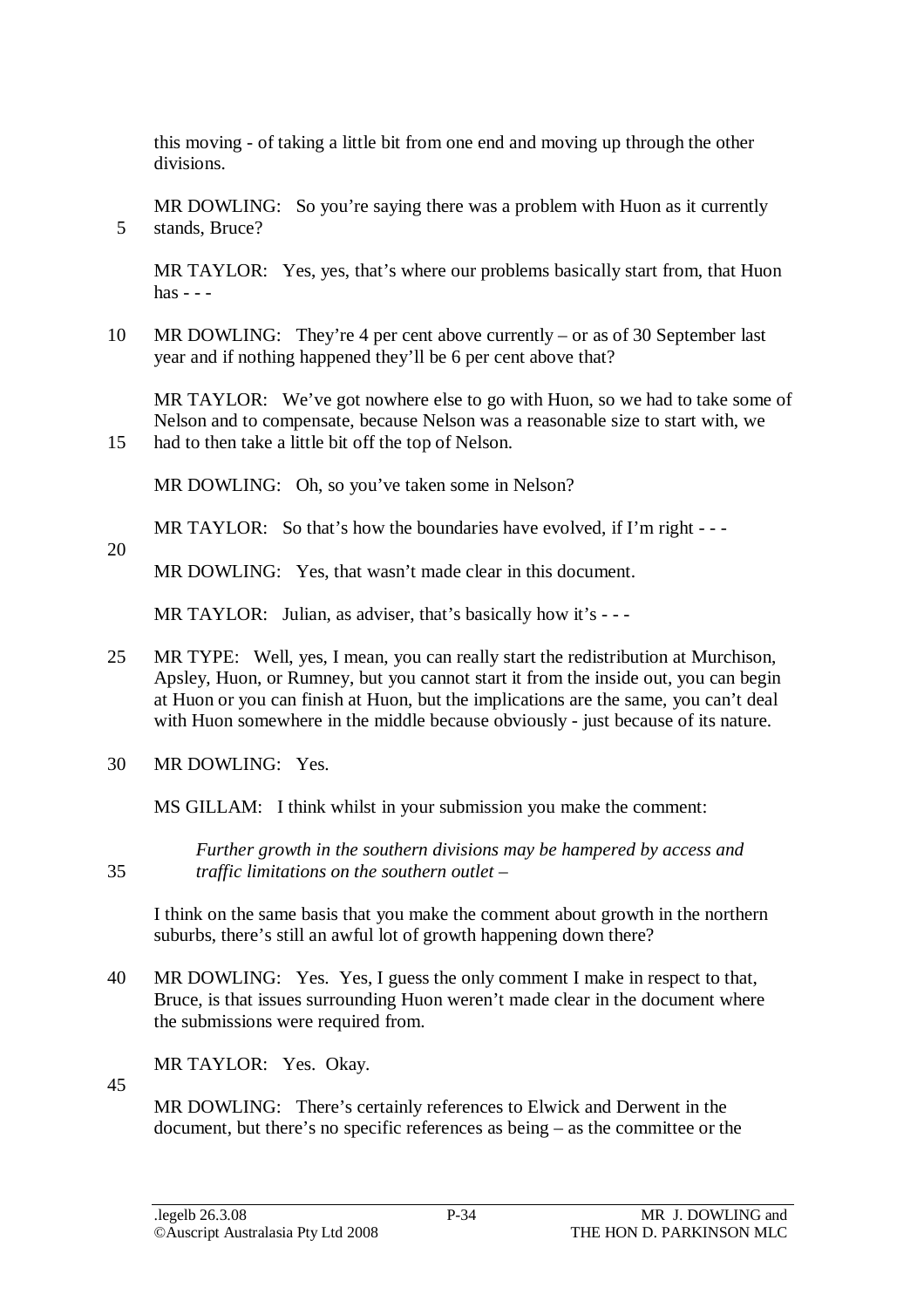this moving - of taking a little bit from one end and moving up through the other divisions.

MR DOWLING: So you're saying there was a problem with Huon as it currently stands, Bruce?

MR TAYLOR: Yes, yes, that's where our problems basically start from, that Huon has - - -

MR DOWLING: They're 4 per cent above currently – or as of 30 September last year and if nothing happened they'll be 6 per cent above that?

MR TAYLOR: We've got nowhere else to go with Huon, so we had to take some of Nelson and to compensate, because Nelson was a reasonable size to start with, we had to then take a little bit off the top of Nelson.

MR DOWLING: Oh, so you've taken some in Nelson?

MR TAYLOR: So that's how the boundaries have evolved, if I'm right - - -

MR DOWLING: Yes, that wasn't made clear in this document.

MR TAYLOR: Julian, as adviser, that's basically how it's - - -

MR TYPE: Well, yes, I mean, you can really start the redistribution at Murchison, Apsley, Huon, or Rumney, but you cannot start it from the inside out, you can begin at Huon or you can finish at Huon, but the implications are the same, you can't deal with Huon somewhere in the middle because obviously - just because of its nature.

MR DOWLING: Yes.

MS GILLAM: I think whilst in your submission you make the comment:

> *Further growth in the southern divisions may be hampered by access and traffic limitations on the southern outlet –*

I think on the same basis that you make the comment about growth in the northern suburbs, there's still an awful lot of growth happening down there?

MR DOWLING: Yes. Yes, I guess the only comment I make in respect to that, Bruce, is that issues surrounding Huon weren't made clear in the document where the submissions were required from.

MR TAYLOR: Yes. Okay.

MR DOWLING: There's certainly references to Elwick and Derwent in the document, but there's no specific references as being – as the committee or the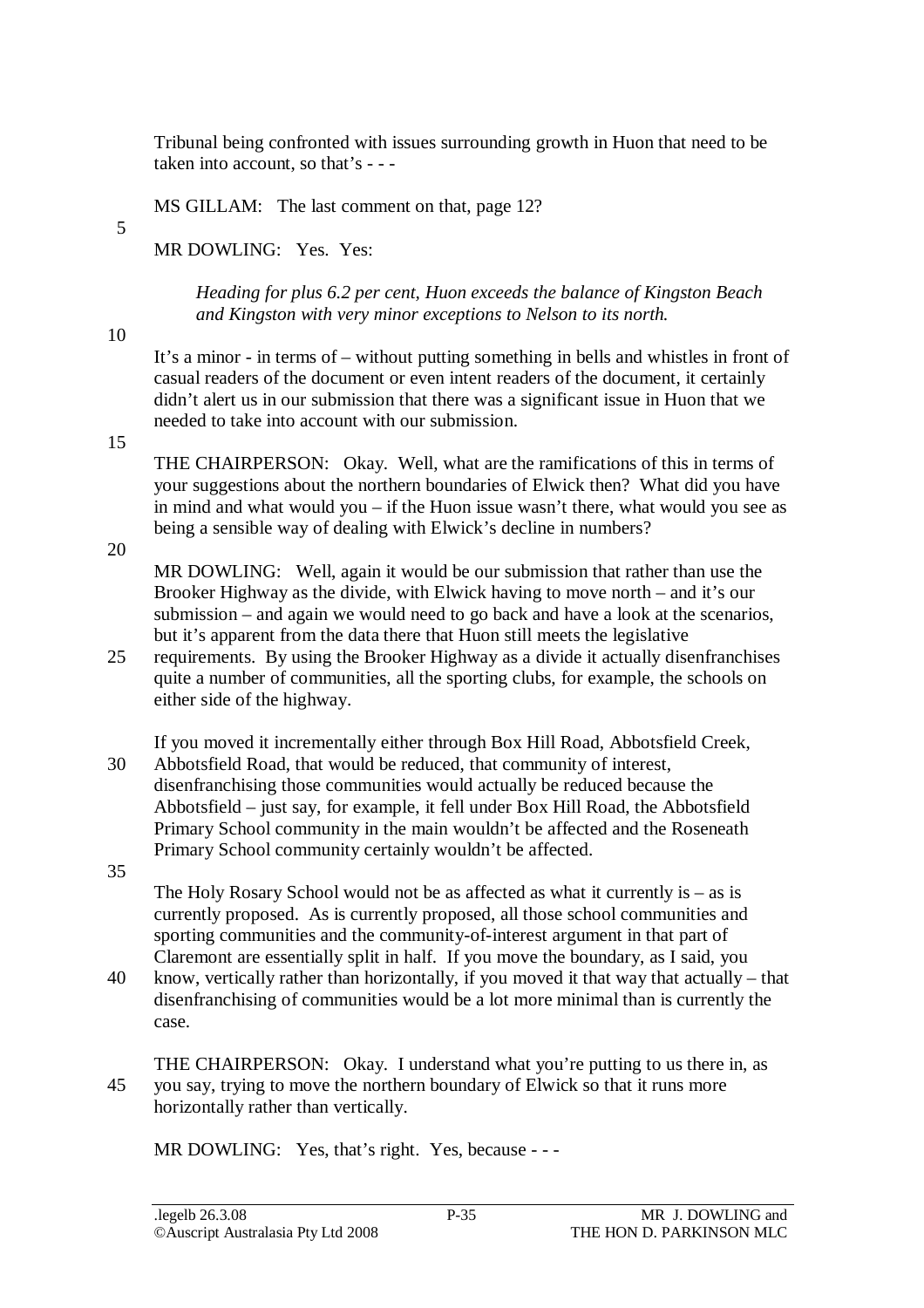Tribunal being confronted with issues surrounding growth in Huon that need to be taken into account, so that's - - -

MS GILLAM: The last comment on that, page 12?

MR DOWLING: Yes. Yes:

> *Heading for plus 6.2 per cent, Huon exceeds the balance of Kingston Beach and Kingston with very minor exceptions to Nelson to its north.*

It's a minor - in terms of – without putting something in bells and whistles in front of casual readers of the document or even intent readers of the document, it certainly didn't alert us in our submission that there was a significant issue in Huon that we needed to take into account with our submission.

THE CHAIRPERSON: Okay. Well, what are the ramifications of this in terms of your suggestions about the northern boundaries of Elwick then? What did you have in mind and what would you – if the Huon issue wasn't there, what would you see as being a sensible way of dealing with Elwick's decline in numbers?

MR DOWLING: Well, again it would be our submission that rather than use the Brooker Highway as the divide, with Elwick having to move north – and it's our submission – and again we would need to go back and have a look at the scenarios, but it's apparent from the data there that Huon still meets the legislative requirements. By using the Brooker Highway as a divide it actually disenfranchises quite a number of communities, all the sporting clubs, for example, the schools on either side of the highway.

If you moved it incrementally either through Box Hill Road, Abbotsfield Creek, Abbotsfield Road, that would be reduced, that community of interest, disenfranchising those communities would actually be reduced because the Abbotsfield – just say, for example, it fell under Box Hill Road, the Abbotsfield Primary School community in the main wouldn't be affected and the Roseneath Primary School community certainly wouldn't be affected.

The Holy Rosary School would not be as affected as what it currently is – as is currently proposed. As is currently proposed, all those school communities and sporting communities and the community-of-interest argument in that part of Claremont are essentially split in half. If you move the boundary, as I said, you know, vertically rather than horizontally, if you moved it that way that actually – that disenfranchising of communities would be a lot more minimal than is currently the case.

THE CHAIRPERSON: Okay. I understand what you're putting to us there in, as you say, trying to move the northern boundary of Elwick so that it runs more horizontally rather than vertically.

MR DOWLING: Yes, that's right. Yes, because - - -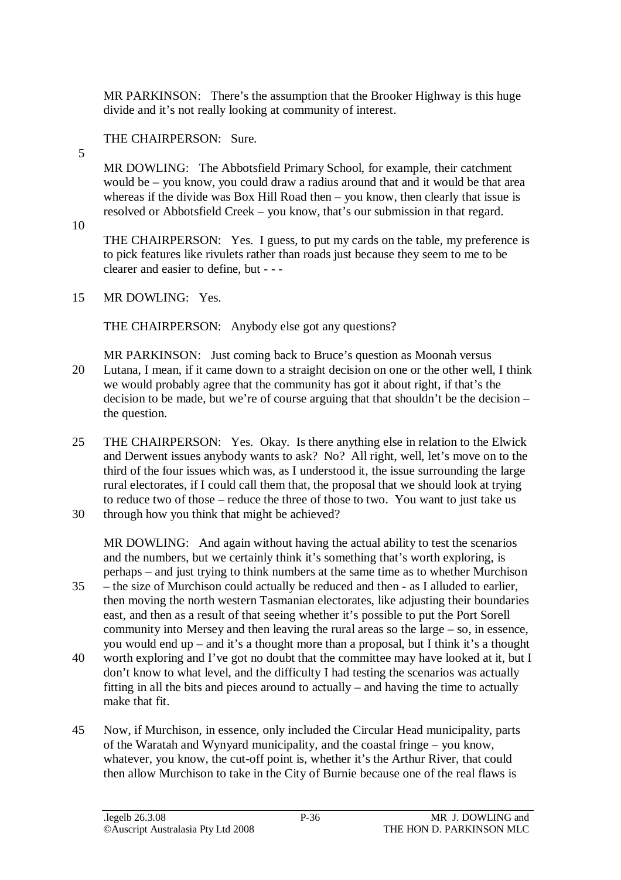MR PARKINSON: There's the assumption that the Brooker Highway is this huge divide and it's not really looking at community of interest.

THE CHAIRPERSON: Sure.

MR DOWLING: The Abbotsfield Primary School, for example, their catchment would be – you know, you could draw a radius around that and it would be that area whereas if the divide was Box Hill Road then – you know, then clearly that issue is resolved or Abbotsfield Creek – you know, that's our submission in that regard.

THE CHAIRPERSON: Yes. I guess, to put my cards on the table, my preference is to pick features like rivulets rather than roads just because they seem to me to be clearer and easier to define, but - - -

MR DOWLING: Yes.

THE CHAIRPERSON: Anybody else got any questions?

MR PARKINSON: Just coming back to Bruce's question as Moonah versus Lutana, I mean, if it came down to a straight decision on one or the other well, I think we would probably agree that the community has got it about right, if that's the decision to be made, but we're of course arguing that that shouldn't be the decision – the question.

THE CHAIRPERSON: Yes. Okay. Is there anything else in relation to the Elwick and Derwent issues anybody wants to ask? No? All right, well, let's move on to the third of the four issues which was, as I understood it, the issue surrounding the large rural electorates, if I could call them that, the proposal that we should look at trying to reduce two of those – reduce the three of those to two. You want to just take us through how you think that might be achieved?

MR DOWLING: And again without having the actual ability to test the scenarios and the numbers, but we certainly think it's something that's worth exploring, is perhaps – and just trying to think numbers at the same time as to whether Murchison – the size of Murchison could actually be reduced and then - as I alluded to earlier, then moving the north western Tasmanian electorates, like adjusting their boundaries east, and then as a result of that seeing whether it's possible to put the Port Sorell community into Mersey and then leaving the rural areas so the large – so, in essence, you would end up – and it's a thought more than a proposal, but I think it's a thought worth exploring and I've got no doubt that the committee may have looked at it, but I don't know to what level, and the difficulty I had testing the scenarios was actually fitting in all the bits and pieces around to actually – and having the time to actually make that fit.

Now, if Murchison, in essence, only included the Circular Head municipality, parts of the Waratah and Wynyard municipality, and the coastal fringe – you know, whatever, you know, the cut-off point is, whether it's the Arthur River, that could then allow Murchison to take in the City of Burnie because one of the real flaws is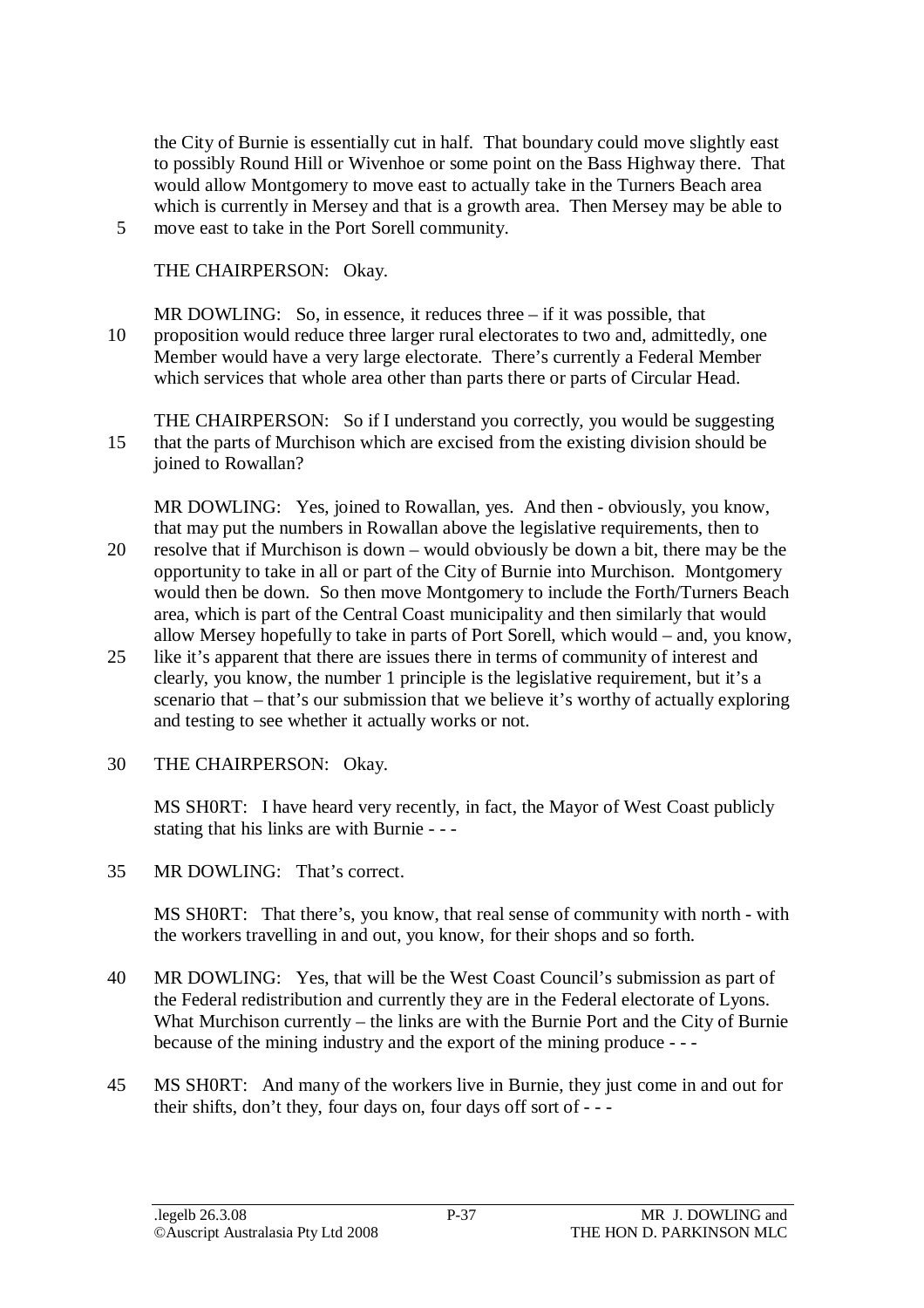the City of Burnie is essentially cut in half. That boundary could move slightly east to possibly Round Hill or Wivenhoe or some point on the Bass Highway there. That would allow Montgomery to move east to actually take in the Turners Beach area which is currently in Mersey and that is a growth area. Then Mersey may be able to move east to take in the Port Sorell community.

THE CHAIRPERSON: Okay.

MR DOWLING: So, in essence, it reduces three – if it was possible, that proposition would reduce three larger rural electorates to two and, admittedly, one Member would have a very large electorate. There's currently a Federal Member which services that whole area other than parts there or parts of Circular Head.

THE CHAIRPERSON: So if I understand you correctly, you would be suggesting that the parts of Murchison which are excised from the existing division should be joined to Rowallan?

MR DOWLING: Yes, joined to Rowallan, yes. And then - obviously, you know, that may put the numbers in Rowallan above the legislative requirements, then to resolve that if Murchison is down – would obviously be down a bit, there may be the opportunity to take in all or part of the City of Burnie into Murchison. Montgomery would then be down. So then move Montgomery to include the Forth/Turners Beach area, which is part of the Central Coast municipality and then similarly that would allow Mersey hopefully to take in parts of Port Sorell, which would – and, you know, like it's apparent that there are issues there in terms of community of interest and clearly, you know, the number 1 principle is the legislative requirement, but it's a scenario that – that's our submission that we believe it's worthy of actually exploring and testing to see whether it actually works or not.

THE CHAIRPERSON: Okay.

MS SH0RT: I have heard very recently, in fact, the Mayor of West Coast publicly stating that his links are with Burnie - - -

MR DOWLING: That's correct.

MS SH0RT: That there's, you know, that real sense of community with north - with the workers travelling in and out, you know, for their shops and so forth.

MR DOWLING: Yes, that will be the West Coast Council's submission as part of the Federal redistribution and currently they are in the Federal electorate of Lyons. What Murchison currently – the links are with the Burnie Port and the City of Burnie because of the mining industry and the export of the mining produce - - -

MS SH0RT: And many of the workers live in Burnie, they just come in and out for their shifts, don't they, four days on, four days off sort of - - -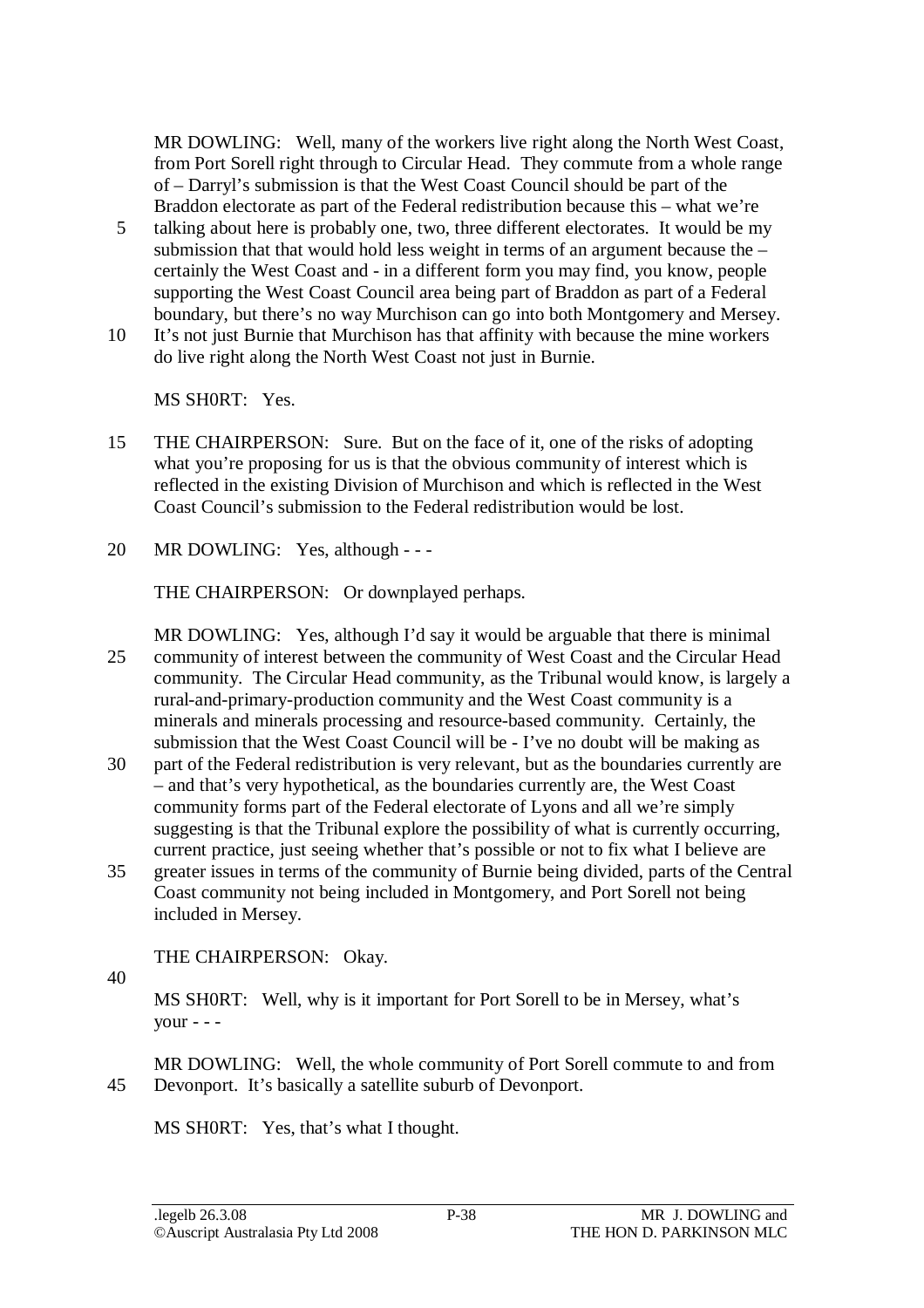MR DOWLING: Well, many of the workers live right along the North West Coast, from Port Sorell right through to Circular Head. They commute from a whole range of – Darryl's submission is that the West Coast Council should be part of the Braddon electorate as part of the Federal redistribution because this – what we're talking about here is probably one, two, three different electorates. It would be my submission that that would hold less weight in terms of an argument because the – certainly the West Coast and - in a different form you may find, you know, people supporting the West Coast Council area being part of Braddon as part of a Federal boundary, but there's no way Murchison can go into both Montgomery and Mersey. It's not just Burnie that Murchison has that affinity with because the mine workers do live right along the North West Coast not just in Burnie.

MS SH0RT: Yes.

THE CHAIRPERSON: Sure. But on the face of it, one of the risks of adopting what you're proposing for us is that the obvious community of interest which is reflected in the existing Division of Murchison and which is reflected in the West Coast Council's submission to the Federal redistribution would be lost.

MR DOWLING: Yes, although - - -

THE CHAIRPERSON: Or downplayed perhaps.

MR DOWLING: Yes, although I'd say it would be arguable that there is minimal community of interest between the community of West Coast and the Circular Head community. The Circular Head community, as the Tribunal would know, is largely a rural-and-primary-production community and the West Coast community is a minerals and minerals processing and resource-based community. Certainly, the submission that the West Coast Council will be - I've no doubt will be making as part of the Federal redistribution is very relevant, but as the boundaries currently are – and that's very hypothetical, as the boundaries currently are, the West Coast community forms part of the Federal electorate of Lyons and all we're simply suggesting is that the Tribunal explore the possibility of what is currently occurring, current practice, just seeing whether that's possible or not to fix what I believe are greater issues in terms of the community of Burnie being divided, parts of the Central Coast community not being included in Montgomery, and Port Sorell not being included in Mersey.

THE CHAIRPERSON: Okay.

MS SH0RT: Well, why is it important for Port Sorell to be in Mersey, what's your - - -

MR DOWLING: Well, the whole community of Port Sorell commute to and from Devonport. It's basically a satellite suburb of Devonport.

MS SH0RT: Yes, that's what I thought.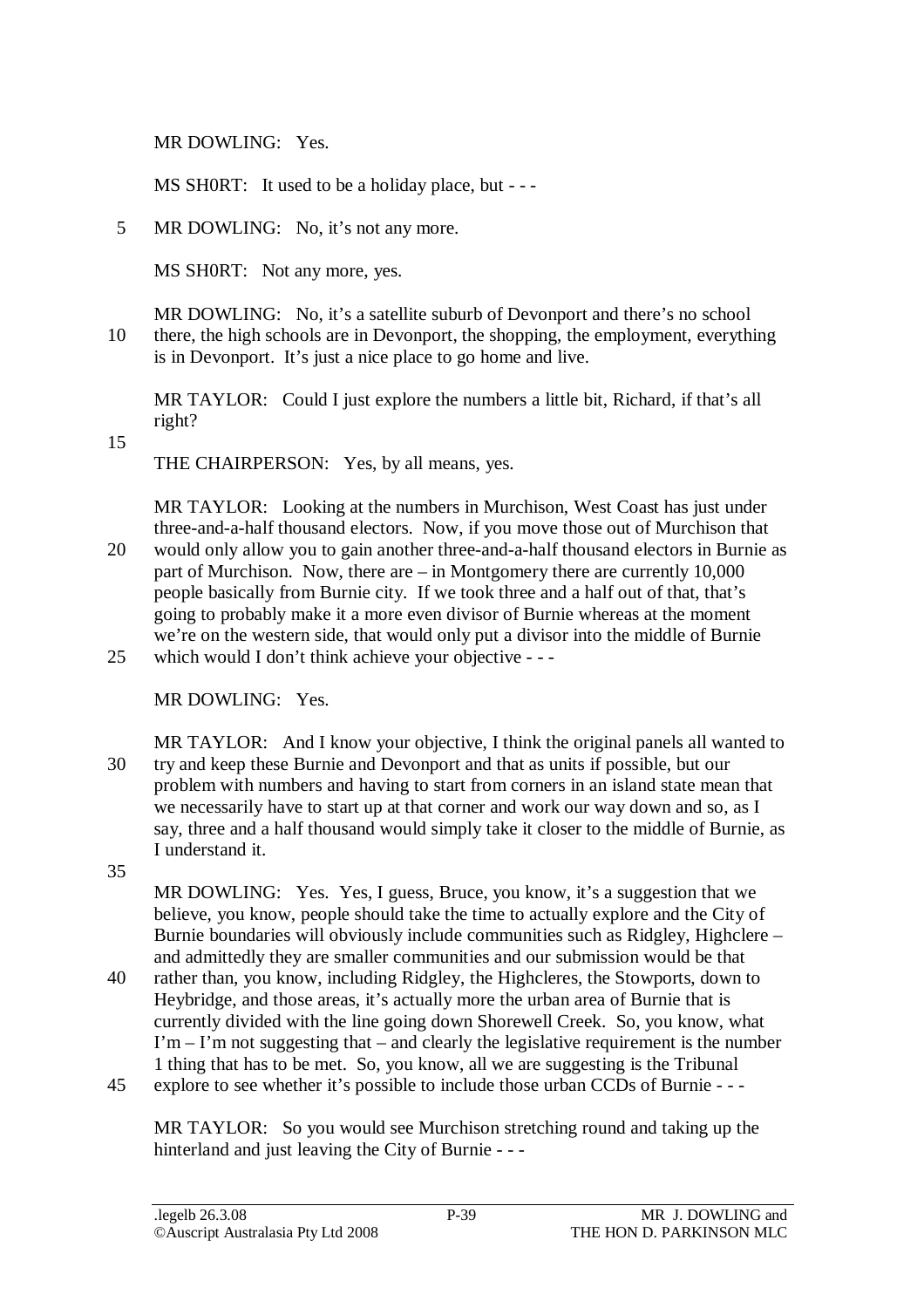MR DOWLING: Yes.

MS SH0RT: It used to be a holiday place, but - - -

MR DOWLING: No, it’s not any more.

MS SH0RT: Not any more, yes.

MR DOWLING: No, it’s a satellite suburb of Devonport and there’s no school there, the high schools are in Devonport, the shopping, the employment, everything is in Devonport. It’s just a nice place to go home and live.

MR TAYLOR: Could I just explore the numbers a little bit, Richard, if that’s all right?

THE CHAIRPERSON: Yes, by all means, yes.

MR TAYLOR: Looking at the numbers in Murchison, West Coast has just under three-and-a-half thousand electors. Now, if you move those out of Murchison that would only allow you to gain another three-and-a-half thousand electors in Burnie as part of Murchison. Now, there are – in Montgomery there are currently 10,000 people basically from Burnie city. If we took three and a half out of that, that’s going to probably make it a more even divisor of Burnie whereas at the moment we’re on the western side, that would only put a divisor into the middle of Burnie which would I don’t think achieve your objective - - -

MR DOWLING: Yes.

MR TAYLOR: And I know your objective, I think the original panels all wanted to try and keep these Burnie and Devonport and that as units if possible, but our problem with numbers and having to start from corners in an island state mean that we necessarily have to start up at that corner and work our way down and so, as I say, three and a half thousand would simply take it closer to the middle of Burnie, as I understand it.

MR DOWLING: Yes. Yes, I guess, Bruce, you know, it’s a suggestion that we believe, you know, people should take the time to actually explore and the City of Burnie boundaries will obviously include communities such as Ridgley, Highclere – and admittedly they are smaller communities and our submission would be that rather than, you know, including Ridgley, the Highcleres, the Stowports, down to Heybridge, and those areas, it’s actually more the urban area of Burnie that is currently divided with the line going down Shorewell Creek. So, you know, what I’m – I’m not suggesting that – and clearly the legislative requirement is the number 1 thing that has to be met. So, you know, all we are suggesting is the Tribunal explore to see whether it’s possible to include those urban CCDs of Burnie - - -

MR TAYLOR: So you would see Murchison stretching round and taking up the hinterland and just leaving the City of Burnie - - -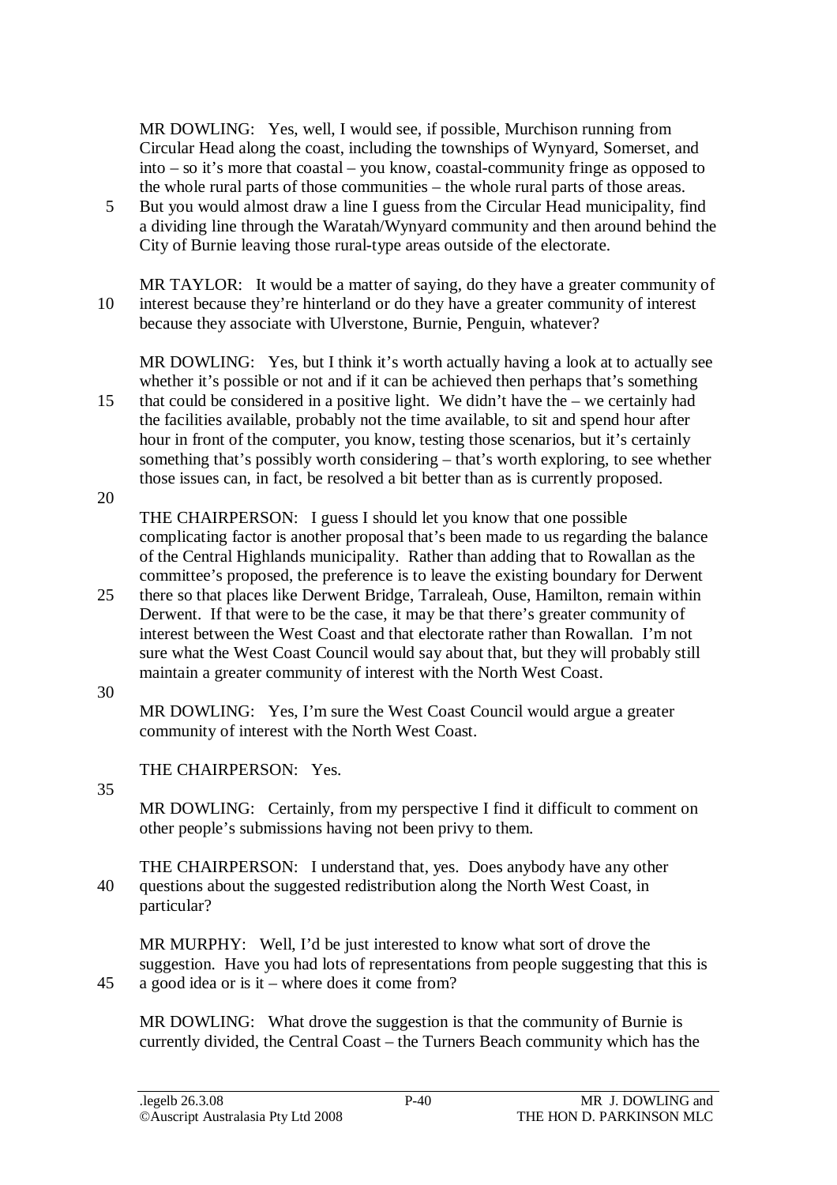MR DOWLING: Yes, well, I would see, if possible, Murchison running from Circular Head along the coast, including the townships of Wynyard, Somerset, and into – so it's more that coastal – you know, coastal-community fringe as opposed to the whole rural parts of those communities – the whole rural parts of those areas. But you would almost draw a line I guess from the Circular Head municipality, find a dividing line through the Waratah/Wynyard community and then around behind the City of Burnie leaving those rural-type areas outside of the electorate.

MR TAYLOR: It would be a matter of saying, do they have a greater community of interest because they're hinterland or do they have a greater community of interest because they associate with Ulverstone, Burnie, Penguin, whatever?

MR DOWLING: Yes, but I think it's worth actually having a look at to actually see whether it's possible or not and if it can be achieved then perhaps that's something that could be considered in a positive light. We didn't have the – we certainly had the facilities available, probably not the time available, to sit and spend hour after hour in front of the computer, you know, testing those scenarios, but it's certainly something that's possibly worth considering – that's worth exploring, to see whether those issues can, in fact, be resolved a bit better than as is currently proposed.

THE CHAIRPERSON: I guess I should let you know that one possible complicating factor is another proposal that's been made to us regarding the balance of the Central Highlands municipality. Rather than adding that to Rowallan as the committee's proposed, the preference is to leave the existing boundary for Derwent there so that places like Derwent Bridge, Tarraleah, Ouse, Hamilton, remain within Derwent. If that were to be the case, it may be that there's greater community of interest between the West Coast and that electorate rather than Rowallan. I'm not sure what the West Coast Council would say about that, but they will probably still maintain a greater community of interest with the North West Coast.

MR DOWLING: Yes, I'm sure the West Coast Council would argue a greater community of interest with the North West Coast.

THE CHAIRPERSON: Yes.

MR DOWLING: Certainly, from my perspective I find it difficult to comment on other people's submissions having not been privy to them.

THE CHAIRPERSON: I understand that, yes. Does anybody have any other questions about the suggested redistribution along the North West Coast, in particular?

MR MURPHY: Well, I'd be just interested to know what sort of drove the suggestion. Have you had lots of representations from people suggesting that this is a good idea or is it – where does it come from?

MR DOWLING: What drove the suggestion is that the community of Burnie is currently divided, the Central Coast – the Turners Beach community which has the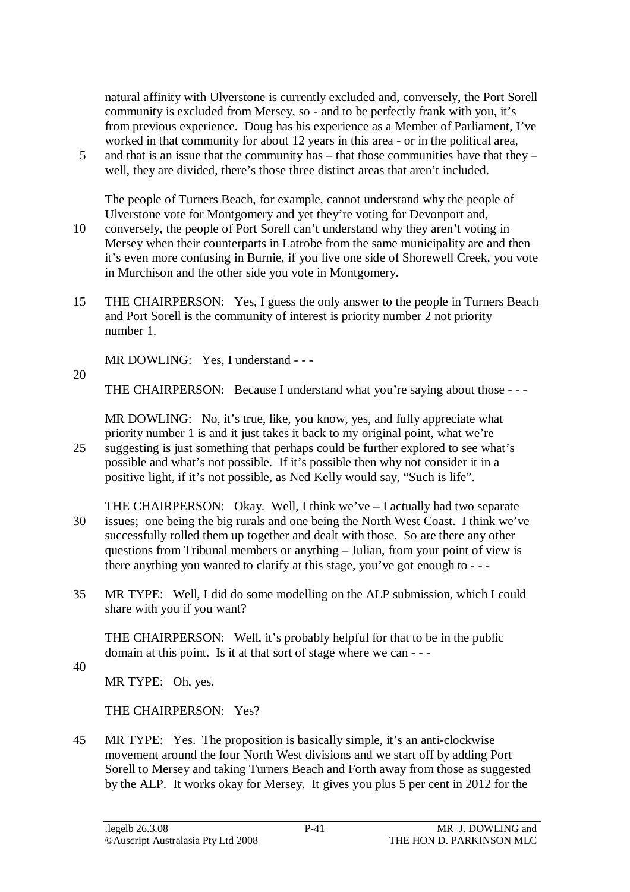natural affinity with Ulverstone is currently excluded and, conversely, the Port Sorell community is excluded from Mersey, so - and to be perfectly frank with you, it's from previous experience. Doug has his experience as a Member of Parliament, I've worked in that community for about 12 years in this area - or in the political area, and that is an issue that the community has – that those communities have that they – well, they are divided, there's those three distinct areas that aren't included.

The people of Turners Beach, for example, cannot understand why the people of Ulverstone vote for Montgomery and yet they're voting for Devonport and, conversely, the people of Port Sorell can't understand why they aren't voting in Mersey when their counterparts in Latrobe from the same municipality are and then it's even more confusing in Burnie, if you live one side of Shorewell Creek, you vote in Murchison and the other side you vote in Montgomery.

THE CHAIRPERSON: Yes, I guess the only answer to the people in Turners Beach and Port Sorell is the community of interest is priority number 2 not priority number 1.

MR DOWLING: Yes, I understand - - -

THE CHAIRPERSON: Because I understand what you're saying about those - - -

MR DOWLING: No, it's true, like, you know, yes, and fully appreciate what priority number 1 is and it just takes it back to my original point, what we're suggesting is just something that perhaps could be further explored to see what's possible and what's not possible. If it's possible then why not consider it in a positive light, if it's not possible, as Ned Kelly would say, "Such is life".

THE CHAIRPERSON: Okay. Well, I think we've – I actually had two separate issues; one being the big rurals and one being the North West Coast. I think we've successfully rolled them up together and dealt with those. So are there any other questions from Tribunal members or anything – Julian, from your point of view is there anything you wanted to clarify at this stage, you've got enough to - - -

MR TYPE: Well, I did do some modelling on the ALP submission, which I could share with you if you want?

THE CHAIRPERSON: Well, it's probably helpful for that to be in the public domain at this point. Is it at that sort of stage where we can - - -

MR TYPE: Oh, yes.

THE CHAIRPERSON: Yes?

MR TYPE: Yes. The proposition is basically simple, it's an anti-clockwise movement around the four North West divisions and we start off by adding Port Sorell to Mersey and taking Turners Beach and Forth away from those as suggested by the ALP. It works okay for Mersey. It gives you plus 5 per cent in 2012 for the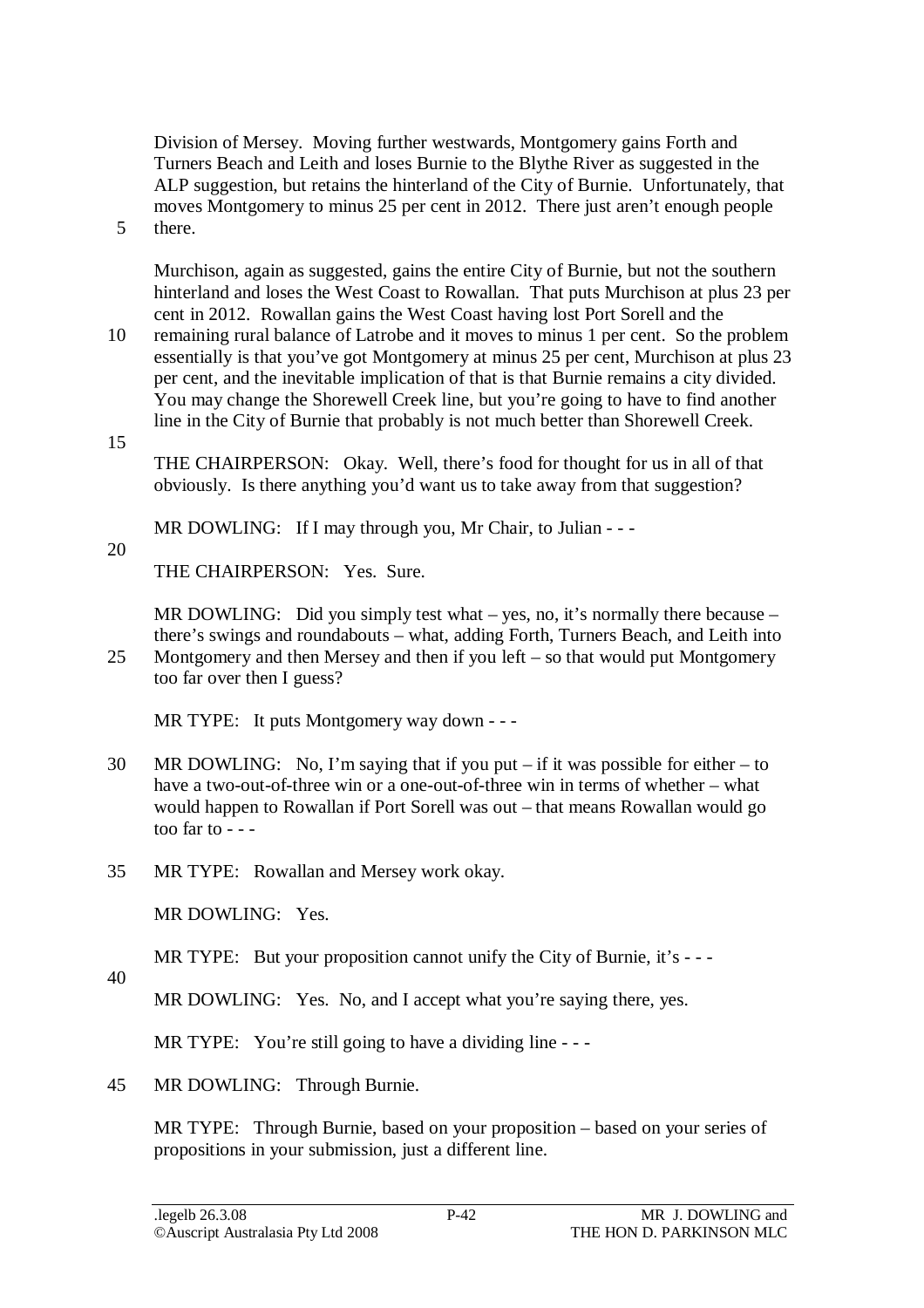Division of Mersey. Moving further westwards, Montgomery gains Forth and Turners Beach and Leith and loses Burnie to the Blythe River as suggested in the ALP suggestion, but retains the hinterland of the City of Burnie. Unfortunately, that moves Montgomery to minus 25 per cent in 2012. There just aren't enough people there.

Murchison, again as suggested, gains the entire City of Burnie, but not the southern hinterland and loses the West Coast to Rowallan. That puts Murchison at plus 23 per cent in 2012. Rowallan gains the West Coast having lost Port Sorell and the remaining rural balance of Latrobe and it moves to minus 1 per cent. So the problem essentially is that you've got Montgomery at minus 25 per cent, Murchison at plus 23 per cent, and the inevitable implication of that is that Burnie remains a city divided. You may change the Shorewell Creek line, but you're going to have to find another line in the City of Burnie that probably is not much better than Shorewell Creek.

THE CHAIRPERSON: Okay. Well, there's food for thought for us in all of that obviously. Is there anything you'd want us to take away from that suggestion?

MR DOWLING: If I may through you, Mr Chair, to Julian - - -

THE CHAIRPERSON: Yes. Sure.

MR DOWLING: Did you simply test what – yes, no, it's normally there because – there's swings and roundabouts – what, adding Forth, Turners Beach, and Leith into Montgomery and then Mersey and then if you left – so that would put Montgomery too far over then I guess?

MR TYPE: It puts Montgomery way down - - -

MR DOWLING: No, I'm saying that if you put – if it was possible for either – to have a two-out-of-three win or a one-out-of-three win in terms of whether – what would happen to Rowallan if Port Sorell was out – that means Rowallan would go too far to - - -

MR TYPE: Rowallan and Mersey work okay.

MR DOWLING: Yes.

MR TYPE: But your proposition cannot unify the City of Burnie, it's - - -

MR DOWLING: Yes. No, and I accept what you're saying there, yes.

MR TYPE: You're still going to have a dividing line - - -

MR DOWLING: Through Burnie.

MR TYPE: Through Burnie, based on your proposition – based on your series of propositions in your submission, just a different line.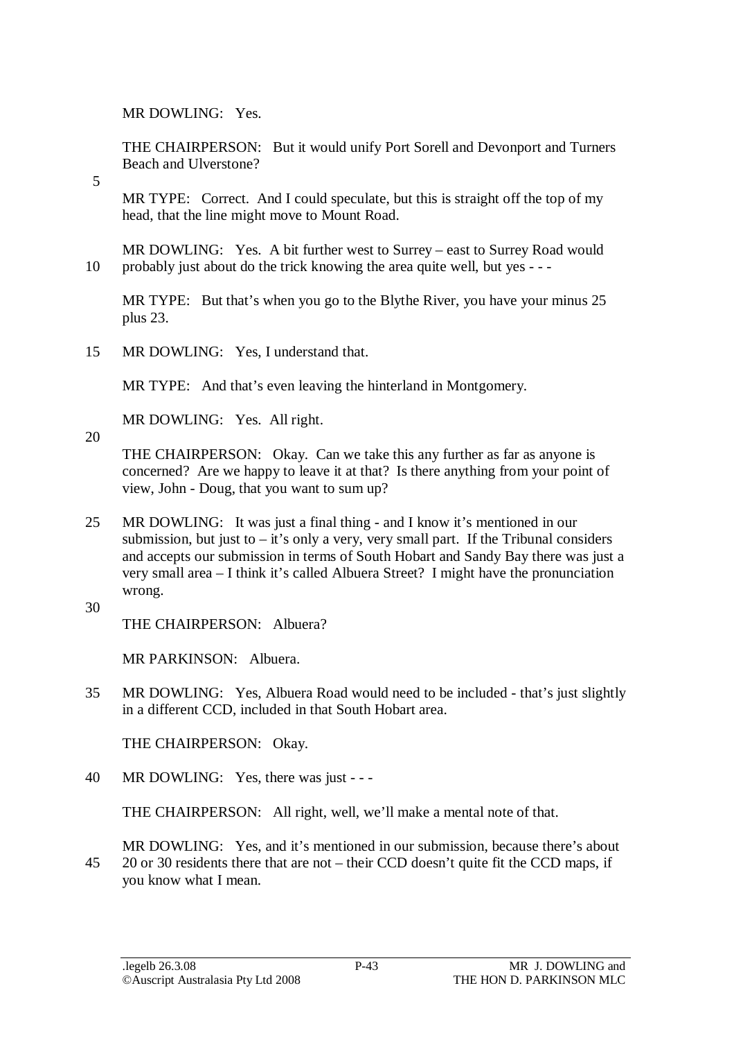MR DOWLING: Yes.

THE CHAIRPERSON: But it would unify Port Sorell and Devonport and Turners Beach and Ulverstone?

MR TYPE: Correct. And I could speculate, but this is straight off the top of my head, that the line might move to Mount Road.

MR DOWLING: Yes. A bit further west to Surrey – east to Surrey Road would probably just about do the trick knowing the area quite well, but yes - - -

MR TYPE: But that's when you go to the Blythe River, you have your minus 25 plus 23.

MR DOWLING: Yes, I understand that.

MR TYPE: And that's even leaving the hinterland in Montgomery.

MR DOWLING: Yes. All right.

THE CHAIRPERSON: Okay. Can we take this any further as far as anyone is concerned? Are we happy to leave it at that? Is there anything from your point of view, John - Doug, that you want to sum up?

MR DOWLING: It was just a final thing - and I know it's mentioned in our submission, but just to – it's only a very, very small part. If the Tribunal considers and accepts our submission in terms of South Hobart and Sandy Bay there was just a very small area – I think it's called Albuera Street? I might have the pronunciation wrong.

THE CHAIRPERSON: Albuera?

MR PARKINSON: Albuera.

MR DOWLING: Yes, Albuera Road would need to be included - that's just slightly in a different CCD, included in that South Hobart area.

THE CHAIRPERSON: Okay.

MR DOWLING: Yes, there was just - - -

THE CHAIRPERSON: All right, well, we'll make a mental note of that.

MR DOWLING: Yes, and it's mentioned in our submission, because there's about 20 or 30 residents there that are not – their CCD doesn't quite fit the CCD maps, if you know what I mean.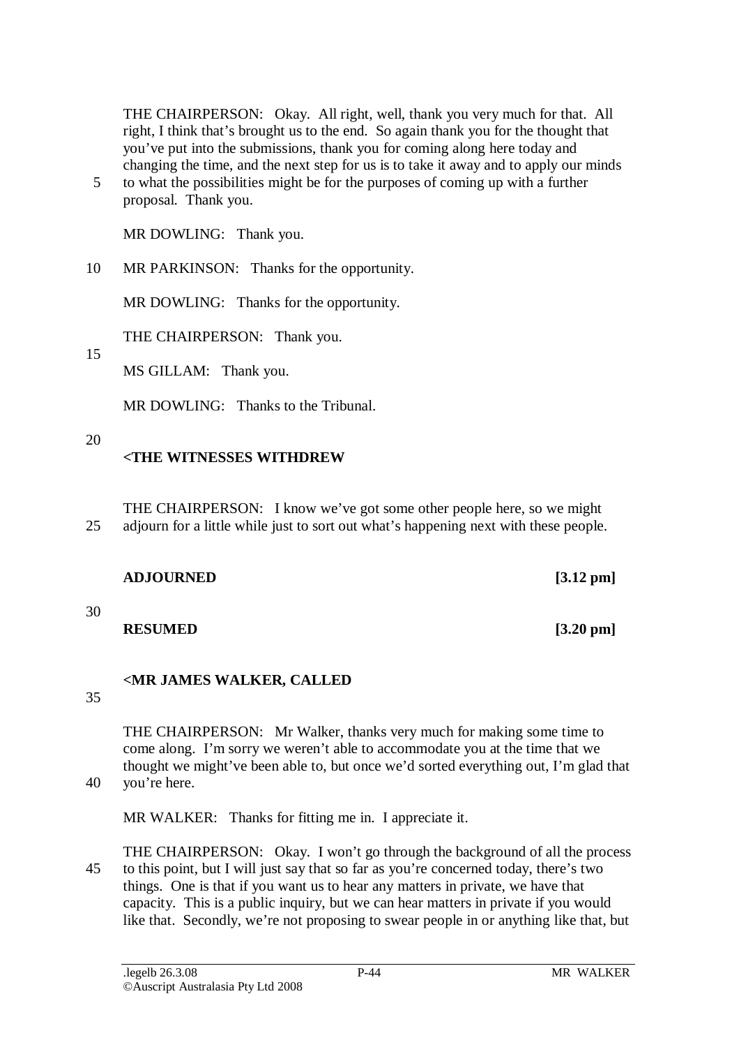THE CHAIRPERSON: Okay. All right, well, thank you very much for that. All right, I think that's brought us to the end. So again thank you for the thought that you've put into the submissions, thank you for coming along here today and changing the time, and the next step for us is to take it away and to apply our minds to what the possibilities might be for the purposes of coming up with a further proposal. Thank you.

MR DOWLING: Thank you.

MR PARKINSON: Thanks for the opportunity.

MR DOWLING: Thanks for the opportunity.

THE CHAIRPERSON: Thank you.

MS GILLAM: Thank you.

MR DOWLING: Thanks to the Tribunal.

**<THE WITNESSES WITHDREW**

THE CHAIRPERSON: I know we've got some other people here, so we might adjourn for a little while just to sort out what's happening next with these people.

**ADJOURNED [3.12 pm]**

**RESUMED [3.20 pm]**

**<MR JAMES WALKER, CALLED**

THE CHAIRPERSON: Mr Walker, thanks very much for making some time to come along. I'm sorry we weren't able to accommodate you at the time that we thought we might've been able to, but once we'd sorted everything out, I'm glad that you're here.

MR WALKER: Thanks for fitting me in. I appreciate it.

THE CHAIRPERSON: Okay. I won't go through the background of all the process to this point, but I will just say that so far as you're concerned today, there's two things. One is that if you want us to hear any matters in private, we have that capacity. This is a public inquiry, but we can hear matters in private if you would like that. Secondly, we're not proposing to swear people in or anything like that, but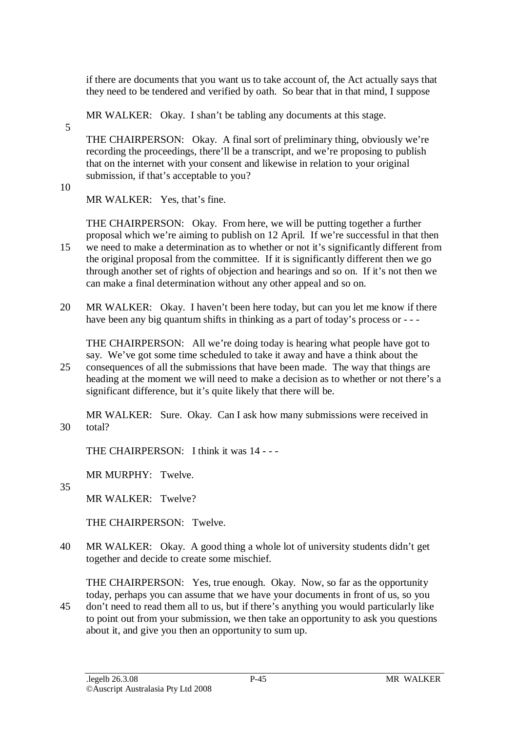if there are documents that you want us to take account of, the Act actually says that they need to be tendered and verified by oath. So bear that in that mind, I suppose

MR WALKER: Okay. I shan't be tabling any documents at this stage.

THE CHAIRPERSON: Okay. A final sort of preliminary thing, obviously we're recording the proceedings, there'll be a transcript, and we're proposing to publish that on the internet with your consent and likewise in relation to your original submission, if that's acceptable to you?

MR WALKER: Yes, that's fine.

THE CHAIRPERSON: Okay. From here, we will be putting together a further proposal which we're aiming to publish on 12 April. If we're successful in that then we need to make a determination as to whether or not it's significantly different from the original proposal from the committee. If it is significantly different then we go through another set of rights of objection and hearings and so on. If it's not then we can make a final determination without any other appeal and so on.

MR WALKER: Okay. I haven't been here today, but can you let me know if there have been any big quantum shifts in thinking as a part of today's process or - - -

THE CHAIRPERSON: All we're doing today is hearing what people have got to say. We've got some time scheduled to take it away and have a think about the consequences of all the submissions that have been made. The way that things are heading at the moment we will need to make a decision as to whether or not there's a significant difference, but it's quite likely that there will be.

MR WALKER: Sure. Okay. Can I ask how many submissions were received in total?

THE CHAIRPERSON: I think it was 14 - - -

MR MURPHY: Twelve.

MR WALKER: Twelve?

THE CHAIRPERSON: Twelve.

MR WALKER: Okay. A good thing a whole lot of university students didn't get together and decide to create some mischief.

THE CHAIRPERSON: Yes, true enough. Okay. Now, so far as the opportunity today, perhaps you can assume that we have your documents in front of us, so you don't need to read them all to us, but if there's anything you would particularly like to point out from your submission, we then take an opportunity to ask you questions about it, and give you then an opportunity to sum up.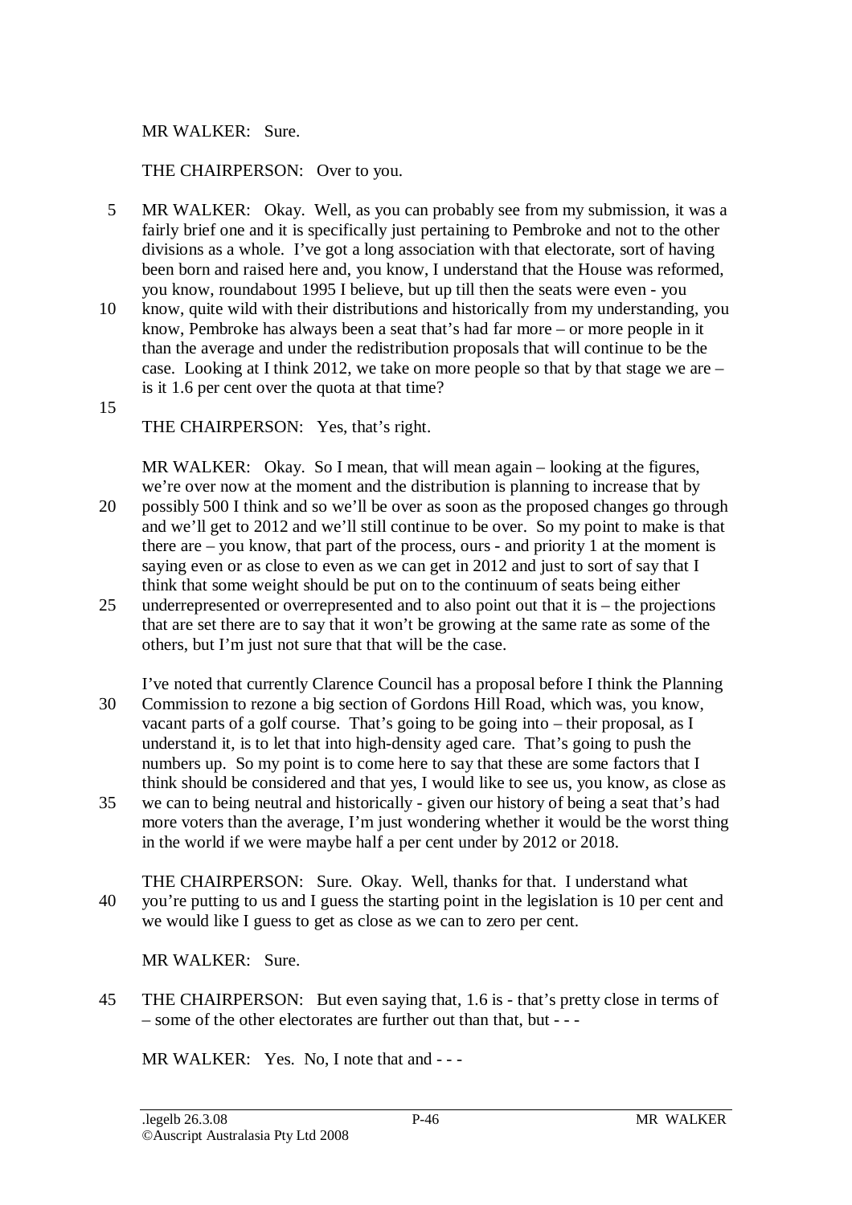MR WALKER: Sure.

THE CHAIRPERSON: Over to you.

MR WALKER: Okay. Well, as you can probably see from my submission, it was a fairly brief one and it is specifically just pertaining to Pembroke and not to the other divisions as a whole. I've got a long association with that electorate, sort of having been born and raised here and, you know, I understand that the House was reformed, you know, roundabout 1995 I believe, but up till then the seats were even - you know, quite wild with their distributions and historically from my understanding, you know, Pembroke has always been a seat that's had far more – or more people in it than the average and under the redistribution proposals that will continue to be the case. Looking at I think 2012, we take on more people so that by that stage we are – is it 1.6 per cent over the quota at that time?

THE CHAIRPERSON: Yes, that's right.

MR WALKER: Okay. So I mean, that will mean again – looking at the figures, we're over now at the moment and the distribution is planning to increase that by possibly 500 I think and so we'll be over as soon as the proposed changes go through and we'll get to 2012 and we'll still continue to be over. So my point to make is that there are – you know, that part of the process, ours - and priority 1 at the moment is saying even or as close to even as we can get in 2012 and just to sort of say that I think that some weight should be put on to the continuum of seats being either underrepresented or overrepresented and to also point out that it is – the projections that are set there are to say that it won't be growing at the same rate as some of the others, but I'm just not sure that that will be the case.

I've noted that currently Clarence Council has a proposal before I think the Planning Commission to rezone a big section of Gordons Hill Road, which was, you know, vacant parts of a golf course. That's going to be going into – their proposal, as I understand it, is to let that into high-density aged care. That's going to push the numbers up. So my point is to come here to say that these are some factors that I think should be considered and that yes, I would like to see us, you know, as close as we can to being neutral and historically - given our history of being a seat that's had more voters than the average, I'm just wondering whether it would be the worst thing in the world if we were maybe half a per cent under by 2012 or 2018.

THE CHAIRPERSON: Sure. Okay. Well, thanks for that. I understand what you're putting to us and I guess the starting point in the legislation is 10 per cent and we would like I guess to get as close as we can to zero per cent.

MR WALKER: Sure.

THE CHAIRPERSON: But even saying that, 1.6 is - that's pretty close in terms of – some of the other electorates are further out than that, but - - -

MR WALKER: Yes. No, I note that and - - -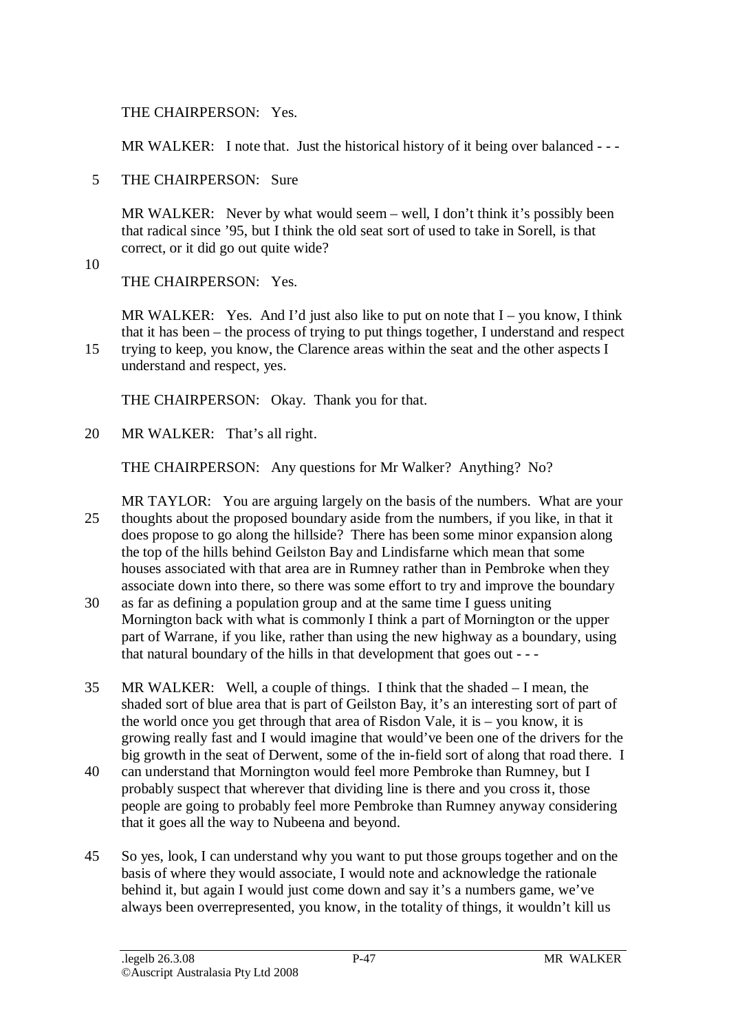THE CHAIRPERSON: Yes.

MR WALKER: I note that. Just the historical history of it being over balanced - - -

THE CHAIRPERSON: Sure

MR WALKER: Never by what would seem – well, I don't think it's possibly been that radical since '95, but I think the old seat sort of used to take in Sorell, is that correct, or it did go out quite wide?

THE CHAIRPERSON: Yes.

MR WALKER: Yes. And I'd just also like to put on note that I – you know, I think that it has been – the process of trying to put things together, I understand and respect trying to keep, you know, the Clarence areas within the seat and the other aspects I understand and respect, yes.

THE CHAIRPERSON: Okay. Thank you for that.

MR WALKER: That's all right.

THE CHAIRPERSON: Any questions for Mr Walker? Anything? No?

MR TAYLOR: You are arguing largely on the basis of the numbers. What are your thoughts about the proposed boundary aside from the numbers, if you like, in that it does propose to go along the hillside? There has been some minor expansion along the top of the hills behind Geilston Bay and Lindisfarne which mean that some houses associated with that area are in Rumney rather than in Pembroke when they associate down into there, so there was some effort to try and improve the boundary as far as defining a population group and at the same time I guess uniting Mornington back with what is commonly I think a part of Mornington or the upper part of Warrane, if you like, rather than using the new highway as a boundary, using that natural boundary of the hills in that development that goes out - - -

MR WALKER: Well, a couple of things. I think that the shaded – I mean, the shaded sort of blue area that is part of Geilston Bay, it's an interesting sort of part of the world once you get through that area of Risdon Vale, it is – you know, it is growing really fast and I would imagine that would've been one of the drivers for the big growth in the seat of Derwent, some of the in-field sort of along that road there. I can understand that Mornington would feel more Pembroke than Rumney, but I probably suspect that wherever that dividing line is there and you cross it, those people are going to probably feel more Pembroke than Rumney anyway considering that it goes all the way to Nubeena and beyond.

So yes, look, I can understand why you want to put those groups together and on the basis of where they would associate, I would note and acknowledge the rationale behind it, but again I would just come down and say it's a numbers game, we've always been overrepresented, you know, in the totality of things, it wouldn't kill us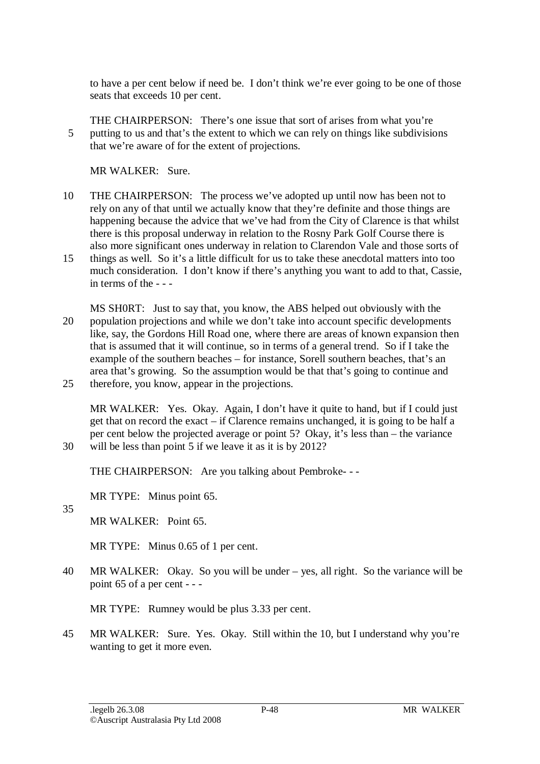to have a per cent below if need be. I don't think we're ever going to be one of those seats that exceeds 10 per cent.

THE CHAIRPERSON: There's one issue that sort of arises from what you're putting to us and that's the extent to which we can rely on things like subdivisions that we're aware of for the extent of projections.

MR WALKER: Sure.

THE CHAIRPERSON: The process we've adopted up until now has been not to rely on any of that until we actually know that they're definite and those things are happening because the advice that we've had from the City of Clarence is that whilst there is this proposal underway in relation to the Rosny Park Golf Course there is also more significant ones underway in relation to Clarendon Vale and those sorts of things as well. So it's a little difficult for us to take these anecdotal matters into too much consideration. I don't know if there's anything you want to add to that, Cassie, in terms of the - - -

MS SH0RT: Just to say that, you know, the ABS helped out obviously with the population projections and while we don't take into account specific developments like, say, the Gordons Hill Road one, where there are areas of known expansion then that is assumed that it will continue, so in terms of a general trend. So if I take the example of the southern beaches – for instance, Sorell southern beaches, that's an area that's growing. So the assumption would be that that's going to continue and therefore, you know, appear in the projections.

MR WALKER: Yes. Okay. Again, I don't have it quite to hand, but if I could just get that on record the exact – if Clarence remains unchanged, it is going to be half a per cent below the projected average or point 5? Okay, it's less than – the variance will be less than point 5 if we leave it as it is by 2012?

THE CHAIRPERSON: Are you talking about Pembroke- - -

MR TYPE: Minus point 65.

MR WALKER: Point 65.

MR TYPE: Minus 0.65 of 1 per cent.

MR WALKER: Okay. So you will be under – yes, all right. So the variance will be point 65 of a per cent - - -

MR TYPE: Rumney would be plus 3.33 per cent.

MR WALKER: Sure. Yes. Okay. Still within the 10, but I understand why you're wanting to get it more even.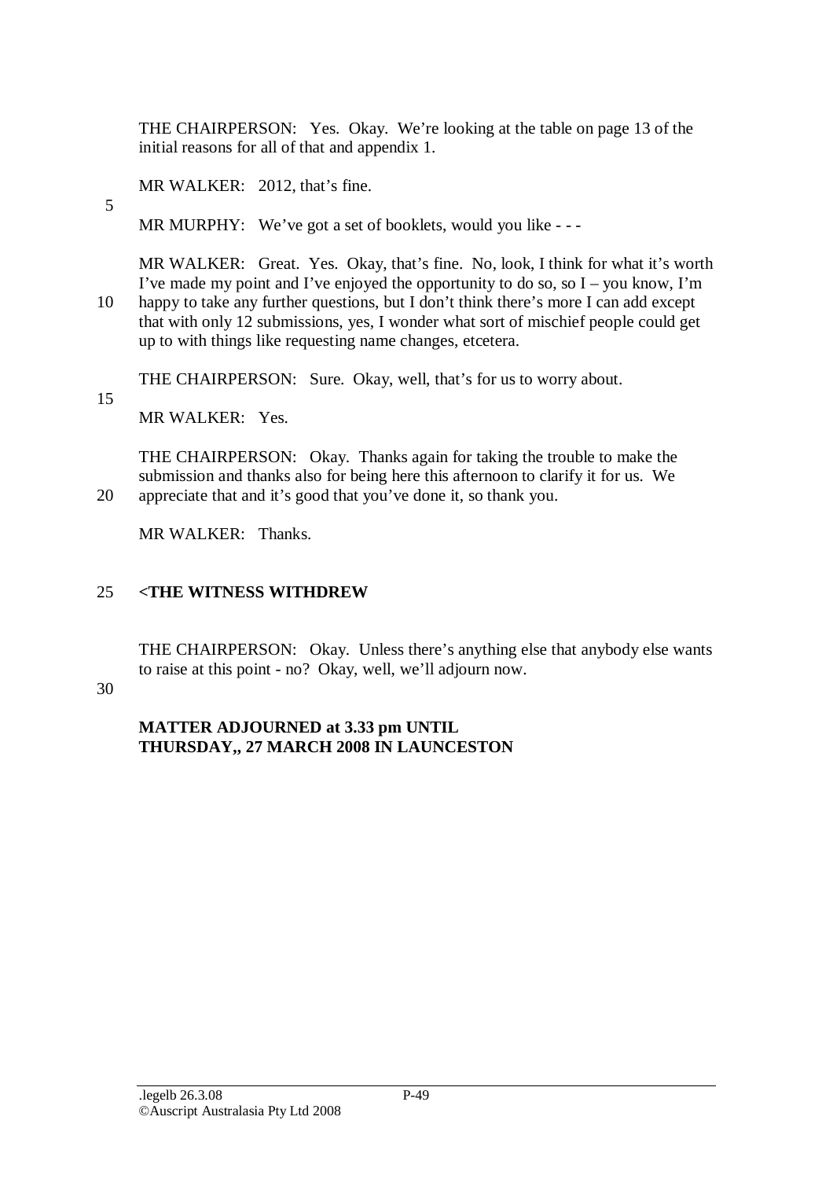THE CHAIRPERSON: Yes. Okay. We're looking at the table on page 13 of the initial reasons for all of that and appendix 1.

MR WALKER: 2012, that's fine.

MR MURPHY: We've got a set of booklets, would you like - - -

MR WALKER: Great. Yes. Okay, that's fine. No, look, I think for what it's worth I've made my point and I've enjoyed the opportunity to do so, so I – you know, I'm happy to take any further questions, but I don't think there's more I can add except that with only 12 submissions, yes, I wonder what sort of mischief people could get up to with things like requesting name changes, etcetera.

THE CHAIRPERSON: Sure. Okay, well, that's for us to worry about.

MR WALKER: Yes.

THE CHAIRPERSON: Okay. Thanks again for taking the trouble to make the submission and thanks also for being here this afternoon to clarify it for us. We appreciate that and it's good that you've done it, so thank you.

MR WALKER: Thanks.

**<THE WITNESS WITHDREW**

THE CHAIRPERSON: Okay. Unless there's anything else that anybody else wants to raise at this point - no? Okay, well, we'll adjourn now.

**MATTER ADJOURNED at 3.33 pm UNTIL THURSDAY,, 27 MARCH 2008 IN LAUNCESTON**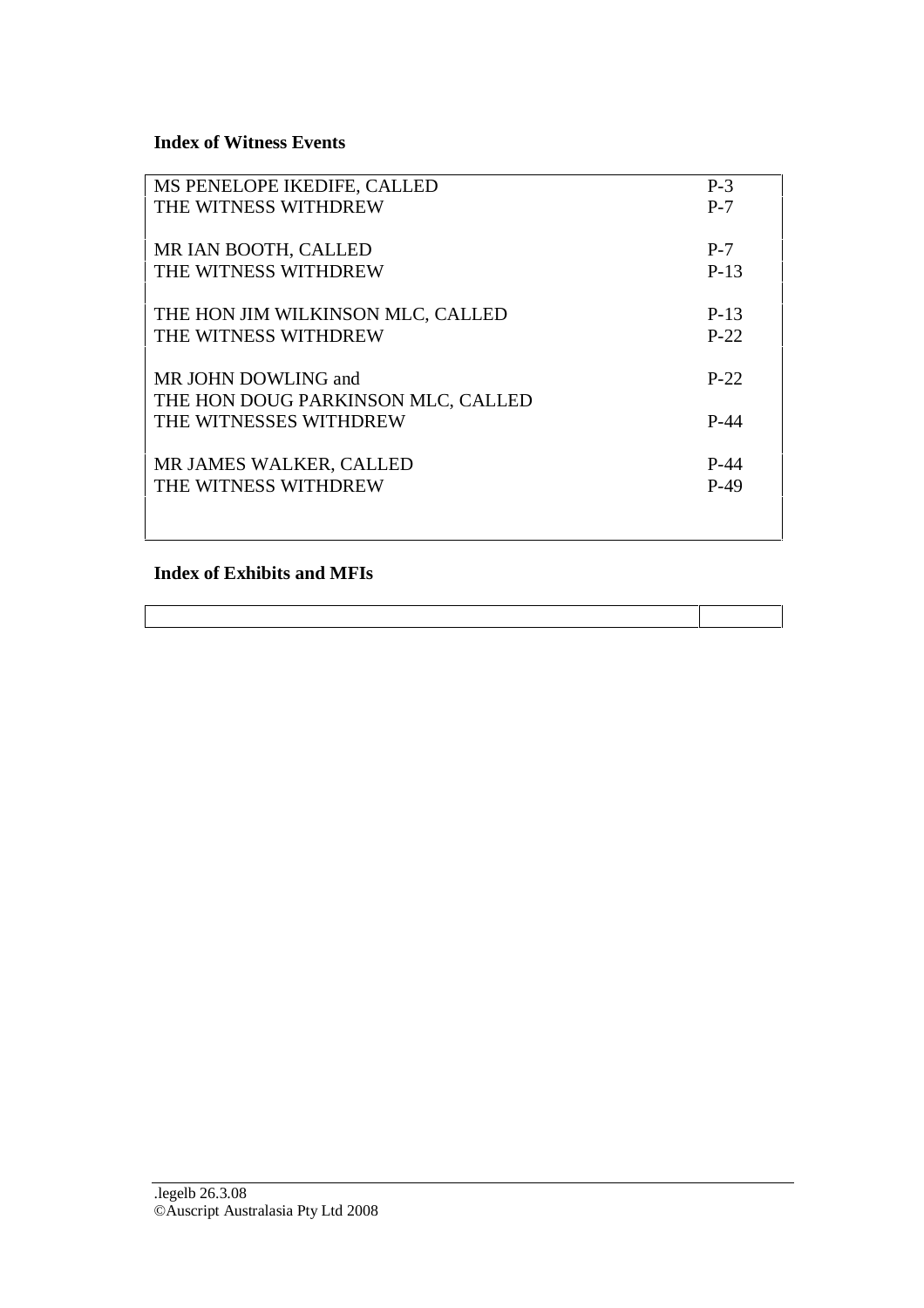**Index of Witness Events**

| | |
|---|---|
| MS PENELOPE IKEDIFE, CALLED | P-3 |
| THE WITNESS WITHDREW | P-7 |
| | |
| MR IAN BOOTH, CALLED | P-7 |
| THE WITNESS WITHDREW | P-13 |
| | |
| THE HON JIM WILKINSON MLC, CALLED | P-13 |
| THE WITNESS WITHDREW | P-22 |
| | |
| MR JOHN DOWLING and | P-22 |
| THE HON DOUG PARKINSON MLC, CALLED | |
| THE WITNESSES WITHDREW | P-44 |
| | |
| MR JAMES WALKER, CALLED | P-44 |
| THE WITNESS WITHDREW | P-49 |

**Index of Exhibits and MFIs**

| | |
|---|---|
| | |

.legelb 26.3.08
©Auscript Australasia Pty Ltd 2008